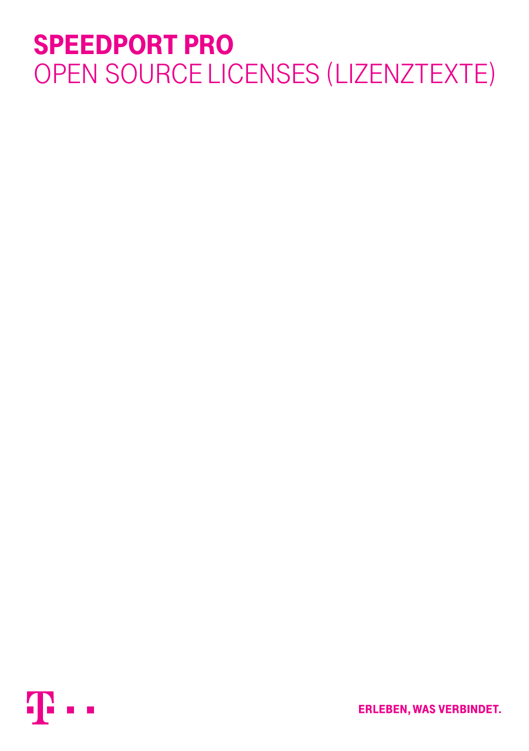# SPEEDPORT PRO

## OPEN SOURCE LICENSES (LIZENZTEXTE)

ERLEBEN, WAS VERBINDET.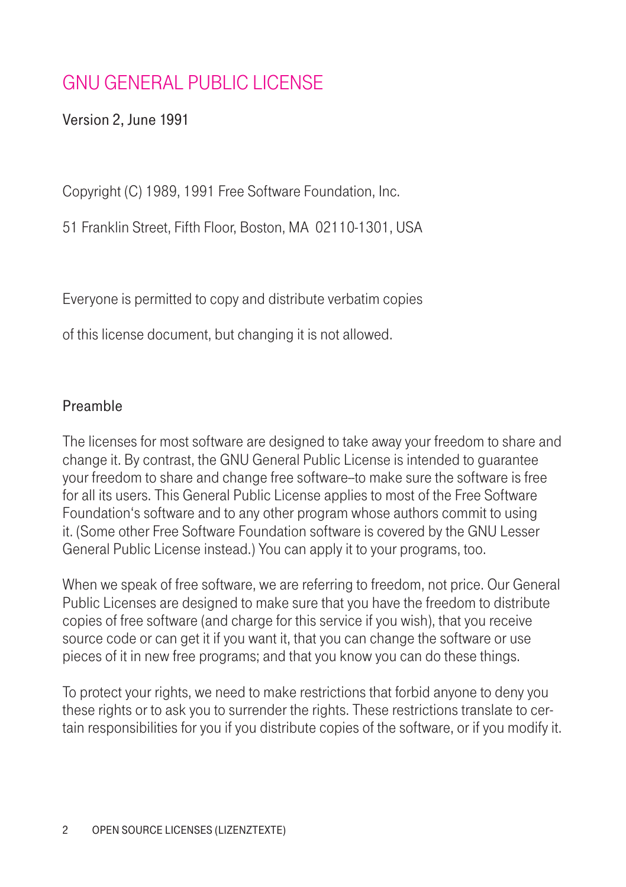# GNU GENERAL PUBLIC LICENSE

Version 2, June 1991

Copyright (C) 1989, 1991 Free Software Foundation, Inc.

51 Franklin Street, Fifth Floor, Boston, MA 02110-1301, USA

Everyone is permitted to copy and distribute verbatim copies

of this license document, but changing it is not allowed.

## Preamble

The licenses for most software are designed to take away your freedom to share and change it. By contrast, the GNU General Public License is intended to guarantee your freedom to share and change free software--to make sure the software is free for all its users. This General Public License applies to most of the Free Software Foundation's software and to any other program whose authors commit to using it. (Some other Free Software Foundation software is covered by the GNU Lesser General Public License instead.) You can apply it to your programs, too.

When we speak of free software, we are referring to freedom, not price. Our General Public Licenses are designed to make sure that you have the freedom to distribute copies of free software (and charge for this service if you wish), that you receive source code or can get it if you want it, that you can change the software or use pieces of it in new free programs; and that you know you can do these things.

To protect your rights, we need to make restrictions that forbid anyone to deny you these rights or to ask you to surrender the rights. These restrictions translate to certain responsibilities for you if you distribute copies of the software, or if you modify it.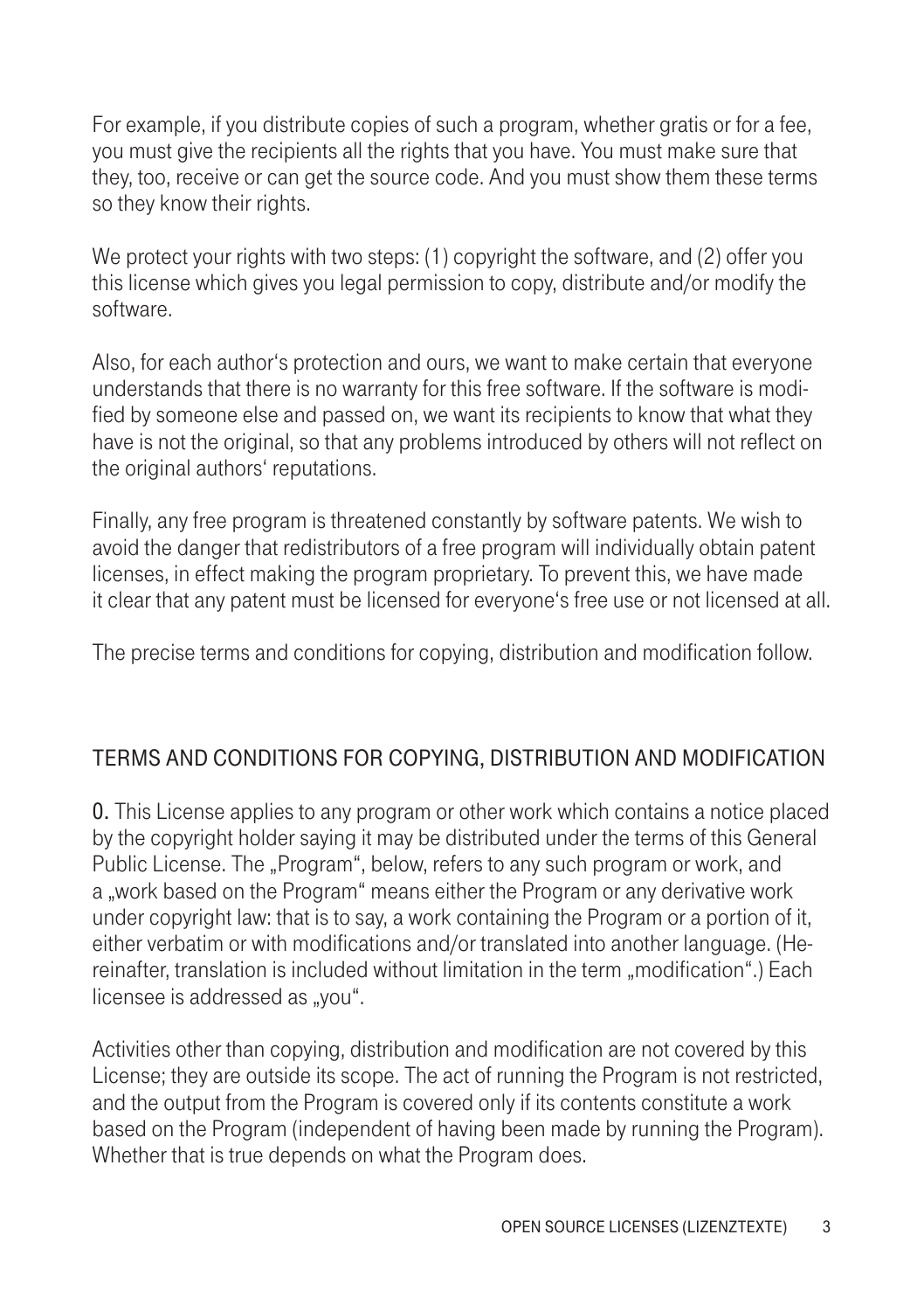For example, if you distribute copies of such a program, whether gratis or for a fee, you must give the recipients all the rights that you have. You must make sure that they, too, receive or can get the source code. And you must show them these terms so they know their rights.

We protect your rights with two steps: (1) copyright the software, and (2) offer you this license which gives you legal permission to copy, distribute and/or modify the software.

Also, for each author‘s protection and ours, we want to make certain that everyone understands that there is no warranty for this free software. If the software is modified by someone else and passed on, we want its recipients to know that what they have is not the original, so that any problems introduced by others will not reflect on the original authors‘ reputations.

Finally, any free program is threatened constantly by software patents. We wish to avoid the danger that redistributors of a free program will individually obtain patent licenses, in effect making the program proprietary. To prevent this, we have made it clear that any patent must be licensed for everyone‘s free use or not licensed at all.

The precise terms and conditions for copying, distribution and modification follow.

## TERMS AND CONDITIONS FOR COPYING, DISTRIBUTION AND MODIFICATION

**0.** This License applies to any program or other work which contains a notice placed by the copyright holder saying it may be distributed under the terms of this General Public License. The „Program“, below, refers to any such program or work, and a „work based on the Program“ means either the Program or any derivative work under copyright law: that is to say, a work containing the Program or a portion of it, either verbatim or with modifications and/or translated into another language. (Hereinafter, translation is included without limitation in the term „modification“.) Each licensee is addressed as „you“.

Activities other than copying, distribution and modification are not covered by this License; they are outside its scope. The act of running the Program is not restricted, and the output from the Program is covered only if its contents constitute a work based on the Program (independent of having been made by running the Program). Whether that is true depends on what the Program does.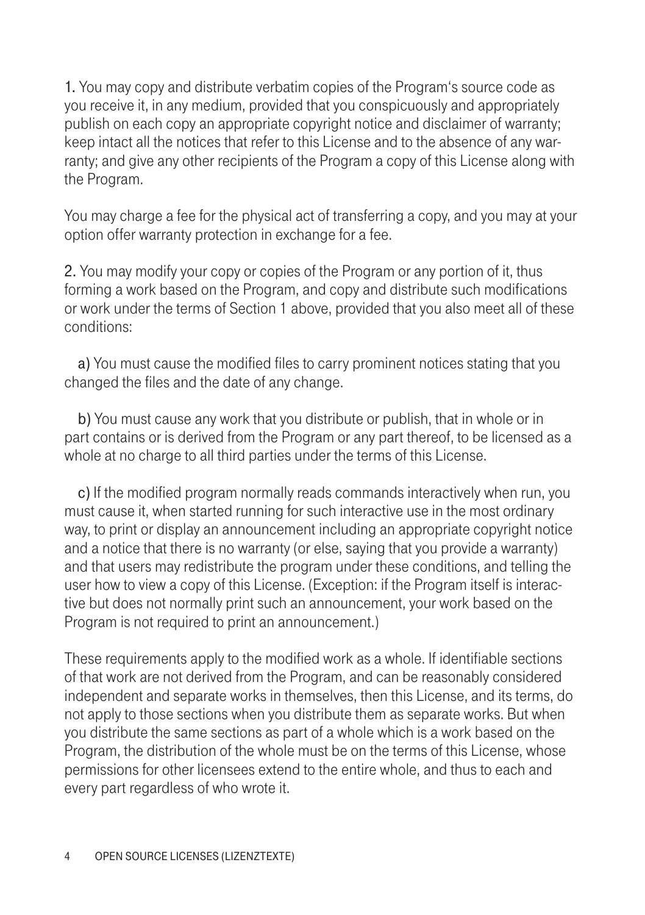**1.** You may copy and distribute verbatim copies of the Program's source code as you receive it, in any medium, provided that you conspicuously and appropriately publish on each copy an appropriate copyright notice and disclaimer of warranty; keep intact all the notices that refer to this License and to the absence of any warranty; and give any other recipients of the Program a copy of this License along with the Program.

You may charge a fee for the physical act of transferring a copy, and you may at your option offer warranty protection in exchange for a fee.

**2.** You may modify your copy or copies of the Program or any portion of it, thus forming a work based on the Program, and copy and distribute such modifications or work under the terms of Section 1 above, provided that you also meet all of these conditions:

**a)** You must cause the modified files to carry prominent notices stating that you changed the files and the date of any change.

**b)** You must cause any work that you distribute or publish, that in whole or in part contains or is derived from the Program or any part thereof, to be licensed as a whole at no charge to all third parties under the terms of this License.

**c)** If the modified program normally reads commands interactively when run, you must cause it, when started running for such interactive use in the most ordinary way, to print or display an announcement including an appropriate copyright notice and a notice that there is no warranty (or else, saying that you provide a warranty) and that users may redistribute the program under these conditions, and telling the user how to view a copy of this License. (Exception: if the Program itself is interactive but does not normally print such an announcement, your work based on the Program is not required to print an announcement.)

These requirements apply to the modified work as a whole. If identifiable sections of that work are not derived from the Program, and can be reasonably considered independent and separate works in themselves, then this License, and its terms, do not apply to those sections when you distribute them as separate works. But when you distribute the same sections as part of a whole which is a work based on the Program, the distribution of the whole must be on the terms of this License, whose permissions for other licensees extend to the entire whole, and thus to each and every part regardless of who wrote it.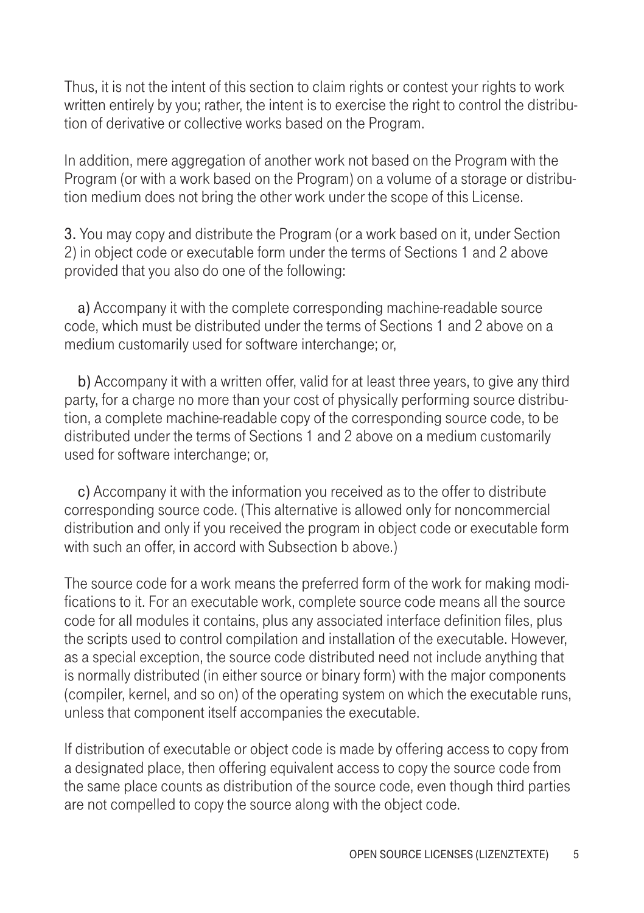Thus, it is not the intent of this section to claim rights or contest your rights to work written entirely by you; rather, the intent is to exercise the right to control the distribution of derivative or collective works based on the Program.

In addition, mere aggregation of another work not based on the Program with the Program (or with a work based on the Program) on a volume of a storage or distribution medium does not bring the other work under the scope of this License.

3. You may copy and distribute the Program (or a work based on it, under Section 2) in object code or executable form under the terms of Sections 1 and 2 above provided that you also do one of the following:

a) Accompany it with the complete corresponding machine-readable source code, which must be distributed under the terms of Sections 1 and 2 above on a medium customarily used for software interchange; or,

b) Accompany it with a written offer, valid for at least three years, to give any third party, for a charge no more than your cost of physically performing source distribution, a complete machine-readable copy of the corresponding source code, to be distributed under the terms of Sections 1 and 2 above on a medium customarily used for software interchange; or,

c) Accompany it with the information you received as to the offer to distribute corresponding source code. (This alternative is allowed only for noncommercial distribution and only if you received the program in object code or executable form with such an offer, in accord with Subsection b above.)

The source code for a work means the preferred form of the work for making modifications to it. For an executable work, complete source code means all the source code for all modules it contains, plus any associated interface definition files, plus the scripts used to control compilation and installation of the executable. However, as a special exception, the source code distributed need not include anything that is normally distributed (in either source or binary form) with the major components (compiler, kernel, and so on) of the operating system on which the executable runs, unless that component itself accompanies the executable.

If distribution of executable or object code is made by offering access to copy from a designated place, then offering equivalent access to copy the source code from the same place counts as distribution of the source code, even though third parties are not compelled to copy the source along with the object code.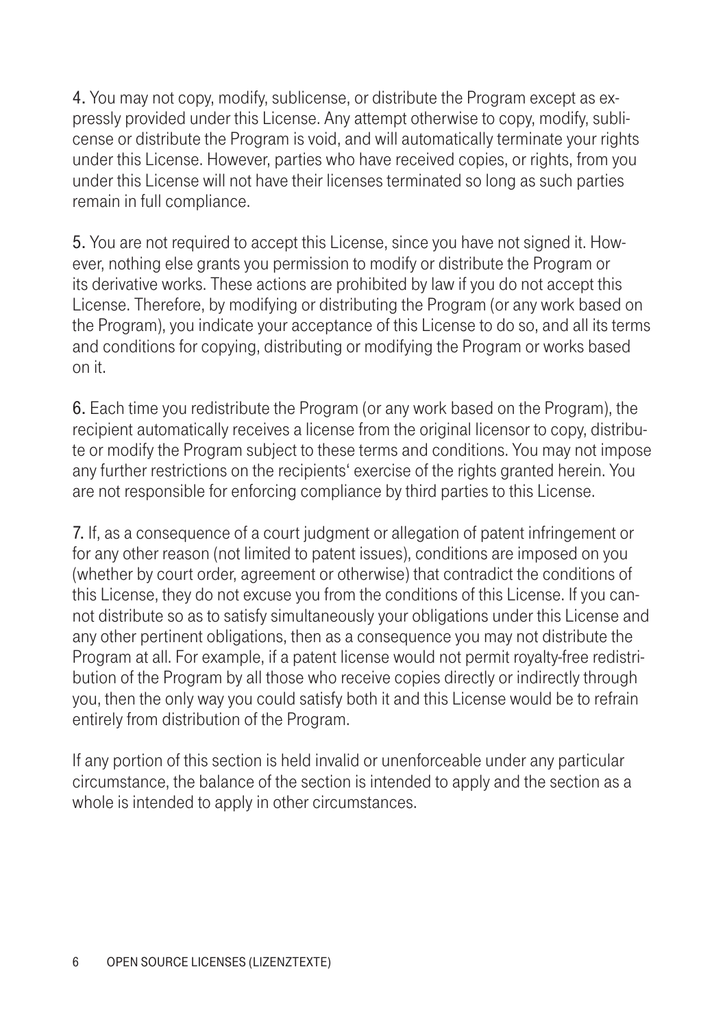4. You may not copy, modify, sublicense, or distribute the Program except as expressly provided under this License. Any attempt otherwise to copy, modify, sublicense or distribute the Program is void, and will automatically terminate your rights under this License. However, parties who have received copies, or rights, from you under this License will not have their licenses terminated so long as such parties remain in full compliance.

5. You are not required to accept this License, since you have not signed it. However, nothing else grants you permission to modify or distribute the Program or its derivative works. These actions are prohibited by law if you do not accept this License. Therefore, by modifying or distributing the Program (or any work based on the Program), you indicate your acceptance of this License to do so, and all its terms and conditions for copying, distributing or modifying the Program or works based on it.

6. Each time you redistribute the Program (or any work based on the Program), the recipient automatically receives a license from the original licensor to copy, distribute or modify the Program subject to these terms and conditions. You may not impose any further restrictions on the recipients' exercise of the rights granted herein. You are not responsible for enforcing compliance by third parties to this License.

7. If, as a consequence of a court judgment or allegation of patent infringement or for any other reason (not limited to patent issues), conditions are imposed on you (whether by court order, agreement or otherwise) that contradict the conditions of this License, they do not excuse you from the conditions of this License. If you cannot distribute so as to satisfy simultaneously your obligations under this License and any other pertinent obligations, then as a consequence you may not distribute the Program at all. For example, if a patent license would not permit royalty-free redistribution of the Program by all those who receive copies directly or indirectly through you, then the only way you could satisfy both it and this License would be to refrain entirely from distribution of the Program.

If any portion of this section is held invalid or unenforceable under any particular circumstance, the balance of the section is intended to apply and the section as a whole is intended to apply in other circumstances.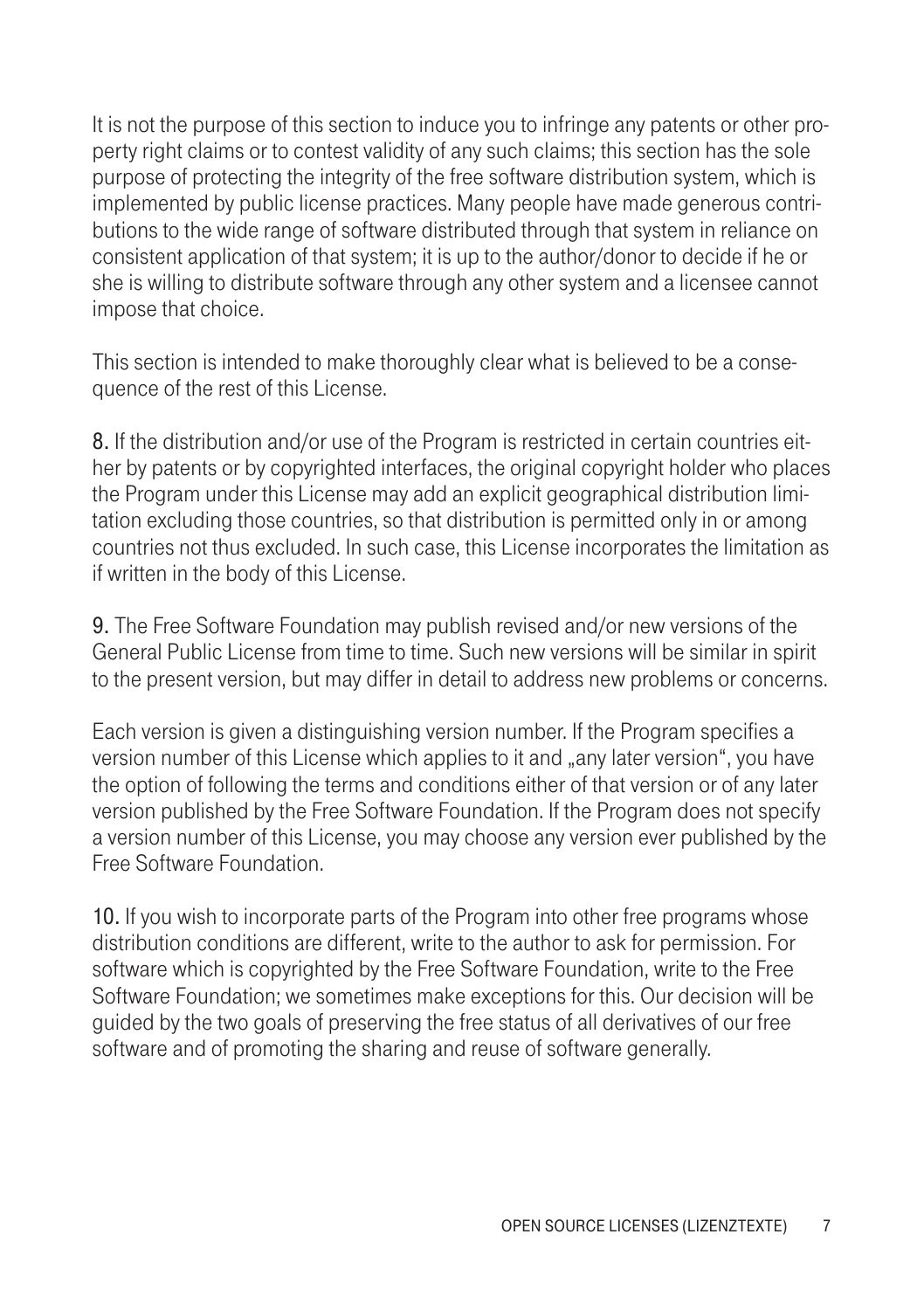It is not the purpose of this section to induce you to infringe any patents or other property right claims or to contest validity of any such claims; this section has the sole purpose of protecting the integrity of the free software distribution system, which is implemented by public license practices. Many people have made generous contributions to the wide range of software distributed through that system in reliance on consistent application of that system; it is up to the author/donor to decide if he or she is willing to distribute software through any other system and a licensee cannot impose that choice.

This section is intended to make thoroughly clear what is believed to be a consequence of the rest of this License.

8. If the distribution and/or use of the Program is restricted in certain countries either by patents or by copyrighted interfaces, the original copyright holder who places the Program under this License may add an explicit geographical distribution limitation excluding those countries, so that distribution is permitted only in or among countries not thus excluded. In such case, this License incorporates the limitation as if written in the body of this License.

9. The Free Software Foundation may publish revised and/or new versions of the General Public License from time to time. Such new versions will be similar in spirit to the present version, but may differ in detail to address new problems or concerns.

Each version is given a distinguishing version number. If the Program specifies a version number of this License which applies to it and „any later version", you have the option of following the terms and conditions either of that version or of any later version published by the Free Software Foundation. If the Program does not specify a version number of this License, you may choose any version ever published by the Free Software Foundation.

10. If you wish to incorporate parts of the Program into other free programs whose distribution conditions are different, write to the author to ask for permission. For software which is copyrighted by the Free Software Foundation, write to the Free Software Foundation; we sometimes make exceptions for this. Our decision will be guided by the two goals of preserving the free status of all derivatives of our free software and of promoting the sharing and reuse of software generally.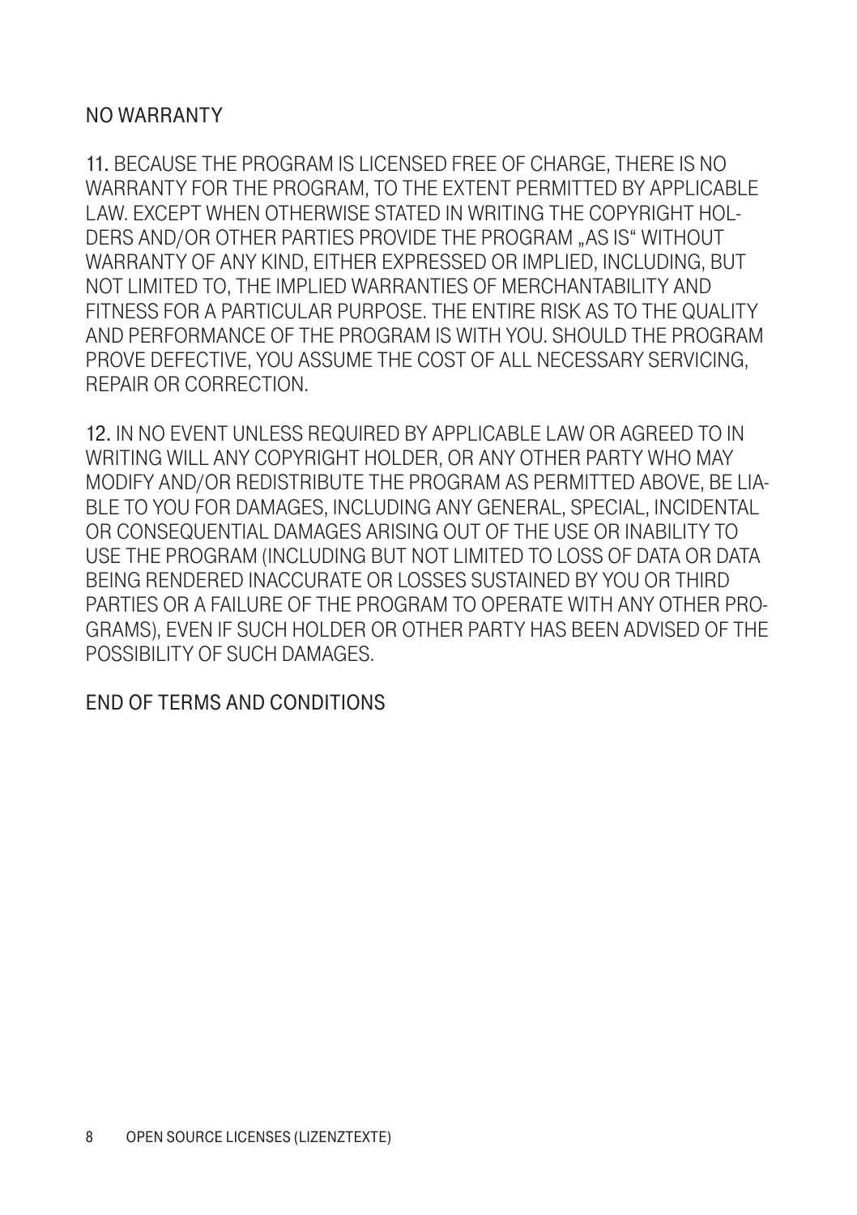## NO WARRANTY

**11.** BECAUSE THE PROGRAM IS LICENSED FREE OF CHARGE, THERE IS NO WARRANTY FOR THE PROGRAM, TO THE EXTENT PERMITTED BY APPLICABLE LAW. EXCEPT WHEN OTHERWISE STATED IN WRITING THE COPYRIGHT HOLDERS AND/OR OTHER PARTIES PROVIDE THE PROGRAM „AS IS“ WITHOUT WARRANTY OF ANY KIND, EITHER EXPRESSED OR IMPLIED, INCLUDING, BUT NOT LIMITED TO, THE IMPLIED WARRANTIES OF MERCHANTABILITY AND FITNESS FOR A PARTICULAR PURPOSE. THE ENTIRE RISK AS TO THE QUALITY AND PERFORMANCE OF THE PROGRAM IS WITH YOU. SHOULD THE PROGRAM PROVE DEFECTIVE, YOU ASSUME THE COST OF ALL NECESSARY SERVICING, REPAIR OR CORRECTION.

**12.** IN NO EVENT UNLESS REQUIRED BY APPLICABLE LAW OR AGREED TO IN WRITING WILL ANY COPYRIGHT HOLDER, OR ANY OTHER PARTY WHO MAY MODIFY AND/OR REDISTRIBUTE THE PROGRAM AS PERMITTED ABOVE, BE LIABLE TO YOU FOR DAMAGES, INCLUDING ANY GENERAL, SPECIAL, INCIDENTAL OR CONSEQUENTIAL DAMAGES ARISING OUT OF THE USE OR INABILITY TO USE THE PROGRAM (INCLUDING BUT NOT LIMITED TO LOSS OF DATA OR DATA BEING RENDERED INACCURATE OR LOSSES SUSTAINED BY YOU OR THIRD PARTIES OR A FAILURE OF THE PROGRAM TO OPERATE WITH ANY OTHER PROGRAMS), EVEN IF SUCH HOLDER OR OTHER PARTY HAS BEEN ADVISED OF THE POSSIBILITY OF SUCH DAMAGES.

END OF TERMS AND CONDITIONS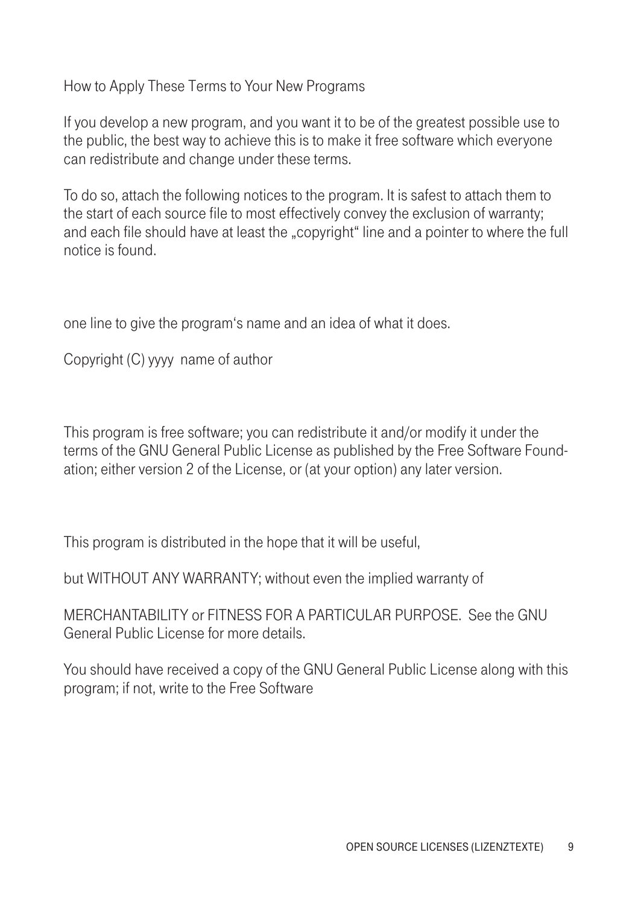How to Apply These Terms to Your New Programs

If you develop a new program, and you want it to be of the greatest possible use to the public, the best way to achieve this is to make it free software which everyone can redistribute and change under these terms.

To do so, attach the following notices to the program. It is safest to attach them to the start of each source file to most effectively convey the exclusion of warranty; and each file should have at least the „copyright" line and a pointer to where the full notice is found.

one line to give the program's name and an idea of what it does.

Copyright (C) yyyy name of author

This program is free software; you can redistribute it and/or modify it under the terms of the GNU General Public License as published by the Free Software Foundation; either version 2 of the License, or (at your option) any later version.

This program is distributed in the hope that it will be useful,

but WITHOUT ANY WARRANTY; without even the implied warranty of

MERCHANTABILITY or FITNESS FOR A PARTICULAR PURPOSE. See the GNU General Public License for more details.

You should have received a copy of the GNU General Public License along with this program; if not, write to the Free Software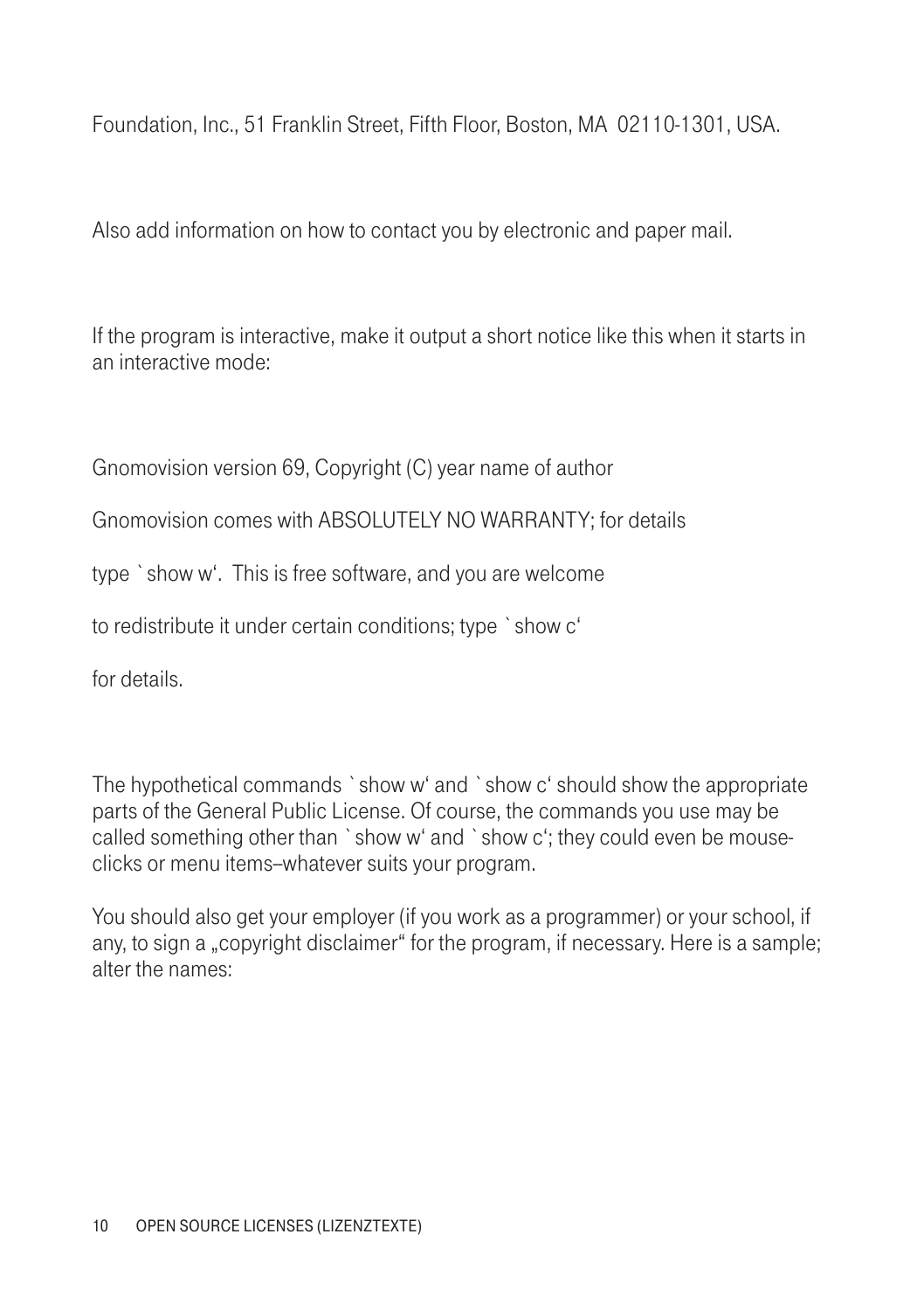Foundation, Inc., 51 Franklin Street, Fifth Floor, Boston, MA  02110-1301, USA.

Also add information on how to contact you by electronic and paper mail.

If the program is interactive, make it output a short notice like this when it starts in an interactive mode:

Gnomovision version 69, Copyright (C) year name of author

Gnomovision comes with ABSOLUTELY NO WARRANTY; for details

type `show w‘.  This is free software, and you are welcome

to redistribute it under certain conditions; type `show c‘

for details.

The hypothetical commands `show w‘ and `show c‘ should show the appropriate parts of the General Public License. Of course, the commands you use may be called something other than `show w‘ and `show c‘; they could even be mouse-clicks or menu items–whatever suits your program.

You should also get your employer (if you work as a programmer) or your school, if any, to sign a „copyright disclaimer“ for the program, if necessary. Here is a sample; alter the names: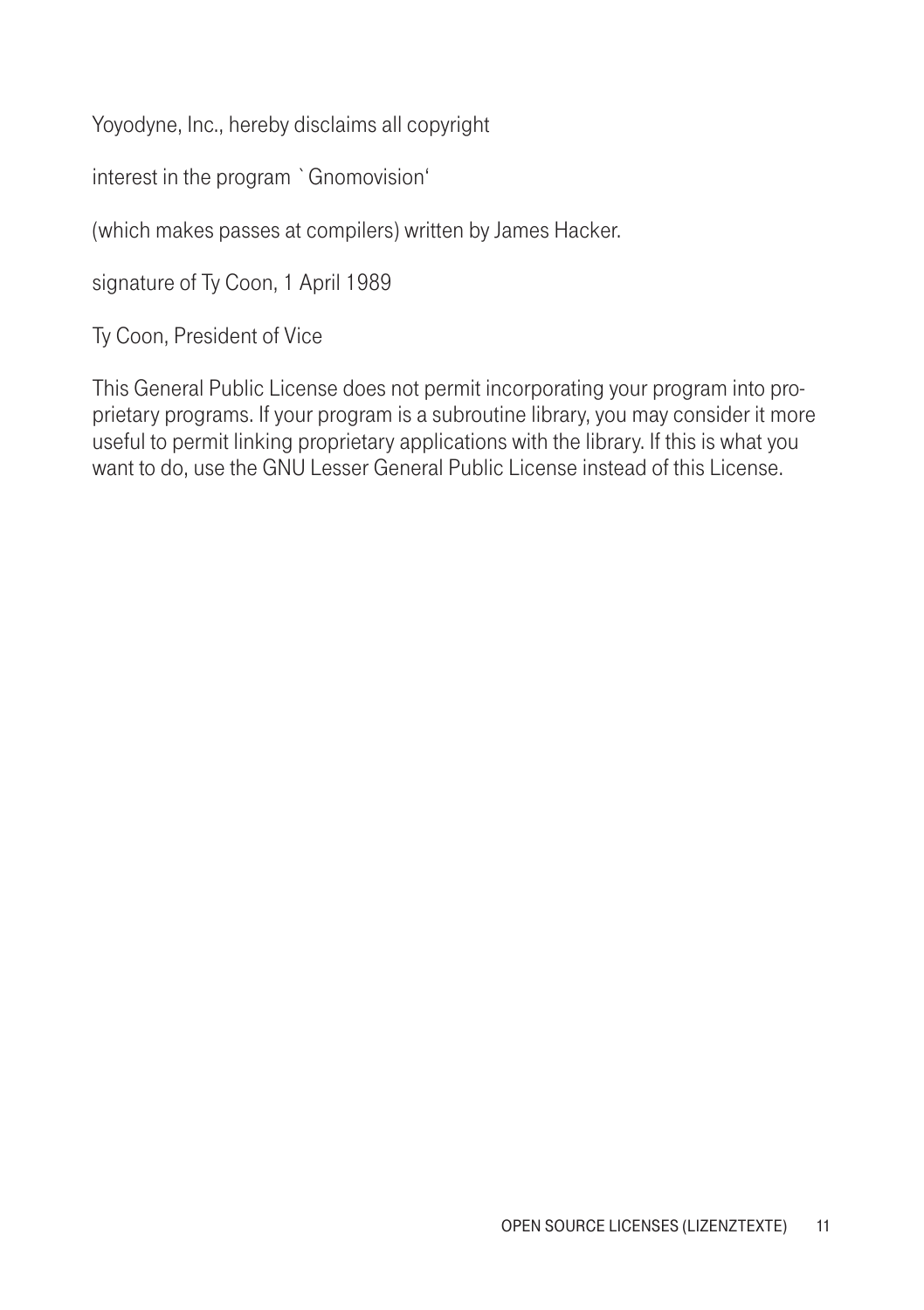Yoyodyne, Inc., hereby disclaims all copyright

interest in the program `Gnomovision'

(which makes passes at compilers) written by James Hacker.

signature of Ty Coon, 1 April 1989

Ty Coon, President of Vice

This General Public License does not permit incorporating your program into proprietary programs. If your program is a subroutine library, you may consider it more useful to permit linking proprietary applications with the library. If this is what you want to do, use the GNU Lesser General Public License instead of this License.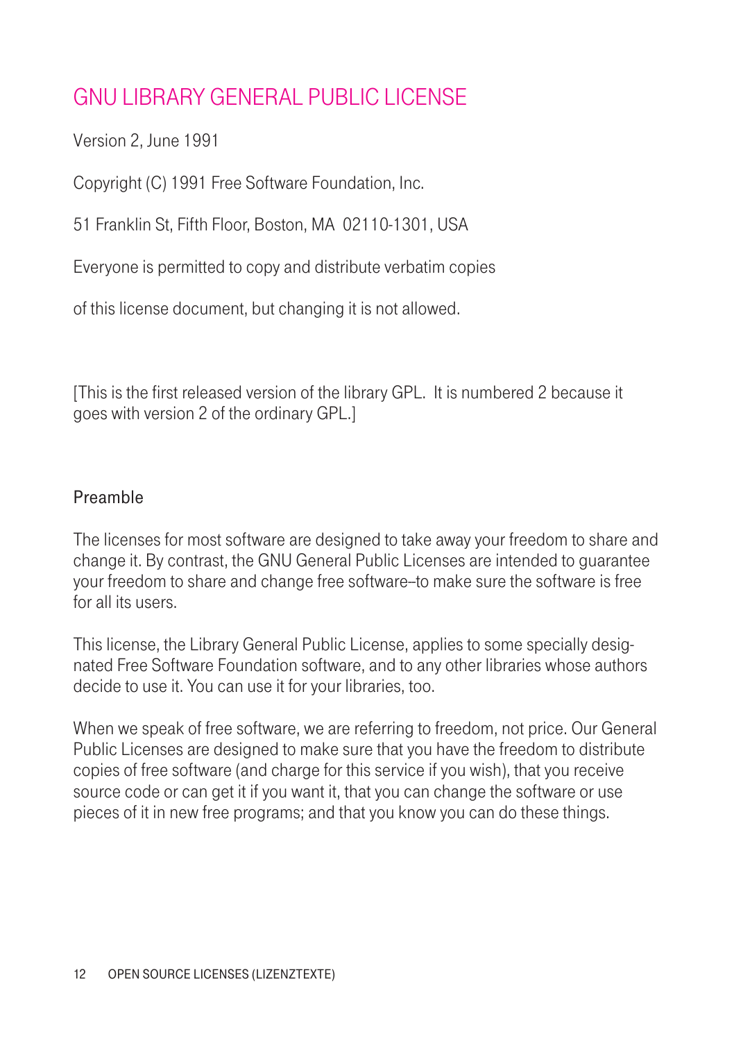# GNU LIBRARY GENERAL PUBLIC LICENSE

Version 2, June 1991

Copyright (C) 1991 Free Software Foundation, Inc.

51 Franklin St, Fifth Floor, Boston, MA  02110-1301, USA

Everyone is permitted to copy and distribute verbatim copies

of this license document, but changing it is not allowed.

[This is the first released version of the library GPL.  It is numbered 2 because it goes with version 2 of the ordinary GPL.]

## Preamble

The licenses for most software are designed to take away your freedom to share and change it. By contrast, the GNU General Public Licenses are intended to guarantee your freedom to share and change free software--to make sure the software is free for all its users.

This license, the Library General Public License, applies to some specially designated Free Software Foundation software, and to any other libraries whose authors decide to use it. You can use it for your libraries, too.

When we speak of free software, we are referring to freedom, not price. Our General Public Licenses are designed to make sure that you have the freedom to distribute copies of free software (and charge for this service if you wish), that you receive source code or can get it if you want it, that you can change the software or use pieces of it in new free programs; and that you know you can do these things.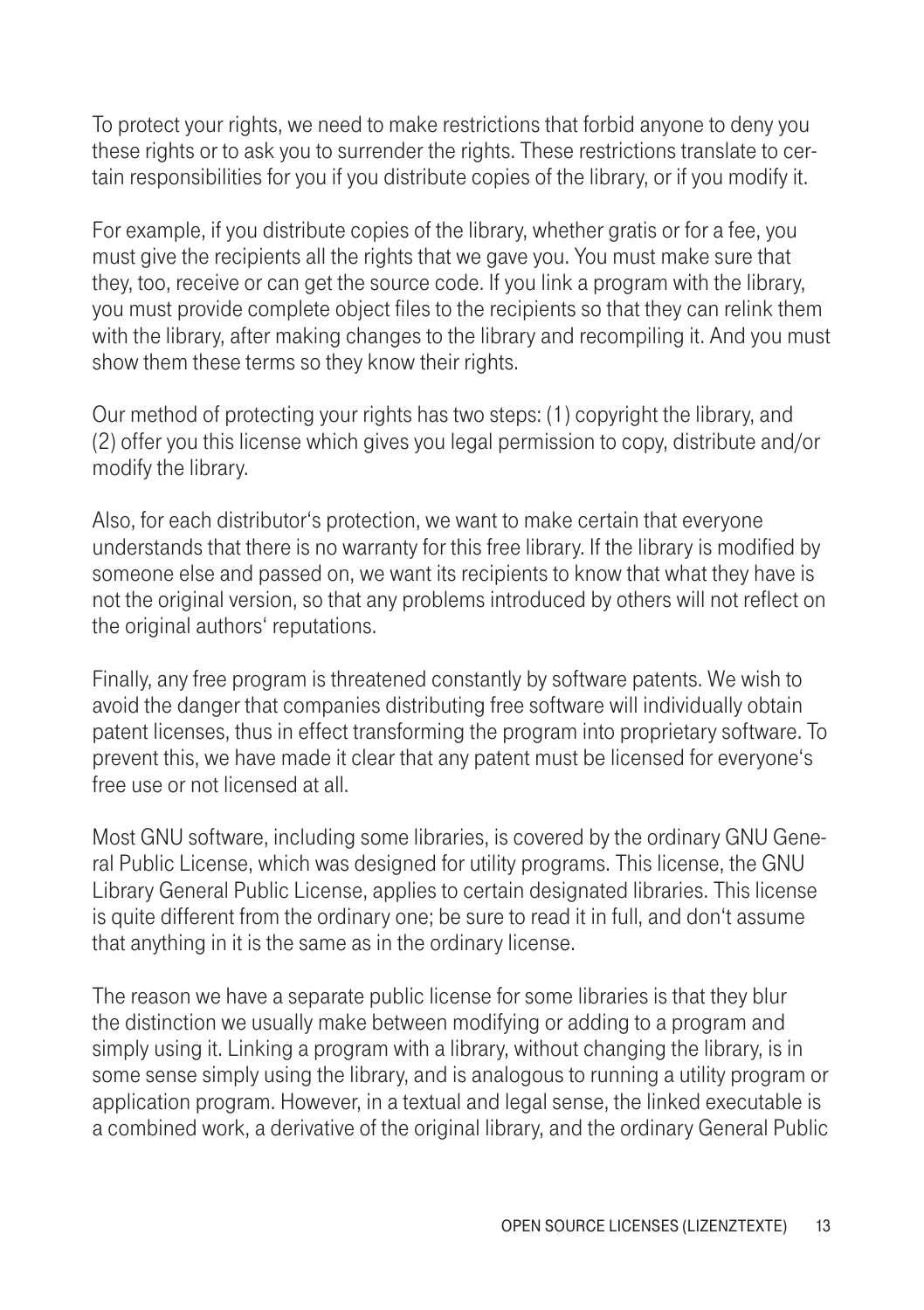To protect your rights, we need to make restrictions that forbid anyone to deny you these rights or to ask you to surrender the rights. These restrictions translate to certain responsibilities for you if you distribute copies of the library, or if you modify it.

For example, if you distribute copies of the library, whether gratis or for a fee, you must give the recipients all the rights that we gave you. You must make sure that they, too, receive or can get the source code. If you link a program with the library, you must provide complete object files to the recipients so that they can relink them with the library, after making changes to the library and recompiling it. And you must show them these terms so they know their rights.

Our method of protecting your rights has two steps: (1) copyright the library, and (2) offer you this license which gives you legal permission to copy, distribute and/or modify the library.

Also, for each distributor's protection, we want to make certain that everyone understands that there is no warranty for this free library. If the library is modified by someone else and passed on, we want its recipients to know that what they have is not the original version, so that any problems introduced by others will not reflect on the original authors' reputations.

Finally, any free program is threatened constantly by software patents. We wish to avoid the danger that companies distributing free software will individually obtain patent licenses, thus in effect transforming the program into proprietary software. To prevent this, we have made it clear that any patent must be licensed for everyone's free use or not licensed at all.

Most GNU software, including some libraries, is covered by the ordinary GNU General Public License, which was designed for utility programs. This license, the GNU Library General Public License, applies to certain designated libraries. This license is quite different from the ordinary one; be sure to read it in full, and don't assume that anything in it is the same as in the ordinary license.

The reason we have a separate public license for some libraries is that they blur the distinction we usually make between modifying or adding to a program and simply using it. Linking a program with a library, without changing the library, is in some sense simply using the library, and is analogous to running a utility program or application program. However, in a textual and legal sense, the linked executable is a combined work, a derivative of the original library, and the ordinary General Public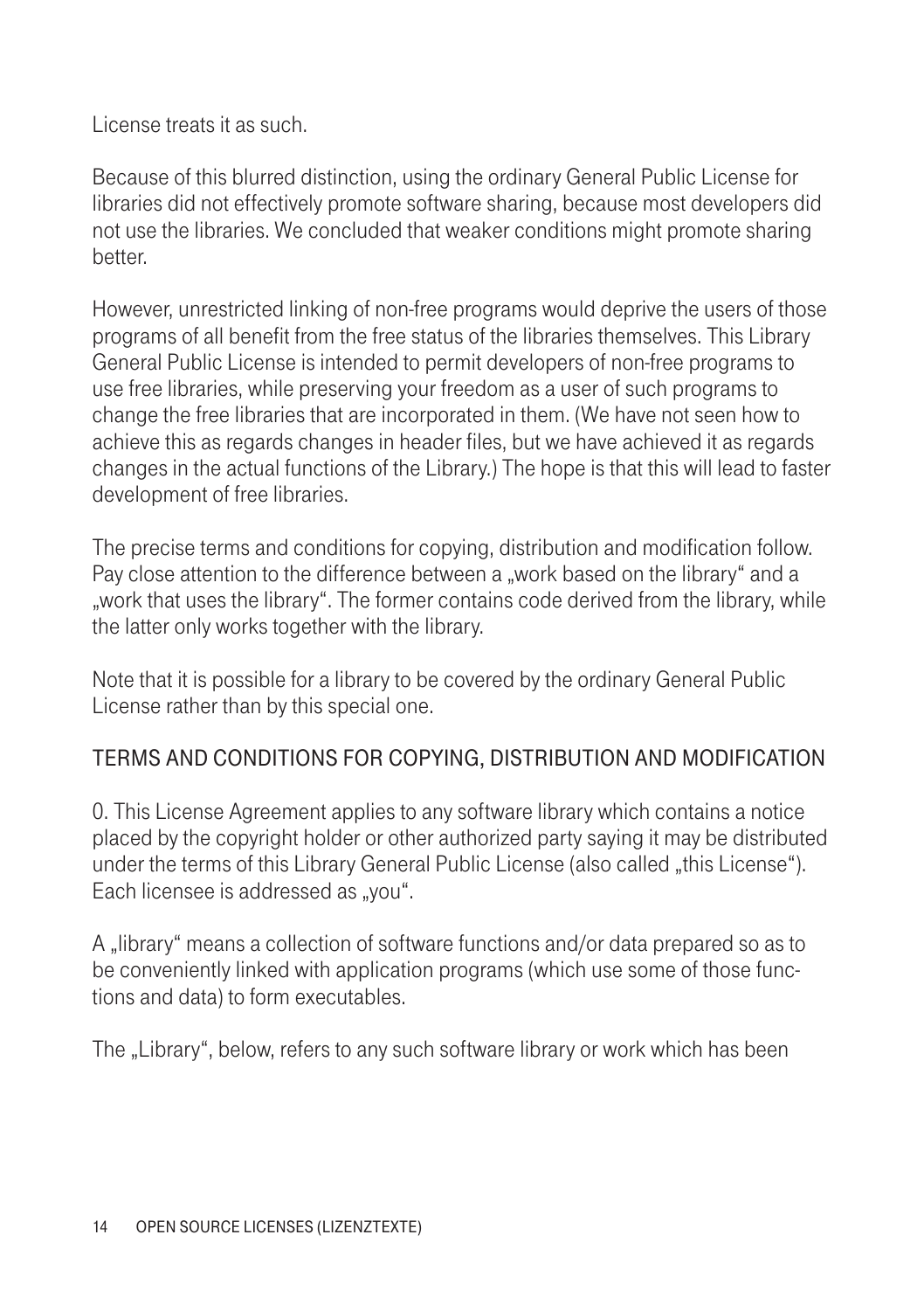License treats it as such.

Because of this blurred distinction, using the ordinary General Public License for libraries did not effectively promote software sharing, because most developers did not use the libraries. We concluded that weaker conditions might promote sharing better.

However, unrestricted linking of non-free programs would deprive the users of those programs of all benefit from the free status of the libraries themselves. This Library General Public License is intended to permit developers of non-free programs to use free libraries, while preserving your freedom as a user of such programs to change the free libraries that are incorporated in them. (We have not seen how to achieve this as regards changes in header files, but we have achieved it as regards changes in the actual functions of the Library.) The hope is that this will lead to faster development of free libraries.

The precise terms and conditions for copying, distribution and modification follow. Pay close attention to the difference between a „work based on the library" and a „work that uses the library". The former contains code derived from the library, while the latter only works together with the library.

Note that it is possible for a library to be covered by the ordinary General Public License rather than by this special one.

## TERMS AND CONDITIONS FOR COPYING, DISTRIBUTION AND MODIFICATION

0. This License Agreement applies to any software library which contains a notice placed by the copyright holder or other authorized party saying it may be distributed under the terms of this Library General Public License (also called „this License"). Each licensee is addressed as „you".

A „library" means a collection of software functions and/or data prepared so as to be conveniently linked with application programs (which use some of those functions and data) to form executables.

The „Library", below, refers to any such software library or work which has been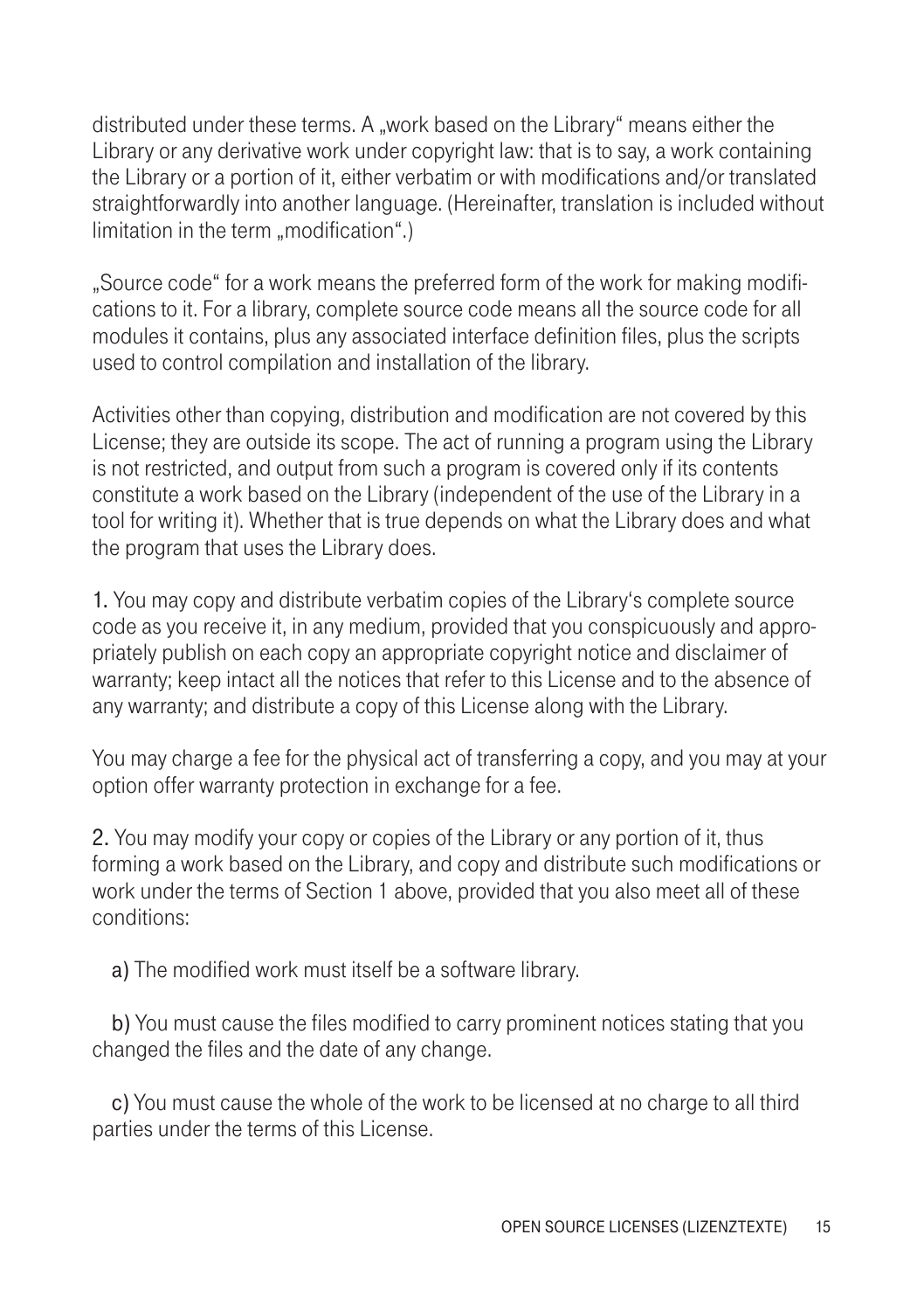distributed under these terms. A „work based on the Library“ means either the Library or any derivative work under copyright law: that is to say, a work containing the Library or a portion of it, either verbatim or with modifications and/or translated straightforwardly into another language. (Hereinafter, translation is included without limitation in the term „modification“.)

„Source code“ for a work means the preferred form of the work for making modifications to it. For a library, complete source code means all the source code for all modules it contains, plus any associated interface definition files, plus the scripts used to control compilation and installation of the library.

Activities other than copying, distribution and modification are not covered by this License; they are outside its scope. The act of running a program using the Library is not restricted, and output from such a program is covered only if its contents constitute a work based on the Library (independent of the use of the Library in a tool for writing it). Whether that is true depends on what the Library does and what the program that uses the Library does.

1. You may copy and distribute verbatim copies of the Library‘s complete source code as you receive it, in any medium, provided that you conspicuously and appropriately publish on each copy an appropriate copyright notice and disclaimer of warranty; keep intact all the notices that refer to this License and to the absence of any warranty; and distribute a copy of this License along with the Library.

You may charge a fee for the physical act of transferring a copy, and you may at your option offer warranty protection in exchange for a fee.

2. You may modify your copy or copies of the Library or any portion of it, thus forming a work based on the Library, and copy and distribute such modifications or work under the terms of Section 1 above, provided that you also meet all of these conditions:

a) The modified work must itself be a software library.

b) You must cause the files modified to carry prominent notices stating that you changed the files and the date of any change.

c) You must cause the whole of the work to be licensed at no charge to all third parties under the terms of this License.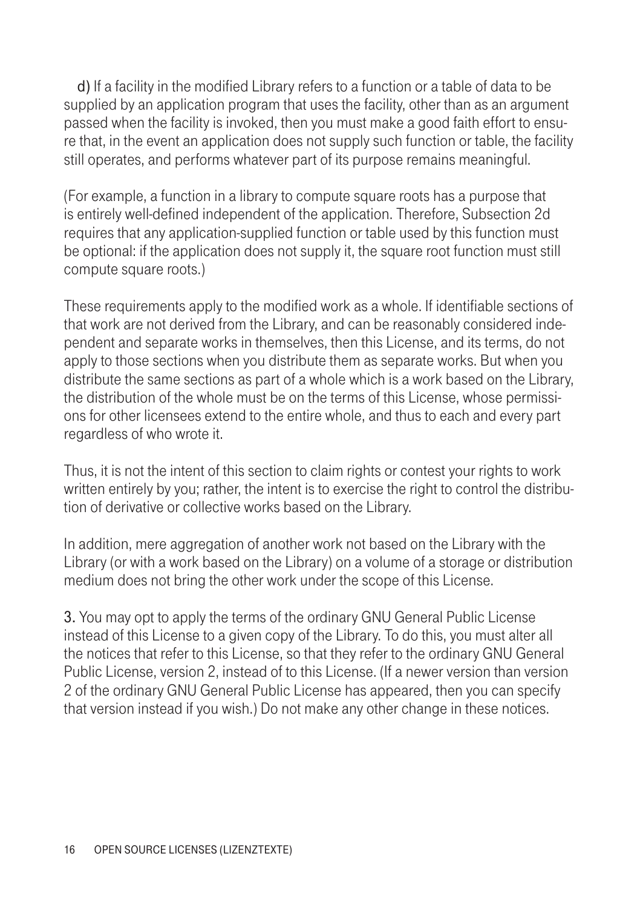**d)** If a facility in the modified Library refers to a function or a table of data to be supplied by an application program that uses the facility, other than as an argument passed when the facility is invoked, then you must make a good faith effort to ensure that, in the event an application does not supply such function or table, the facility still operates, and performs whatever part of its purpose remains meaningful.

(For example, a function in a library to compute square roots has a purpose that is entirely well-defined independent of the application. Therefore, Subsection 2d requires that any application-supplied function or table used by this function must be optional: if the application does not supply it, the square root function must still compute square roots.)

These requirements apply to the modified work as a whole. If identifiable sections of that work are not derived from the Library, and can be reasonably considered independent and separate works in themselves, then this License, and its terms, do not apply to those sections when you distribute them as separate works. But when you distribute the same sections as part of a whole which is a work based on the Library, the distribution of the whole must be on the terms of this License, whose permissions for other licensees extend to the entire whole, and thus to each and every part regardless of who wrote it.

Thus, it is not the intent of this section to claim rights or contest your rights to work written entirely by you; rather, the intent is to exercise the right to control the distribution of derivative or collective works based on the Library.

In addition, mere aggregation of another work not based on the Library with the Library (or with a work based on the Library) on a volume of a storage or distribution medium does not bring the other work under the scope of this License.

**3.** You may opt to apply the terms of the ordinary GNU General Public License instead of this License to a given copy of the Library. To do this, you must alter all the notices that refer to this License, so that they refer to the ordinary GNU General Public License, version 2, instead of to this License. (If a newer version than version 2 of the ordinary GNU General Public License has appeared, then you can specify that version instead if you wish.) Do not make any other change in these notices.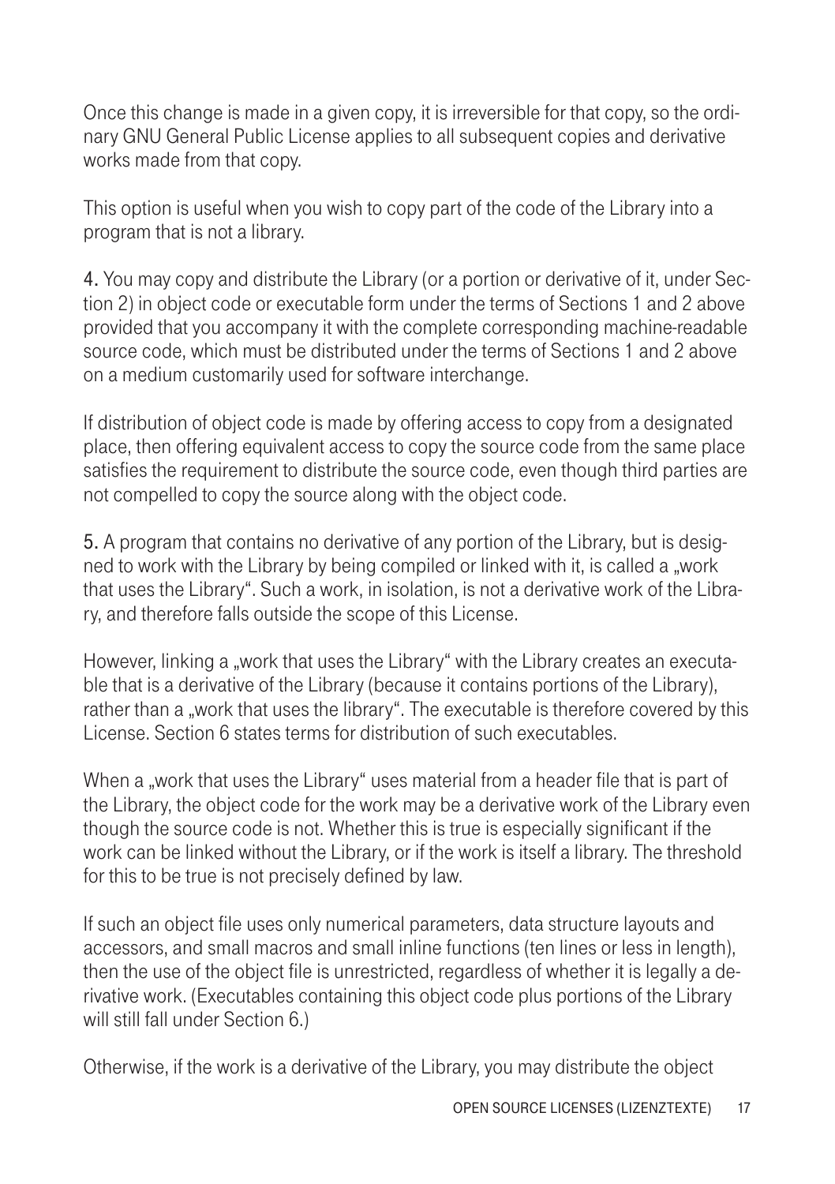Once this change is made in a given copy, it is irreversible for that copy, so the ordinary GNU General Public License applies to all subsequent copies and derivative works made from that copy.

This option is useful when you wish to copy part of the code of the Library into a program that is not a library.

4. You may copy and distribute the Library (or a portion or derivative of it, under Section 2) in object code or executable form under the terms of Sections 1 and 2 above provided that you accompany it with the complete corresponding machine-readable source code, which must be distributed under the terms of Sections 1 and 2 above on a medium customarily used for software interchange.

If distribution of object code is made by offering access to copy from a designated place, then offering equivalent access to copy the source code from the same place satisfies the requirement to distribute the source code, even though third parties are not compelled to copy the source along with the object code.

5. A program that contains no derivative of any portion of the Library, but is designed to work with the Library by being compiled or linked with it, is called a „work that uses the Library“. Such a work, in isolation, is not a derivative work of the Library, and therefore falls outside the scope of this License.

However, linking a „work that uses the Library“ with the Library creates an executable that is a derivative of the Library (because it contains portions of the Library), rather than a „work that uses the library“. The executable is therefore covered by this License. Section 6 states terms for distribution of such executables.

When a „work that uses the Library“ uses material from a header file that is part of the Library, the object code for the work may be a derivative work of the Library even though the source code is not. Whether this is true is especially significant if the work can be linked without the Library, or if the work is itself a library. The threshold for this to be true is not precisely defined by law.

If such an object file uses only numerical parameters, data structure layouts and accessors, and small macros and small inline functions (ten lines or less in length), then the use of the object file is unrestricted, regardless of whether it is legally a derivative work. (Executables containing this object code plus portions of the Library will still fall under Section 6.)

Otherwise, if the work is a derivative of the Library, you may distribute the object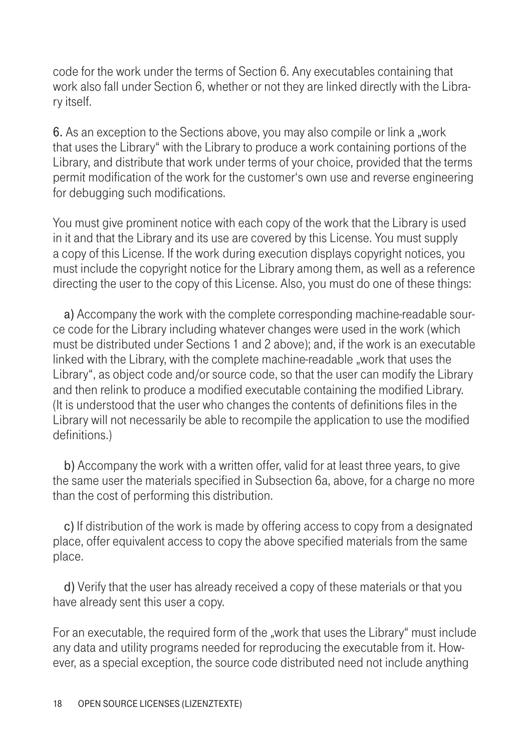code for the work under the terms of Section 6. Any executables containing that work also fall under Section 6, whether or not they are linked directly with the Library itself.

**6.** As an exception to the Sections above, you may also compile or link a „work that uses the Library" with the Library to produce a work containing portions of the Library, and distribute that work under terms of your choice, provided that the terms permit modification of the work for the customer's own use and reverse engineering for debugging such modifications.

You must give prominent notice with each copy of the work that the Library is used in it and that the Library and its use are covered by this License. You must supply a copy of this License. If the work during execution displays copyright notices, you must include the copyright notice for the Library among them, as well as a reference directing the user to the copy of this License. Also, you must do one of these things:

**a)** Accompany the work with the complete corresponding machine-readable source code for the Library including whatever changes were used in the work (which must be distributed under Sections 1 and 2 above); and, if the work is an executable linked with the Library, with the complete machine-readable „work that uses the Library", as object code and/or source code, so that the user can modify the Library and then relink to produce a modified executable containing the modified Library. (It is understood that the user who changes the contents of definitions files in the Library will not necessarily be able to recompile the application to use the modified definitions.)

**b)** Accompany the work with a written offer, valid for at least three years, to give the same user the materials specified in Subsection 6a, above, for a charge no more than the cost of performing this distribution.

**c)** If distribution of the work is made by offering access to copy from a designated place, offer equivalent access to copy the above specified materials from the same place.

**d)** Verify that the user has already received a copy of these materials or that you have already sent this user a copy.

For an executable, the required form of the „work that uses the Library" must include any data and utility programs needed for reproducing the executable from it. However, as a special exception, the source code distributed need not include anything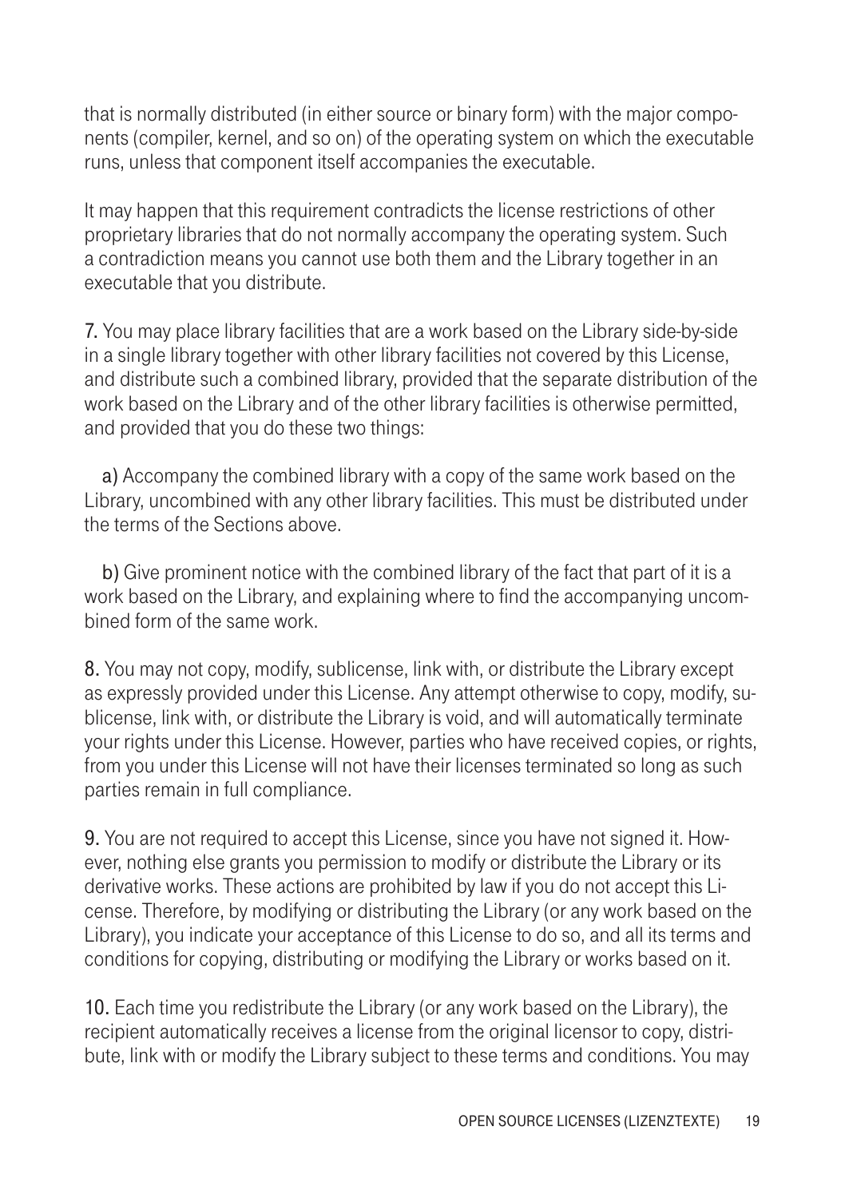that is normally distributed (in either source or binary form) with the major components (compiler, kernel, and so on) of the operating system on which the executable runs, unless that component itself accompanies the executable.

It may happen that this requirement contradicts the license restrictions of other proprietary libraries that do not normally accompany the operating system. Such a contradiction means you cannot use both them and the Library together in an executable that you distribute.

7. You may place library facilities that are a work based on the Library side-by-side in a single library together with other library facilities not covered by this License, and distribute such a combined library, provided that the separate distribution of the work based on the Library and of the other library facilities is otherwise permitted, and provided that you do these two things:

a) Accompany the combined library with a copy of the same work based on the Library, uncombined with any other library facilities. This must be distributed under the terms of the Sections above.

b) Give prominent notice with the combined library of the fact that part of it is a work based on the Library, and explaining where to find the accompanying uncombined form of the same work.

8. You may not copy, modify, sublicense, link with, or distribute the Library except as expressly provided under this License. Any attempt otherwise to copy, modify, sublicense, link with, or distribute the Library is void, and will automatically terminate your rights under this License. However, parties who have received copies, or rights, from you under this License will not have their licenses terminated so long as such parties remain in full compliance.

9. You are not required to accept this License, since you have not signed it. However, nothing else grants you permission to modify or distribute the Library or its derivative works. These actions are prohibited by law if you do not accept this License. Therefore, by modifying or distributing the Library (or any work based on the Library), you indicate your acceptance of this License to do so, and all its terms and conditions for copying, distributing or modifying the Library or works based on it.

10. Each time you redistribute the Library (or any work based on the Library), the recipient automatically receives a license from the original licensor to copy, distribute, link with or modify the Library subject to these terms and conditions. You may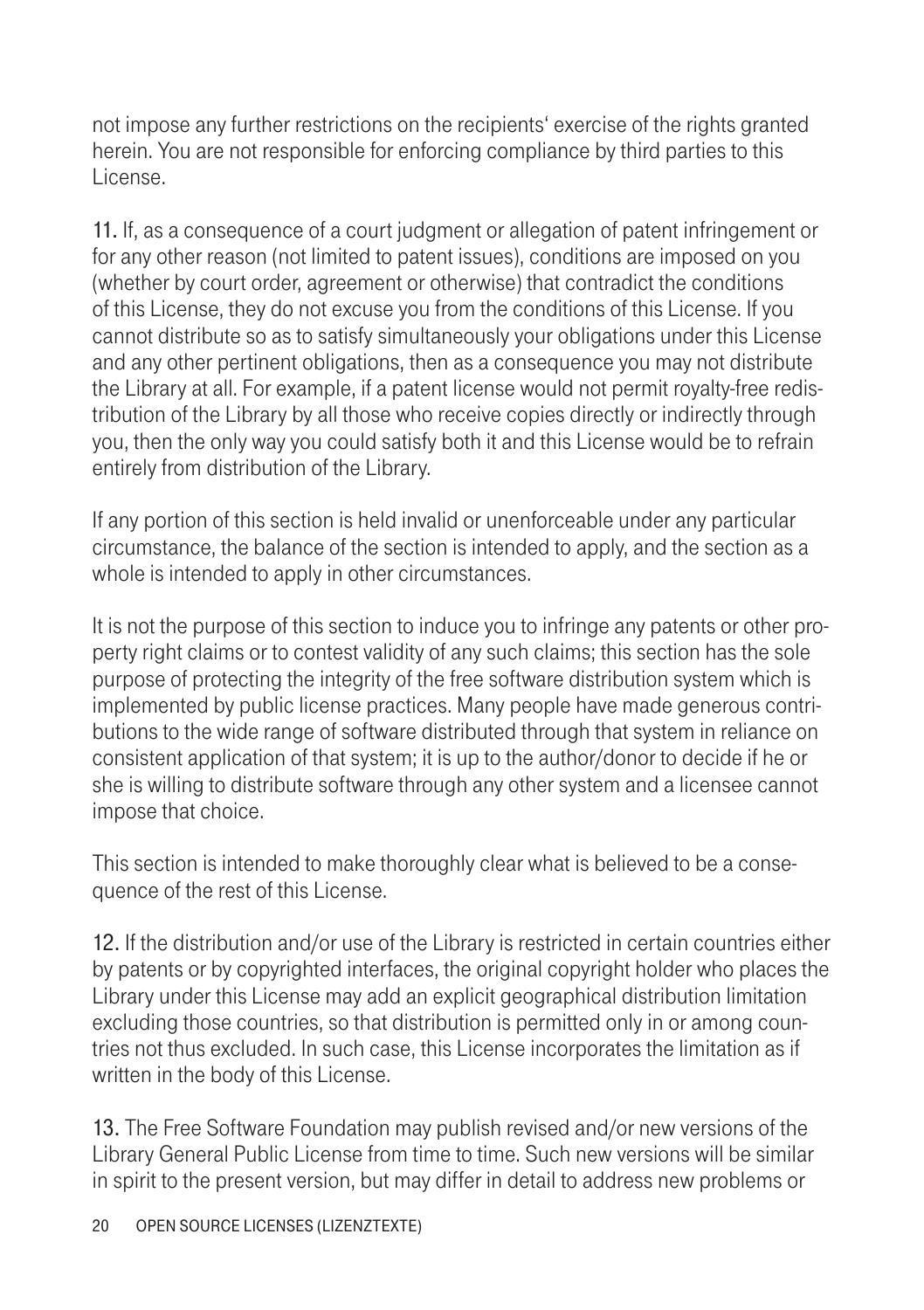not impose any further restrictions on the recipients' exercise of the rights granted herein. You are not responsible for enforcing compliance by third parties to this License.

**11.** If, as a consequence of a court judgment or allegation of patent infringement or for any other reason (not limited to patent issues), conditions are imposed on you (whether by court order, agreement or otherwise) that contradict the conditions of this License, they do not excuse you from the conditions of this License. If you cannot distribute so as to satisfy simultaneously your obligations under this License and any other pertinent obligations, then as a consequence you may not distribute the Library at all. For example, if a patent license would not permit royalty-free redistribution of the Library by all those who receive copies directly or indirectly through you, then the only way you could satisfy both it and this License would be to refrain entirely from distribution of the Library.

If any portion of this section is held invalid or unenforceable under any particular circumstance, the balance of the section is intended to apply, and the section as a whole is intended to apply in other circumstances.

It is not the purpose of this section to induce you to infringe any patents or other property right claims or to contest validity of any such claims; this section has the sole purpose of protecting the integrity of the free software distribution system which is implemented by public license practices. Many people have made generous contributions to the wide range of software distributed through that system in reliance on consistent application of that system; it is up to the author/donor to decide if he or she is willing to distribute software through any other system and a licensee cannot impose that choice.

This section is intended to make thoroughly clear what is believed to be a consequence of the rest of this License.

**12.** If the distribution and/or use of the Library is restricted in certain countries either by patents or by copyrighted interfaces, the original copyright holder who places the Library under this License may add an explicit geographical distribution limitation excluding those countries, so that distribution is permitted only in or among countries not thus excluded. In such case, this License incorporates the limitation as if written in the body of this License.

**13.** The Free Software Foundation may publish revised and/or new versions of the Library General Public License from time to time. Such new versions will be similar in spirit to the present version, but may differ in detail to address new problems or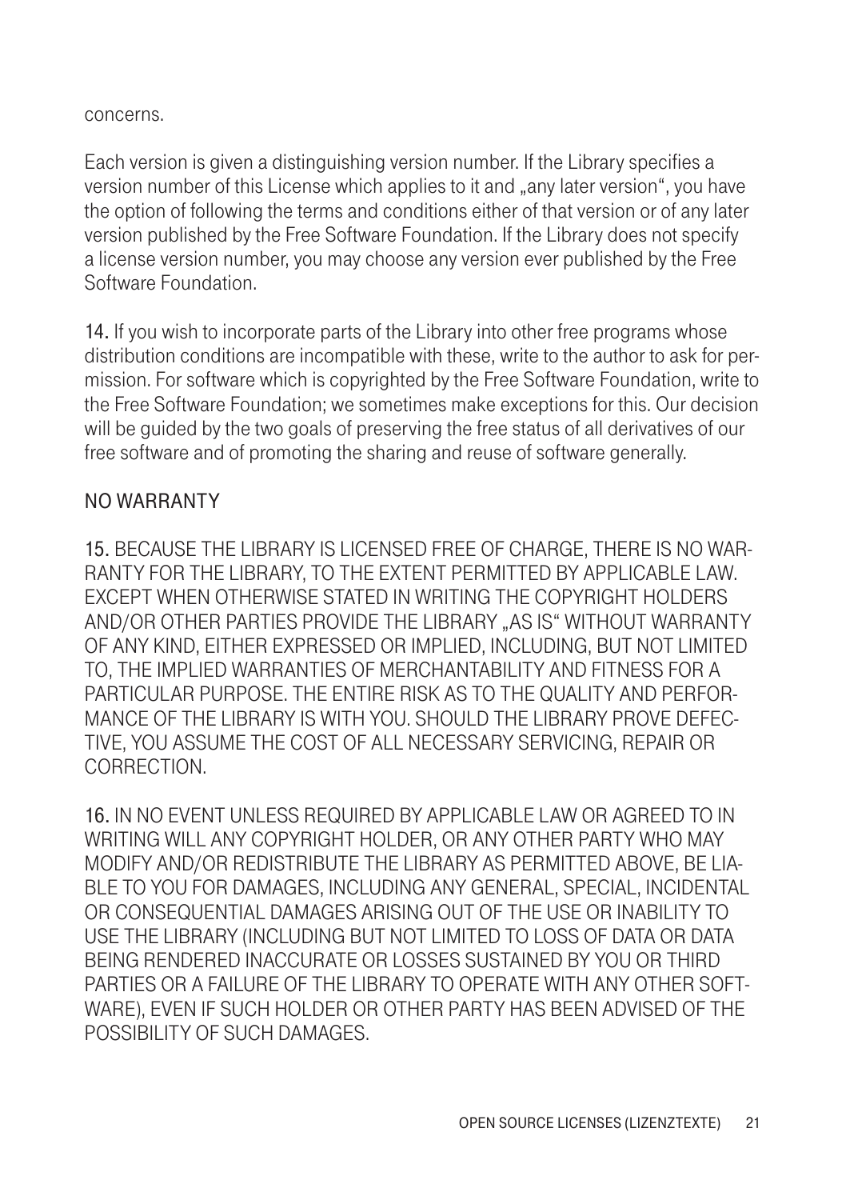concerns.

Each version is given a distinguishing version number. If the Library specifies a version number of this License which applies to it and „any later version“, you have the option of following the terms and conditions either of that version or of any later version published by the Free Software Foundation. If the Library does not specify a license version number, you may choose any version ever published by the Free Software Foundation.

**14.** If you wish to incorporate parts of the Library into other free programs whose distribution conditions are incompatible with these, write to the author to ask for permission. For software which is copyrighted by the Free Software Foundation, write to the Free Software Foundation; we sometimes make exceptions for this. Our decision will be guided by the two goals of preserving the free status of all derivatives of our free software and of promoting the sharing and reuse of software generally.

NO WARRANTY

**15.** BECAUSE THE LIBRARY IS LICENSED FREE OF CHARGE, THERE IS NO WARRANTY FOR THE LIBRARY, TO THE EXTENT PERMITTED BY APPLICABLE LAW. EXCEPT WHEN OTHERWISE STATED IN WRITING THE COPYRIGHT HOLDERS AND/OR OTHER PARTIES PROVIDE THE LIBRARY „AS IS“ WITHOUT WARRANTY OF ANY KIND, EITHER EXPRESSED OR IMPLIED, INCLUDING, BUT NOT LIMITED TO, THE IMPLIED WARRANTIES OF MERCHANTABILITY AND FITNESS FOR A PARTICULAR PURPOSE. THE ENTIRE RISK AS TO THE QUALITY AND PERFORMANCE OF THE LIBRARY IS WITH YOU. SHOULD THE LIBRARY PROVE DEFECTIVE, YOU ASSUME THE COST OF ALL NECESSARY SERVICING, REPAIR OR CORRECTION.

**16.** IN NO EVENT UNLESS REQUIRED BY APPLICABLE LAW OR AGREED TO IN WRITING WILL ANY COPYRIGHT HOLDER, OR ANY OTHER PARTY WHO MAY MODIFY AND/OR REDISTRIBUTE THE LIBRARY AS PERMITTED ABOVE, BE LIABLE TO YOU FOR DAMAGES, INCLUDING ANY GENERAL, SPECIAL, INCIDENTAL OR CONSEQUENTIAL DAMAGES ARISING OUT OF THE USE OR INABILITY TO USE THE LIBRARY (INCLUDING BUT NOT LIMITED TO LOSS OF DATA OR DATA BEING RENDERED INACCURATE OR LOSSES SUSTAINED BY YOU OR THIRD PARTIES OR A FAILURE OF THE LIBRARY TO OPERATE WITH ANY OTHER SOFTWARE), EVEN IF SUCH HOLDER OR OTHER PARTY HAS BEEN ADVISED OF THE POSSIBILITY OF SUCH DAMAGES.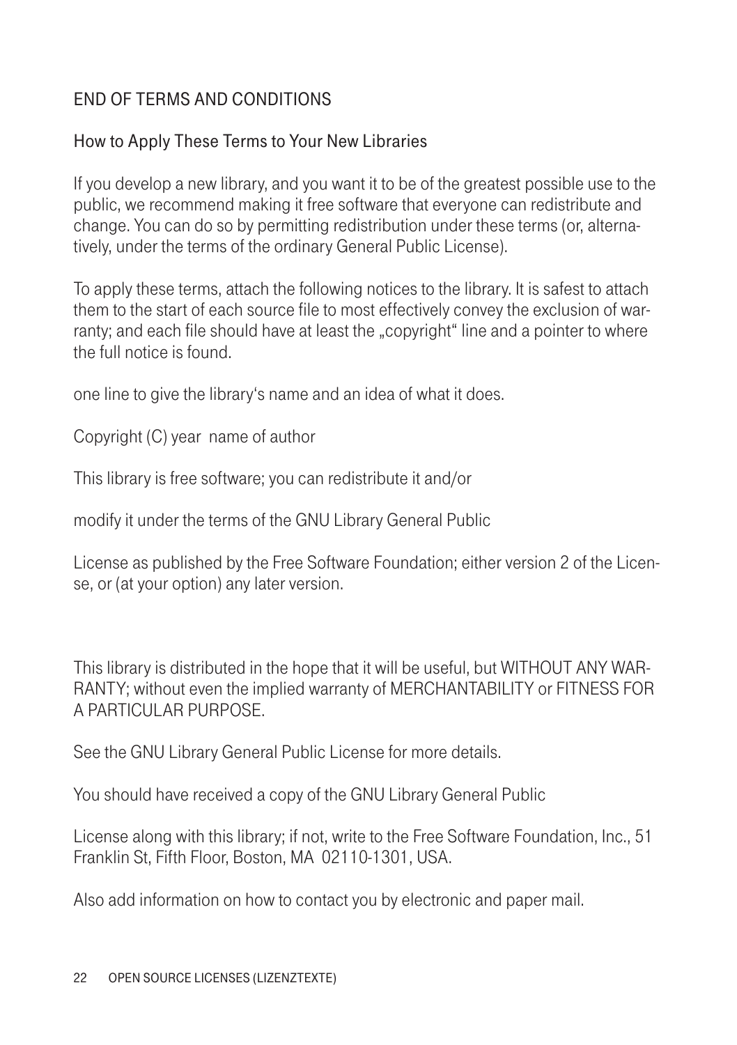END OF TERMS AND CONDITIONS

How to Apply These Terms to Your New Libraries

If you develop a new library, and you want it to be of the greatest possible use to the public, we recommend making it free software that everyone can redistribute and change. You can do so by permitting redistribution under these terms (or, alternatively, under the terms of the ordinary General Public License).

To apply these terms, attach the following notices to the library. It is safest to attach them to the start of each source file to most effectively convey the exclusion of warranty; and each file should have at least the „copyright" line and a pointer to where the full notice is found.

one line to give the library's name and an idea of what it does.

Copyright (C) year  name of author

This library is free software; you can redistribute it and/or

modify it under the terms of the GNU Library General Public

License as published by the Free Software Foundation; either version 2 of the License, or (at your option) any later version.

This library is distributed in the hope that it will be useful, but WITHOUT ANY WARRANTY; without even the implied warranty of MERCHANTABILITY or FITNESS FOR A PARTICULAR PURPOSE.

See the GNU Library General Public License for more details.

You should have received a copy of the GNU Library General Public

License along with this library; if not, write to the Free Software Foundation, Inc., 51 Franklin St, Fifth Floor, Boston, MA  02110-1301, USA.

Also add information on how to contact you by electronic and paper mail.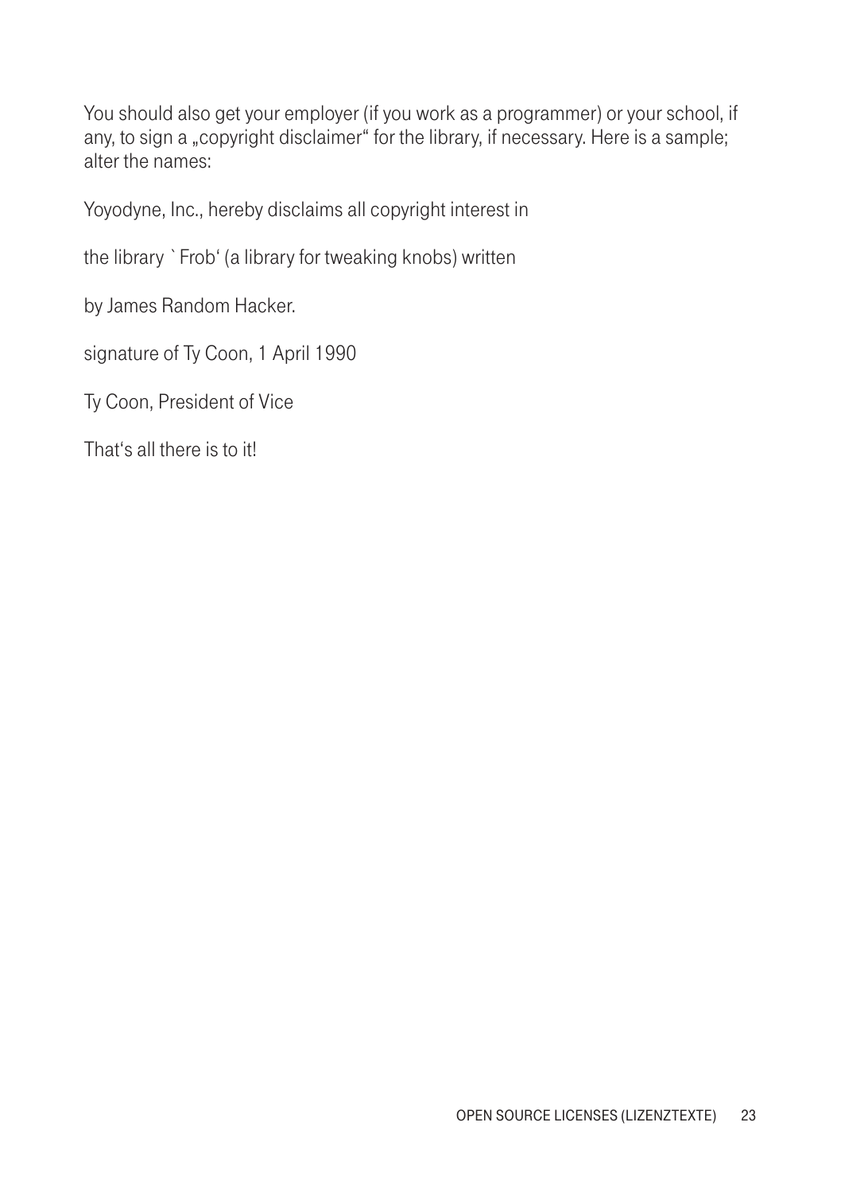You should also get your employer (if you work as a programmer) or your school, if any, to sign a „copyright disclaimer“ for the library, if necessary. Here is a sample; alter the names:

Yoyodyne, Inc., hereby disclaims all copyright interest in

the library `Frob‘ (a library for tweaking knobs) written

by James Random Hacker.

signature of Ty Coon, 1 April 1990

Ty Coon, President of Vice

That‘s all there is to it!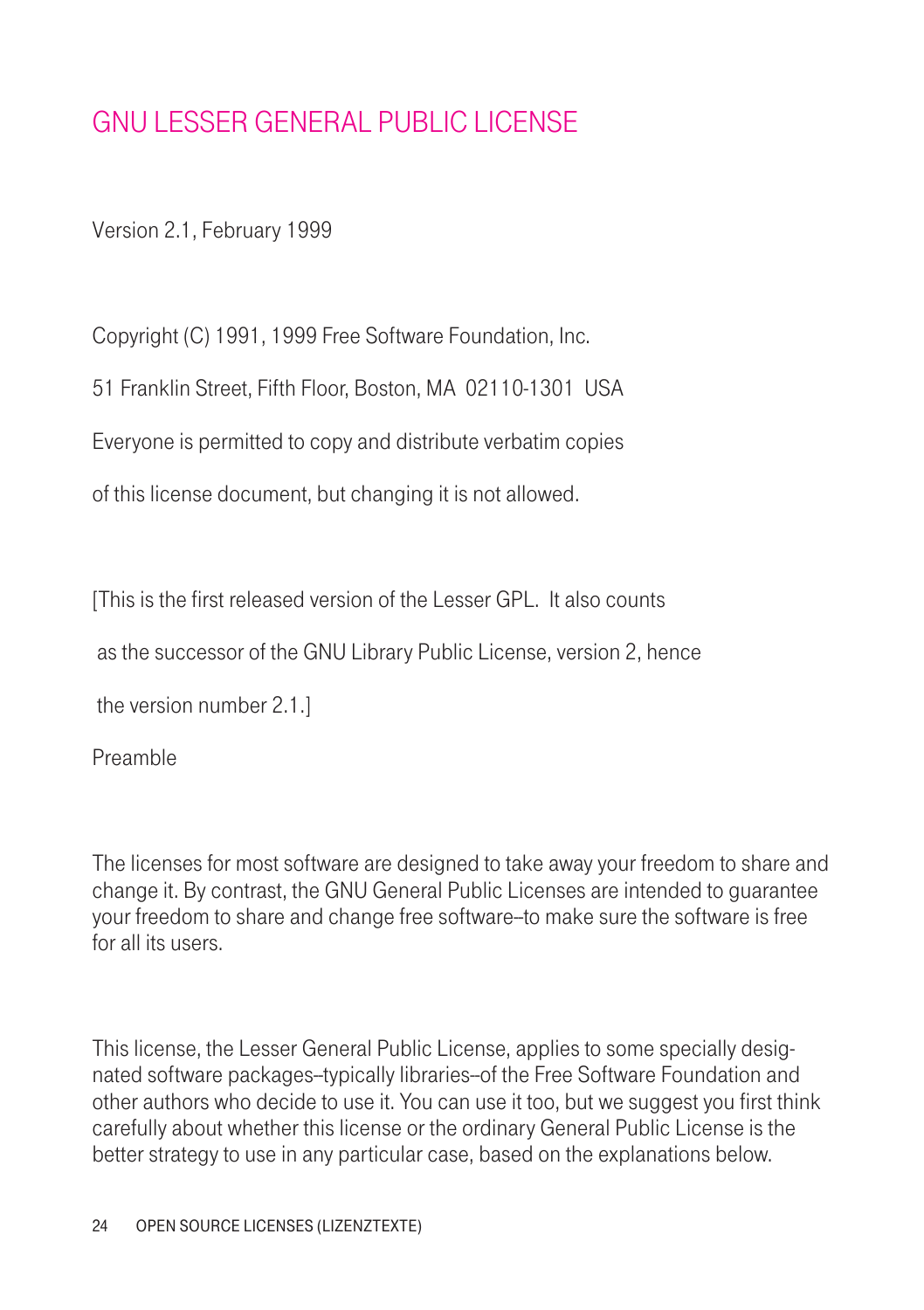# GNU LESSER GENERAL PUBLIC LICENSE

Version 2.1, February 1999

Copyright (C) 1991, 1999 Free Software Foundation, Inc.

51 Franklin Street, Fifth Floor, Boston, MA  02110-1301  USA

Everyone is permitted to copy and distribute verbatim copies

of this license document, but changing it is not allowed.

[This is the first released version of the Lesser GPL.  It also counts

as the successor of the GNU Library Public License, version 2, hence

the version number 2.1.]

Preamble

The licenses for most software are designed to take away your freedom to share and change it. By contrast, the GNU General Public Licenses are intended to guarantee your freedom to share and change free software--to make sure the software is free for all its users.

This license, the Lesser General Public License, applies to some specially designated software packages--typically libraries--of the Free Software Foundation and other authors who decide to use it. You can use it too, but we suggest you first think carefully about whether this license or the ordinary General Public License is the better strategy to use in any particular case, based on the explanations below.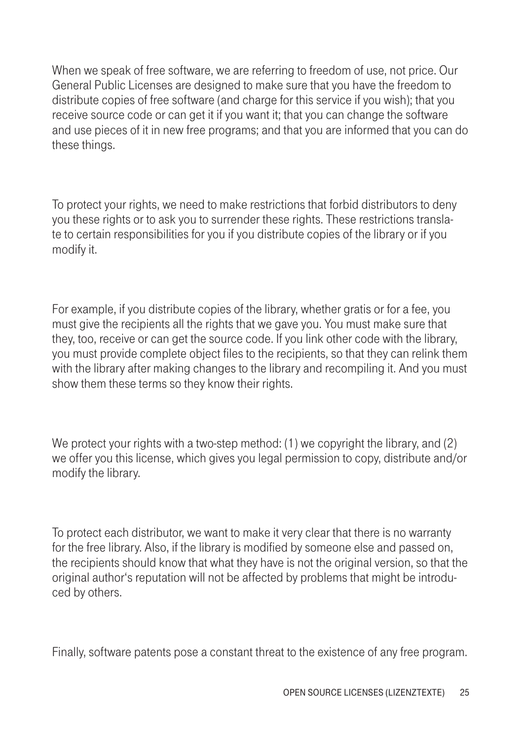When we speak of free software, we are referring to freedom of use, not price. Our General Public Licenses are designed to make sure that you have the freedom to distribute copies of free software (and charge for this service if you wish); that you receive source code or can get it if you want it; that you can change the software and use pieces of it in new free programs; and that you are informed that you can do these things.

To protect your rights, we need to make restrictions that forbid distributors to deny you these rights or to ask you to surrender these rights. These restrictions translate to certain responsibilities for you if you distribute copies of the library or if you modify it.

For example, if you distribute copies of the library, whether gratis or for a fee, you must give the recipients all the rights that we gave you. You must make sure that they, too, receive or can get the source code. If you link other code with the library, you must provide complete object files to the recipients, so that they can relink them with the library after making changes to the library and recompiling it. And you must show them these terms so they know their rights.

We protect your rights with a two-step method: (1) we copyright the library, and (2) we offer you this license, which gives you legal permission to copy, distribute and/or modify the library.

To protect each distributor, we want to make it very clear that there is no warranty for the free library. Also, if the library is modified by someone else and passed on, the recipients should know that what they have is not the original version, so that the original author's reputation will not be affected by problems that might be introduced by others.

Finally, software patents pose a constant threat to the existence of any free program.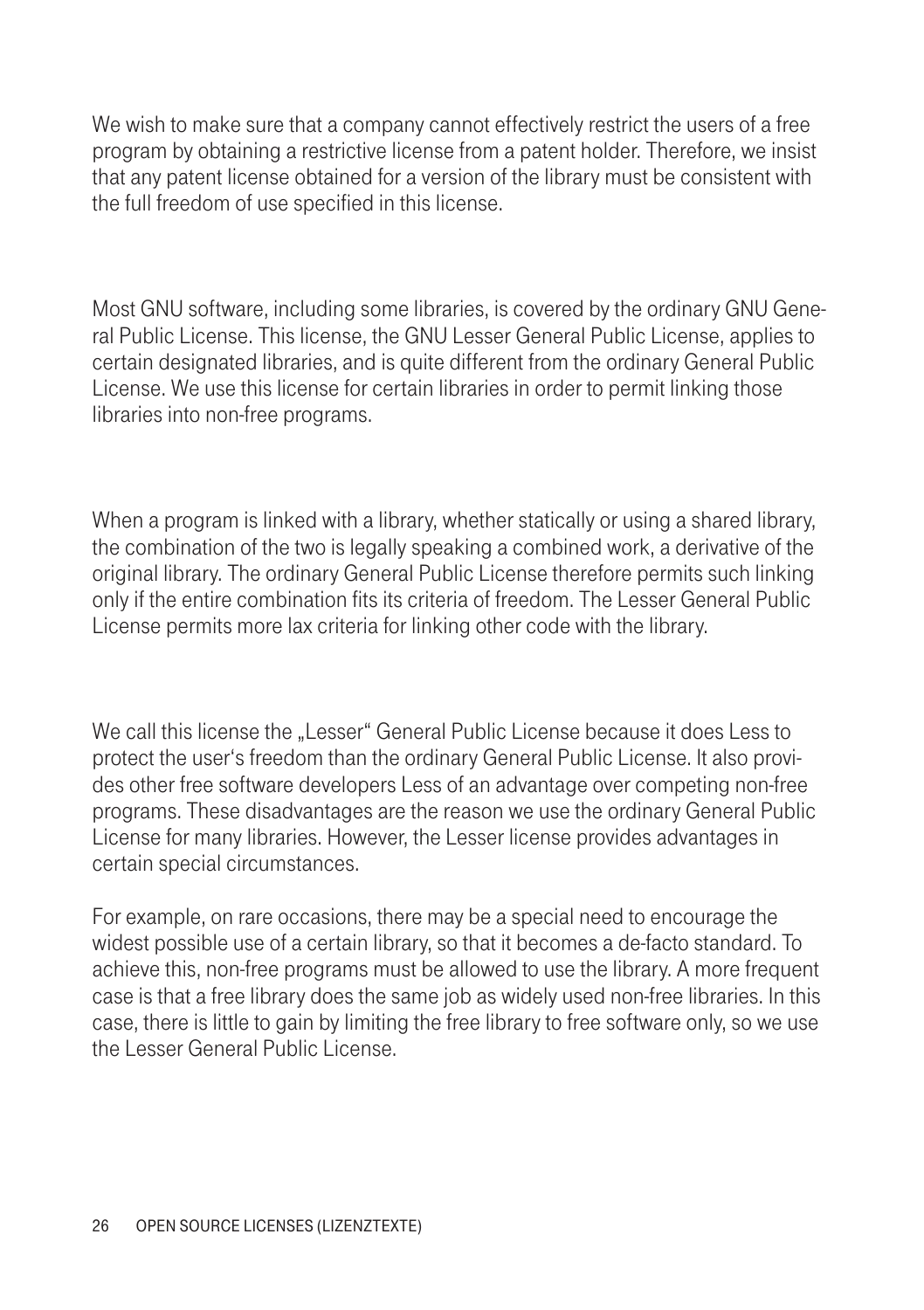We wish to make sure that a company cannot effectively restrict the users of a free program by obtaining a restrictive license from a patent holder. Therefore, we insist that any patent license obtained for a version of the library must be consistent with the full freedom of use specified in this license.

Most GNU software, including some libraries, is covered by the ordinary GNU General Public License. This license, the GNU Lesser General Public License, applies to certain designated libraries, and is quite different from the ordinary General Public License. We use this license for certain libraries in order to permit linking those libraries into non-free programs.

When a program is linked with a library, whether statically or using a shared library, the combination of the two is legally speaking a combined work, a derivative of the original library. The ordinary General Public License therefore permits such linking only if the entire combination fits its criteria of freedom. The Lesser General Public License permits more lax criteria for linking other code with the library.

We call this license the „Lesser“ General Public License because it does Less to protect the user‘s freedom than the ordinary General Public License. It also provides other free software developers Less of an advantage over competing non-free programs. These disadvantages are the reason we use the ordinary General Public License for many libraries. However, the Lesser license provides advantages in certain special circumstances.

For example, on rare occasions, there may be a special need to encourage the widest possible use of a certain library, so that it becomes a de-facto standard. To achieve this, non-free programs must be allowed to use the library. A more frequent case is that a free library does the same job as widely used non-free libraries. In this case, there is little to gain by limiting the free library to free software only, so we use the Lesser General Public License.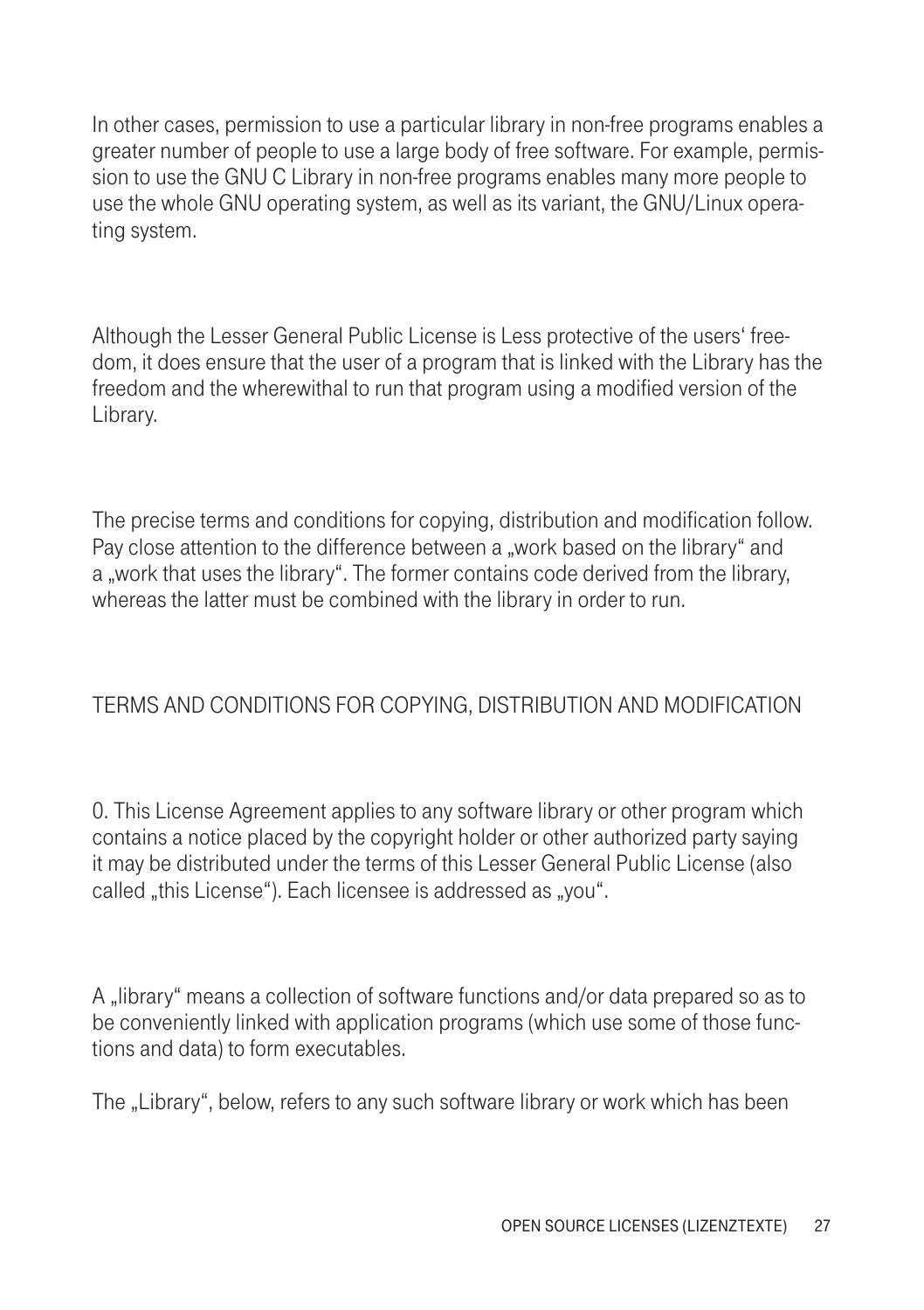In other cases, permission to use a particular library in non-free programs enables a greater number of people to use a large body of free software. For example, permission to use the GNU C Library in non-free programs enables many more people to use the whole GNU operating system, as well as its variant, the GNU/Linux operating system.

Although the Lesser General Public License is Less protective of the users' freedom, it does ensure that the user of a program that is linked with the Library has the freedom and the wherewithal to run that program using a modified version of the Library.

The precise terms and conditions for copying, distribution and modification follow. Pay close attention to the difference between a „work based on the library" and a „work that uses the library". The former contains code derived from the library, whereas the latter must be combined with the library in order to run.

TERMS AND CONDITIONS FOR COPYING, DISTRIBUTION AND MODIFICATION

0. This License Agreement applies to any software library or other program which contains a notice placed by the copyright holder or other authorized party saying it may be distributed under the terms of this Lesser General Public License (also called „this License"). Each licensee is addressed as „you".

A „library" means a collection of software functions and/or data prepared so as to be conveniently linked with application programs (which use some of those functions and data) to form executables.

The „Library", below, refers to any such software library or work which has been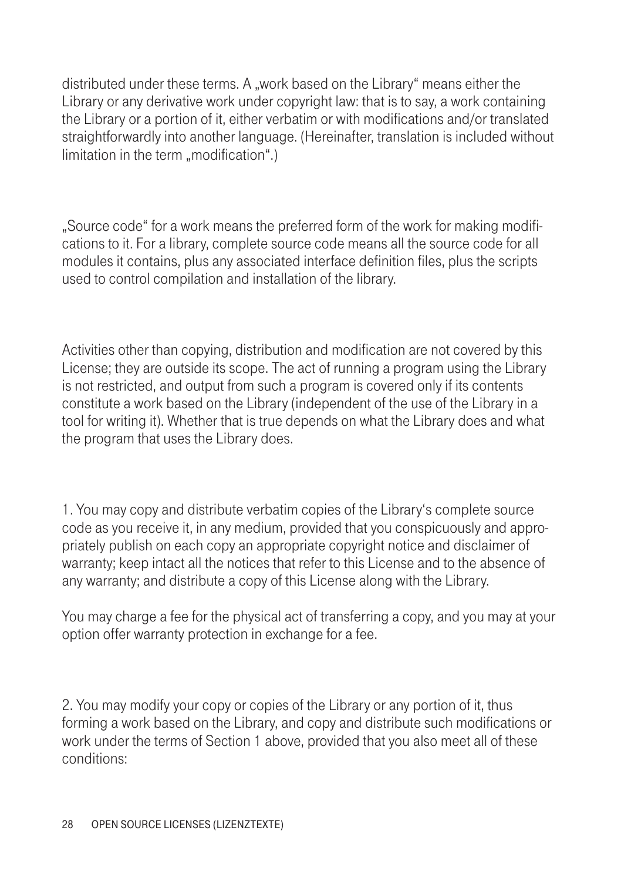distributed under these terms. A „work based on the Library" means either the Library or any derivative work under copyright law: that is to say, a work containing the Library or a portion of it, either verbatim or with modifications and/or translated straightforwardly into another language. (Hereinafter, translation is included without limitation in the term „modification".)

„Source code" for a work means the preferred form of the work for making modifications to it. For a library, complete source code means all the source code for all modules it contains, plus any associated interface definition files, plus the scripts used to control compilation and installation of the library.

Activities other than copying, distribution and modification are not covered by this License; they are outside its scope. The act of running a program using the Library is not restricted, and output from such a program is covered only if its contents constitute a work based on the Library (independent of the use of the Library in a tool for writing it). Whether that is true depends on what the Library does and what the program that uses the Library does.

1. You may copy and distribute verbatim copies of the Library's complete source code as you receive it, in any medium, provided that you conspicuously and appropriately publish on each copy an appropriate copyright notice and disclaimer of warranty; keep intact all the notices that refer to this License and to the absence of any warranty; and distribute a copy of this License along with the Library.

You may charge a fee for the physical act of transferring a copy, and you may at your option offer warranty protection in exchange for a fee.

2. You may modify your copy or copies of the Library or any portion of it, thus forming a work based on the Library, and copy and distribute such modifications or work under the terms of Section 1 above, provided that you also meet all of these conditions: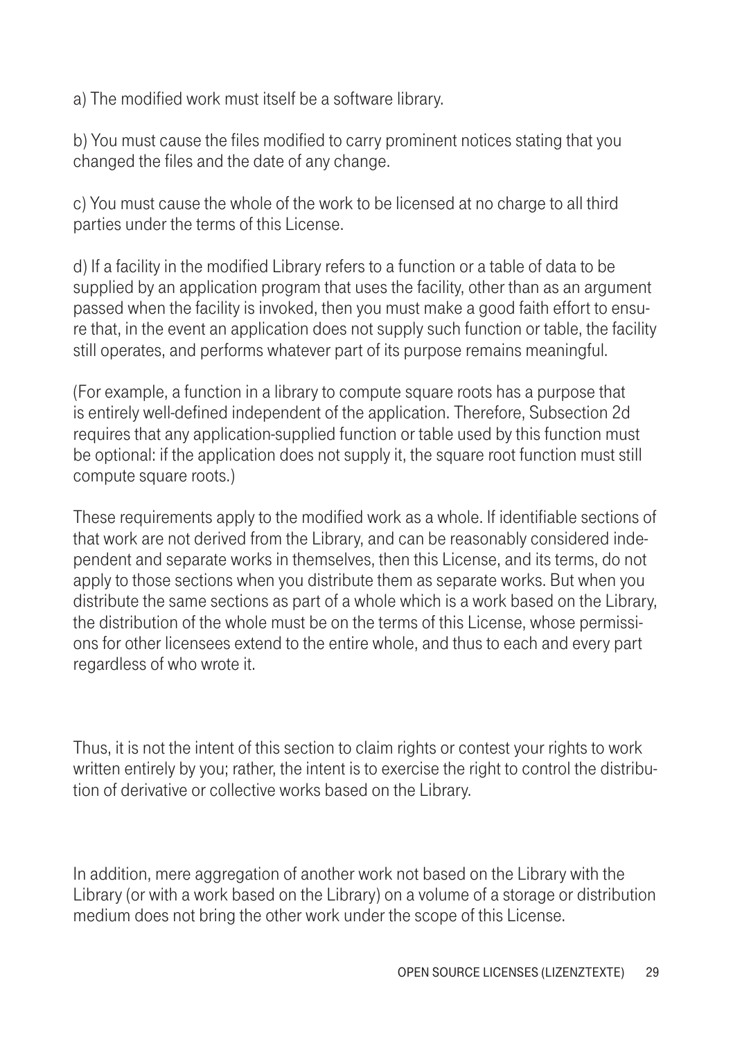a) The modified work must itself be a software library.

b) You must cause the files modified to carry prominent notices stating that you changed the files and the date of any change.

c) You must cause the whole of the work to be licensed at no charge to all third parties under the terms of this License.

d) If a facility in the modified Library refers to a function or a table of data to be supplied by an application program that uses the facility, other than as an argument passed when the facility is invoked, then you must make a good faith effort to ensure that, in the event an application does not supply such function or table, the facility still operates, and performs whatever part of its purpose remains meaningful.

(For example, a function in a library to compute square roots has a purpose that is entirely well-defined independent of the application. Therefore, Subsection 2d requires that any application-supplied function or table used by this function must be optional: if the application does not supply it, the square root function must still compute square roots.)

These requirements apply to the modified work as a whole. If identifiable sections of that work are not derived from the Library, and can be reasonably considered independent and separate works in themselves, then this License, and its terms, do not apply to those sections when you distribute them as separate works. But when you distribute the same sections as part of a whole which is a work based on the Library, the distribution of the whole must be on the terms of this License, whose permissions for other licensees extend to the entire whole, and thus to each and every part regardless of who wrote it.

Thus, it is not the intent of this section to claim rights or contest your rights to work written entirely by you; rather, the intent is to exercise the right to control the distribution of derivative or collective works based on the Library.

In addition, mere aggregation of another work not based on the Library with the Library (or with a work based on the Library) on a volume of a storage or distribution medium does not bring the other work under the scope of this License.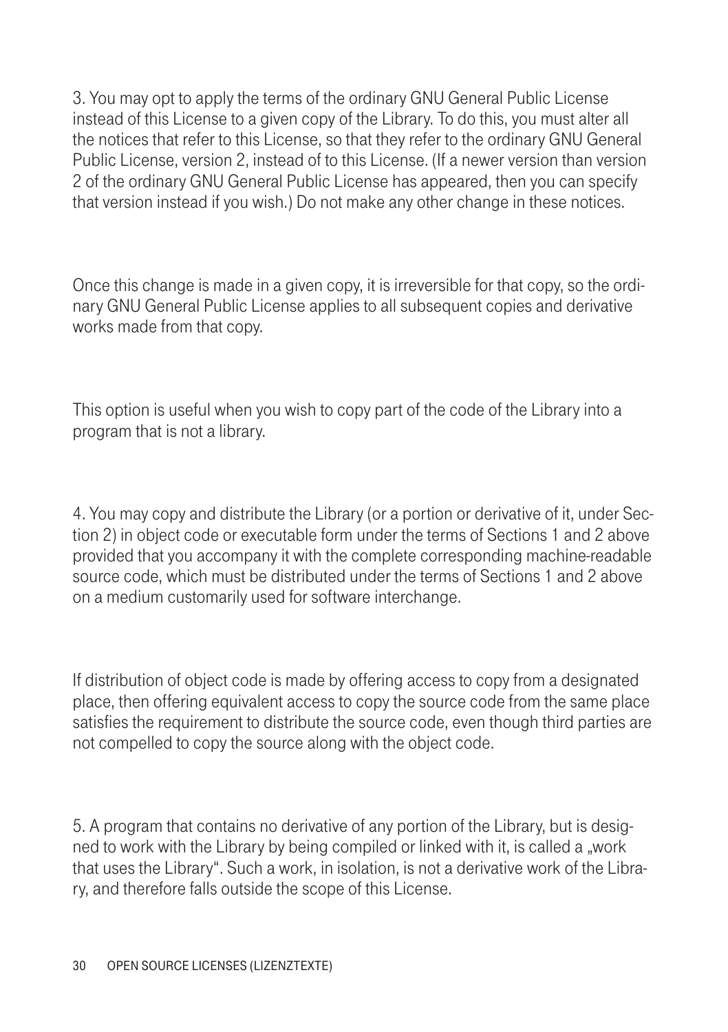3. You may opt to apply the terms of the ordinary GNU General Public License instead of this License to a given copy of the Library. To do this, you must alter all the notices that refer to this License, so that they refer to the ordinary GNU General Public License, version 2, instead of to this License. (If a newer version than version 2 of the ordinary GNU General Public License has appeared, then you can specify that version instead if you wish.) Do not make any other change in these notices.

Once this change is made in a given copy, it is irreversible for that copy, so the ordinary GNU General Public License applies to all subsequent copies and derivative works made from that copy.

This option is useful when you wish to copy part of the code of the Library into a program that is not a library.

4. You may copy and distribute the Library (or a portion or derivative of it, under Section 2) in object code or executable form under the terms of Sections 1 and 2 above provided that you accompany it with the complete corresponding machine-readable source code, which must be distributed under the terms of Sections 1 and 2 above on a medium customarily used for software interchange.

If distribution of object code is made by offering access to copy from a designated place, then offering equivalent access to copy the source code from the same place satisfies the requirement to distribute the source code, even though third parties are not compelled to copy the source along with the object code.

5. A program that contains no derivative of any portion of the Library, but is designed to work with the Library by being compiled or linked with it, is called a „work that uses the Library". Such a work, in isolation, is not a derivative work of the Library, and therefore falls outside the scope of this License.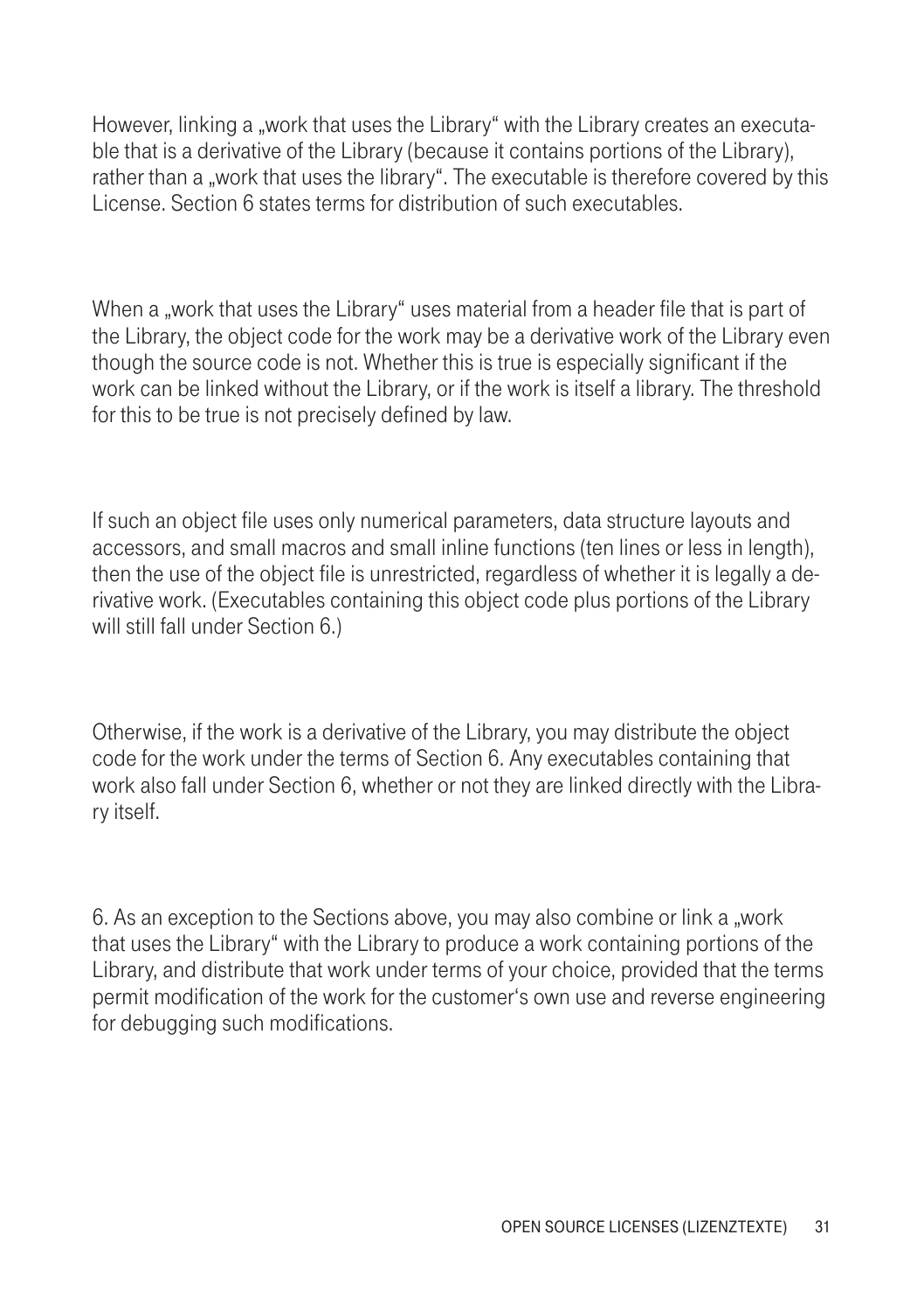However, linking a „work that uses the Library" with the Library creates an executable that is a derivative of the Library (because it contains portions of the Library), rather than a „work that uses the library". The executable is therefore covered by this License. Section 6 states terms for distribution of such executables.

When a „work that uses the Library" uses material from a header file that is part of the Library, the object code for the work may be a derivative work of the Library even though the source code is not. Whether this is true is especially significant if the work can be linked without the Library, or if the work is itself a library. The threshold for this to be true is not precisely defined by law.

If such an object file uses only numerical parameters, data structure layouts and accessors, and small macros and small inline functions (ten lines or less in length), then the use of the object file is unrestricted, regardless of whether it is legally a derivative work. (Executables containing this object code plus portions of the Library will still fall under Section 6.)

Otherwise, if the work is a derivative of the Library, you may distribute the object code for the work under the terms of Section 6. Any executables containing that work also fall under Section 6, whether or not they are linked directly with the Library itself.

6. As an exception to the Sections above, you may also combine or link a „work that uses the Library" with the Library to produce a work containing portions of the Library, and distribute that work under terms of your choice, provided that the terms permit modification of the work for the customer's own use and reverse engineering for debugging such modifications.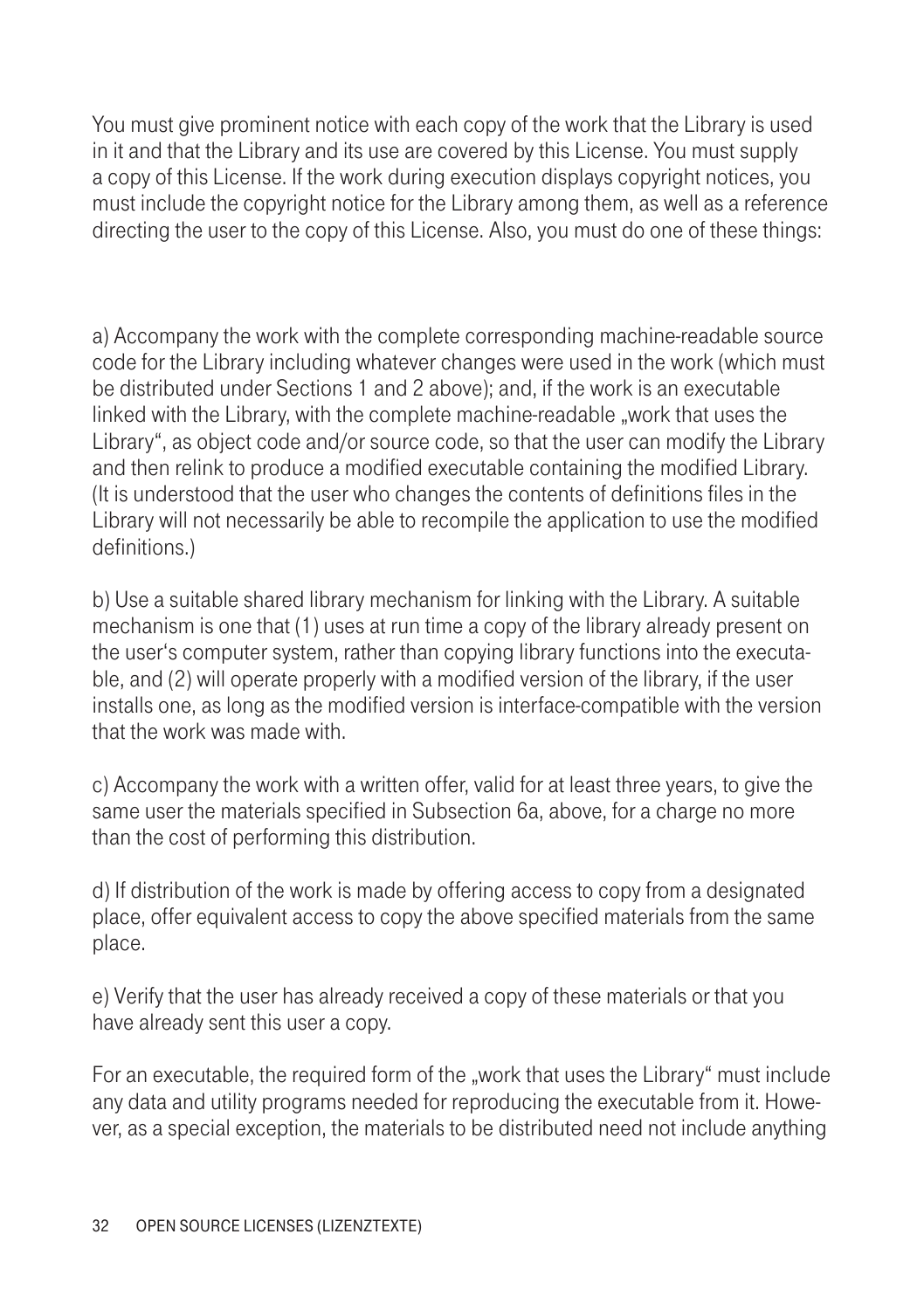You must give prominent notice with each copy of the work that the Library is used in it and that the Library and its use are covered by this License. You must supply a copy of this License. If the work during execution displays copyright notices, you must include the copyright notice for the Library among them, as well as a reference directing the user to the copy of this License. Also, you must do one of these things:

a) Accompany the work with the complete corresponding machine-readable source code for the Library including whatever changes were used in the work (which must be distributed under Sections 1 and 2 above); and, if the work is an executable linked with the Library, with the complete machine-readable „work that uses the Library", as object code and/or source code, so that the user can modify the Library and then relink to produce a modified executable containing the modified Library. (It is understood that the user who changes the contents of definitions files in the Library will not necessarily be able to recompile the application to use the modified definitions.)

b) Use a suitable shared library mechanism for linking with the Library. A suitable mechanism is one that (1) uses at run time a copy of the library already present on the user's computer system, rather than copying library functions into the executable, and (2) will operate properly with a modified version of the library, if the user installs one, as long as the modified version is interface-compatible with the version that the work was made with.

c) Accompany the work with a written offer, valid for at least three years, to give the same user the materials specified in Subsection 6a, above, for a charge no more than the cost of performing this distribution.

d) If distribution of the work is made by offering access to copy from a designated place, offer equivalent access to copy the above specified materials from the same place.

e) Verify that the user has already received a copy of these materials or that you have already sent this user a copy.

For an executable, the required form of the „work that uses the Library" must include any data and utility programs needed for reproducing the executable from it. However, as a special exception, the materials to be distributed need not include anything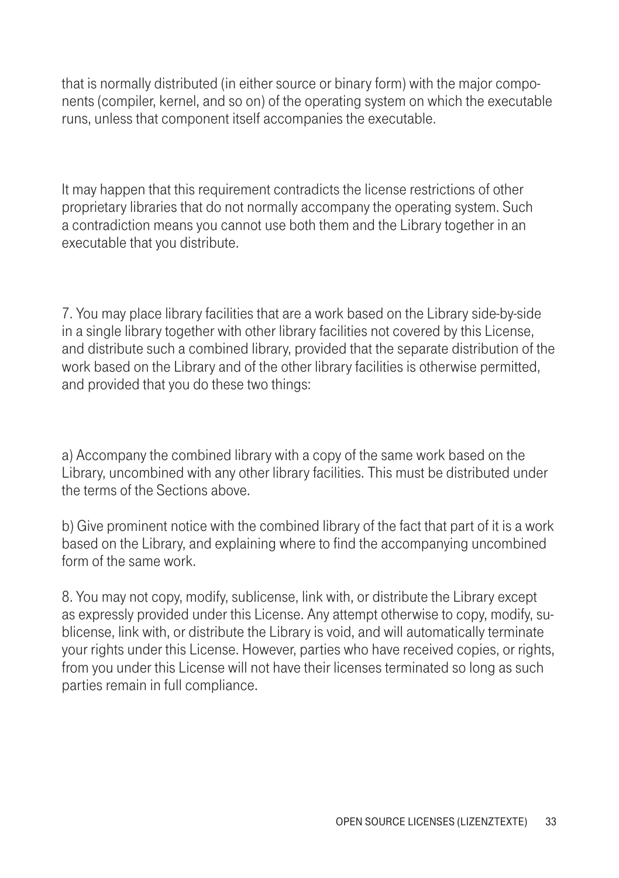that is normally distributed (in either source or binary form) with the major components (compiler, kernel, and so on) of the operating system on which the executable runs, unless that component itself accompanies the executable.

It may happen that this requirement contradicts the license restrictions of other proprietary libraries that do not normally accompany the operating system. Such a contradiction means you cannot use both them and the Library together in an executable that you distribute.

7. You may place library facilities that are a work based on the Library side-by-side in a single library together with other library facilities not covered by this License, and distribute such a combined library, provided that the separate distribution of the work based on the Library and of the other library facilities is otherwise permitted, and provided that you do these two things:

a) Accompany the combined library with a copy of the same work based on the Library, uncombined with any other library facilities. This must be distributed under the terms of the Sections above.

b) Give prominent notice with the combined library of the fact that part of it is a work based on the Library, and explaining where to find the accompanying uncombined form of the same work.

8. You may not copy, modify, sublicense, link with, or distribute the Library except as expressly provided under this License. Any attempt otherwise to copy, modify, sublicense, link with, or distribute the Library is void, and will automatically terminate your rights under this License. However, parties who have received copies, or rights, from you under this License will not have their licenses terminated so long as such parties remain in full compliance.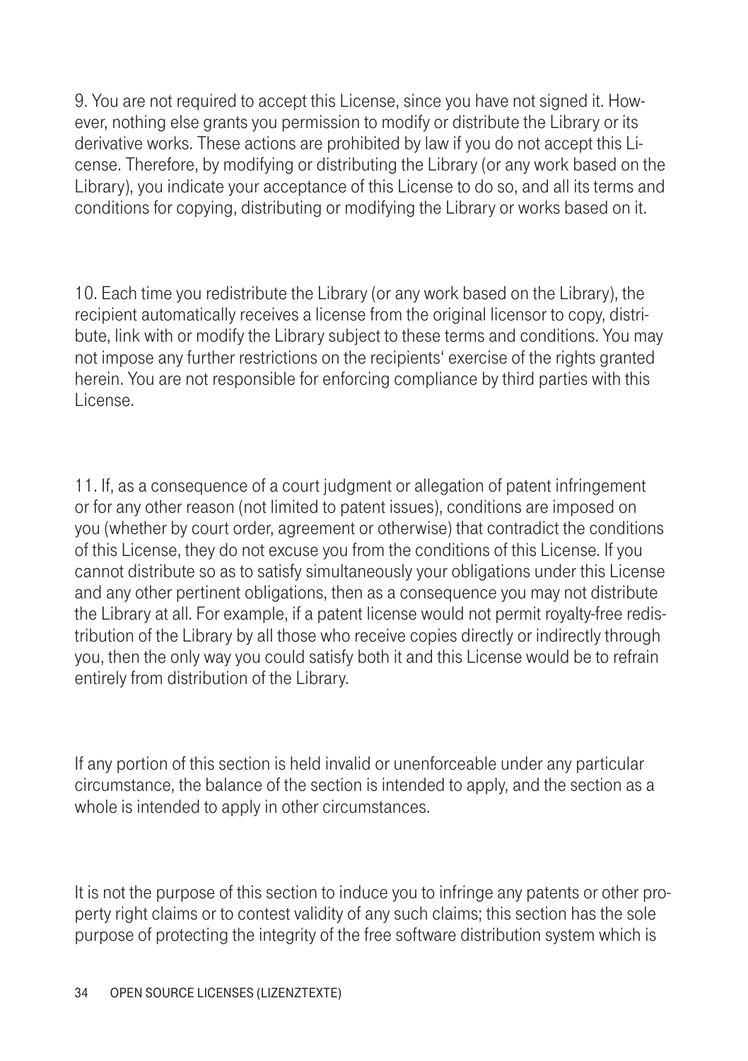9. You are not required to accept this License, since you have not signed it. However, nothing else grants you permission to modify or distribute the Library or its derivative works. These actions are prohibited by law if you do not accept this License. Therefore, by modifying or distributing the Library (or any work based on the Library), you indicate your acceptance of this License to do so, and all its terms and conditions for copying, distributing or modifying the Library or works based on it.

10. Each time you redistribute the Library (or any work based on the Library), the recipient automatically receives a license from the original licensor to copy, distribute, link with or modify the Library subject to these terms and conditions. You may not impose any further restrictions on the recipients‘ exercise of the rights granted herein. You are not responsible for enforcing compliance by third parties with this License.

11. If, as a consequence of a court judgment or allegation of patent infringement or for any other reason (not limited to patent issues), conditions are imposed on you (whether by court order, agreement or otherwise) that contradict the conditions of this License, they do not excuse you from the conditions of this License. If you cannot distribute so as to satisfy simultaneously your obligations under this License and any other pertinent obligations, then as a consequence you may not distribute the Library at all. For example, if a patent license would not permit royalty-free redistribution of the Library by all those who receive copies directly or indirectly through you, then the only way you could satisfy both it and this License would be to refrain entirely from distribution of the Library.

If any portion of this section is held invalid or unenforceable under any particular circumstance, the balance of the section is intended to apply, and the section as a whole is intended to apply in other circumstances.

It is not the purpose of this section to induce you to infringe any patents or other property right claims or to contest validity of any such claims; this section has the sole purpose of protecting the integrity of the free software distribution system which is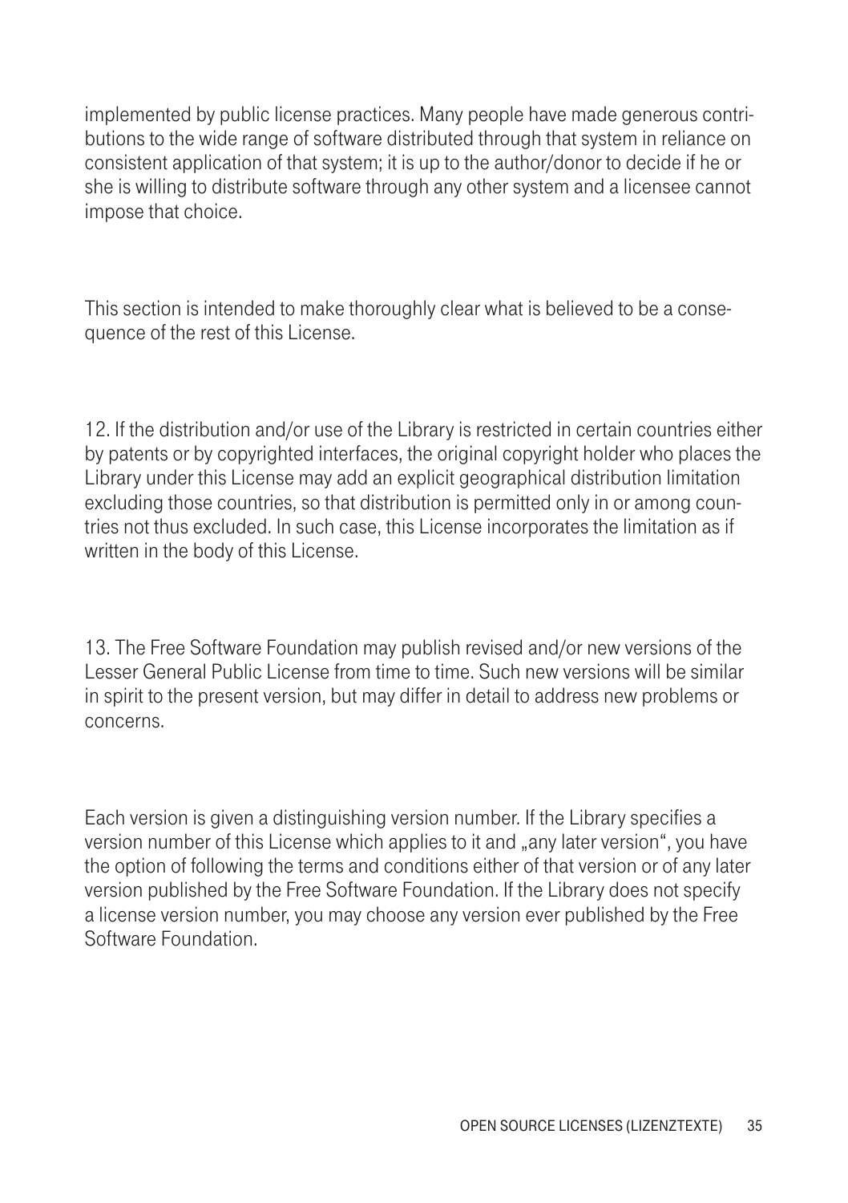implemented by public license practices. Many people have made generous contributions to the wide range of software distributed through that system in reliance on consistent application of that system; it is up to the author/donor to decide if he or she is willing to distribute software through any other system and a licensee cannot impose that choice.

This section is intended to make thoroughly clear what is believed to be a consequence of the rest of this License.

12. If the distribution and/or use of the Library is restricted in certain countries either by patents or by copyrighted interfaces, the original copyright holder who places the Library under this License may add an explicit geographical distribution limitation excluding those countries, so that distribution is permitted only in or among countries not thus excluded. In such case, this License incorporates the limitation as if written in the body of this License.

13. The Free Software Foundation may publish revised and/or new versions of the Lesser General Public License from time to time. Such new versions will be similar in spirit to the present version, but may differ in detail to address new problems or concerns.

Each version is given a distinguishing version number. If the Library specifies a version number of this License which applies to it and „any later version", you have the option of following the terms and conditions either of that version or of any later version published by the Free Software Foundation. If the Library does not specify a license version number, you may choose any version ever published by the Free Software Foundation.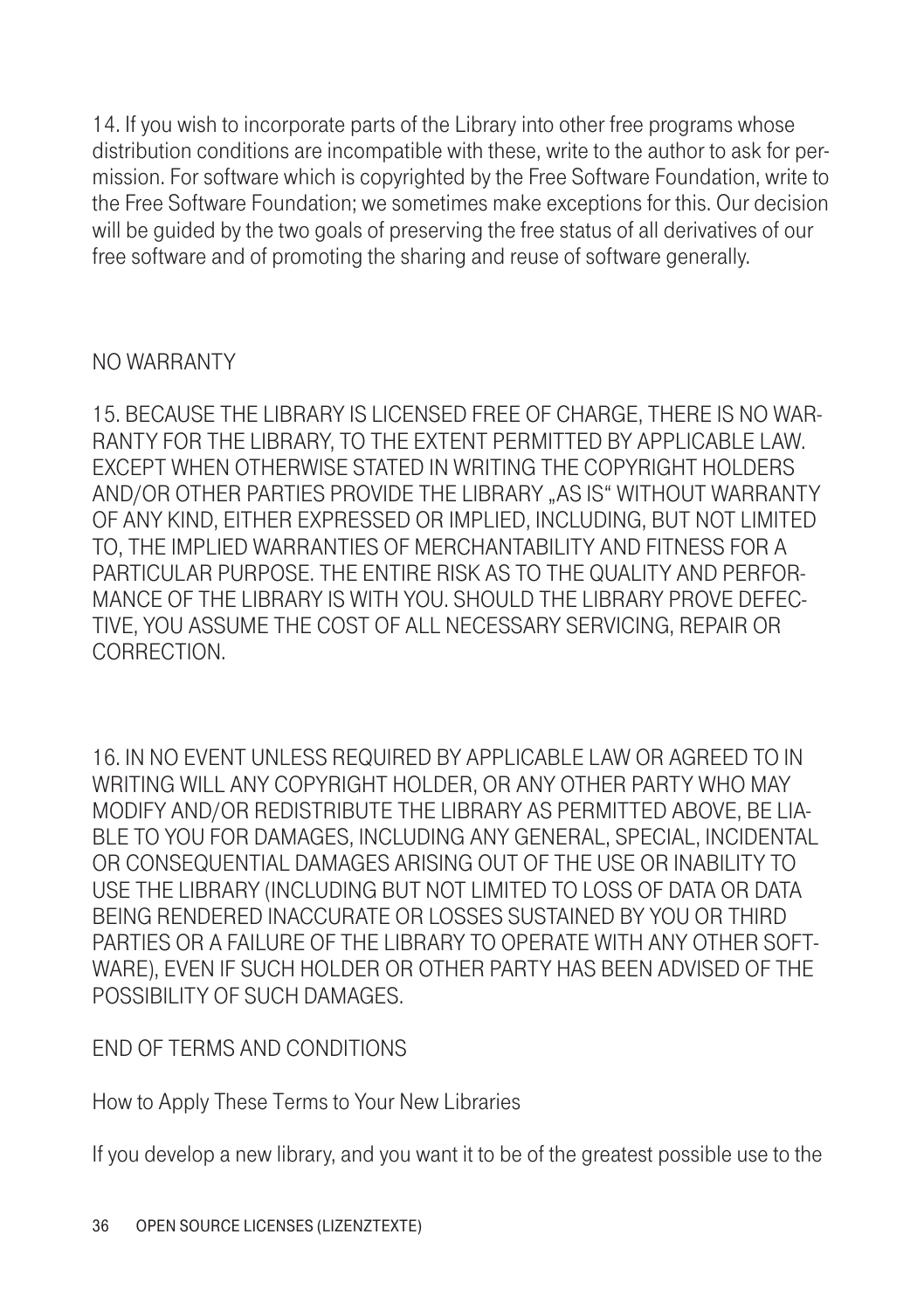14. If you wish to incorporate parts of the Library into other free programs whose distribution conditions are incompatible with these, write to the author to ask for permission. For software which is copyrighted by the Free Software Foundation, write to the Free Software Foundation; we sometimes make exceptions for this. Our decision will be guided by the two goals of preserving the free status of all derivatives of our free software and of promoting the sharing and reuse of software generally.

NO WARRANTY

15. BECAUSE THE LIBRARY IS LICENSED FREE OF CHARGE, THERE IS NO WARRANTY FOR THE LIBRARY, TO THE EXTENT PERMITTED BY APPLICABLE LAW. EXCEPT WHEN OTHERWISE STATED IN WRITING THE COPYRIGHT HOLDERS AND/OR OTHER PARTIES PROVIDE THE LIBRARY „AS IS" WITHOUT WARRANTY OF ANY KIND, EITHER EXPRESSED OR IMPLIED, INCLUDING, BUT NOT LIMITED TO, THE IMPLIED WARRANTIES OF MERCHANTABILITY AND FITNESS FOR A PARTICULAR PURPOSE. THE ENTIRE RISK AS TO THE QUALITY AND PERFORMANCE OF THE LIBRARY IS WITH YOU. SHOULD THE LIBRARY PROVE DEFECTIVE, YOU ASSUME THE COST OF ALL NECESSARY SERVICING, REPAIR OR CORRECTION.

16. IN NO EVENT UNLESS REQUIRED BY APPLICABLE LAW OR AGREED TO IN WRITING WILL ANY COPYRIGHT HOLDER, OR ANY OTHER PARTY WHO MAY MODIFY AND/OR REDISTRIBUTE THE LIBRARY AS PERMITTED ABOVE, BE LIABLE TO YOU FOR DAMAGES, INCLUDING ANY GENERAL, SPECIAL, INCIDENTAL OR CONSEQUENTIAL DAMAGES ARISING OUT OF THE USE OR INABILITY TO USE THE LIBRARY (INCLUDING BUT NOT LIMITED TO LOSS OF DATA OR DATA BEING RENDERED INACCURATE OR LOSSES SUSTAINED BY YOU OR THIRD PARTIES OR A FAILURE OF THE LIBRARY TO OPERATE WITH ANY OTHER SOFTWARE), EVEN IF SUCH HOLDER OR OTHER PARTY HAS BEEN ADVISED OF THE POSSIBILITY OF SUCH DAMAGES.

END OF TERMS AND CONDITIONS

How to Apply These Terms to Your New Libraries

If you develop a new library, and you want it to be of the greatest possible use to the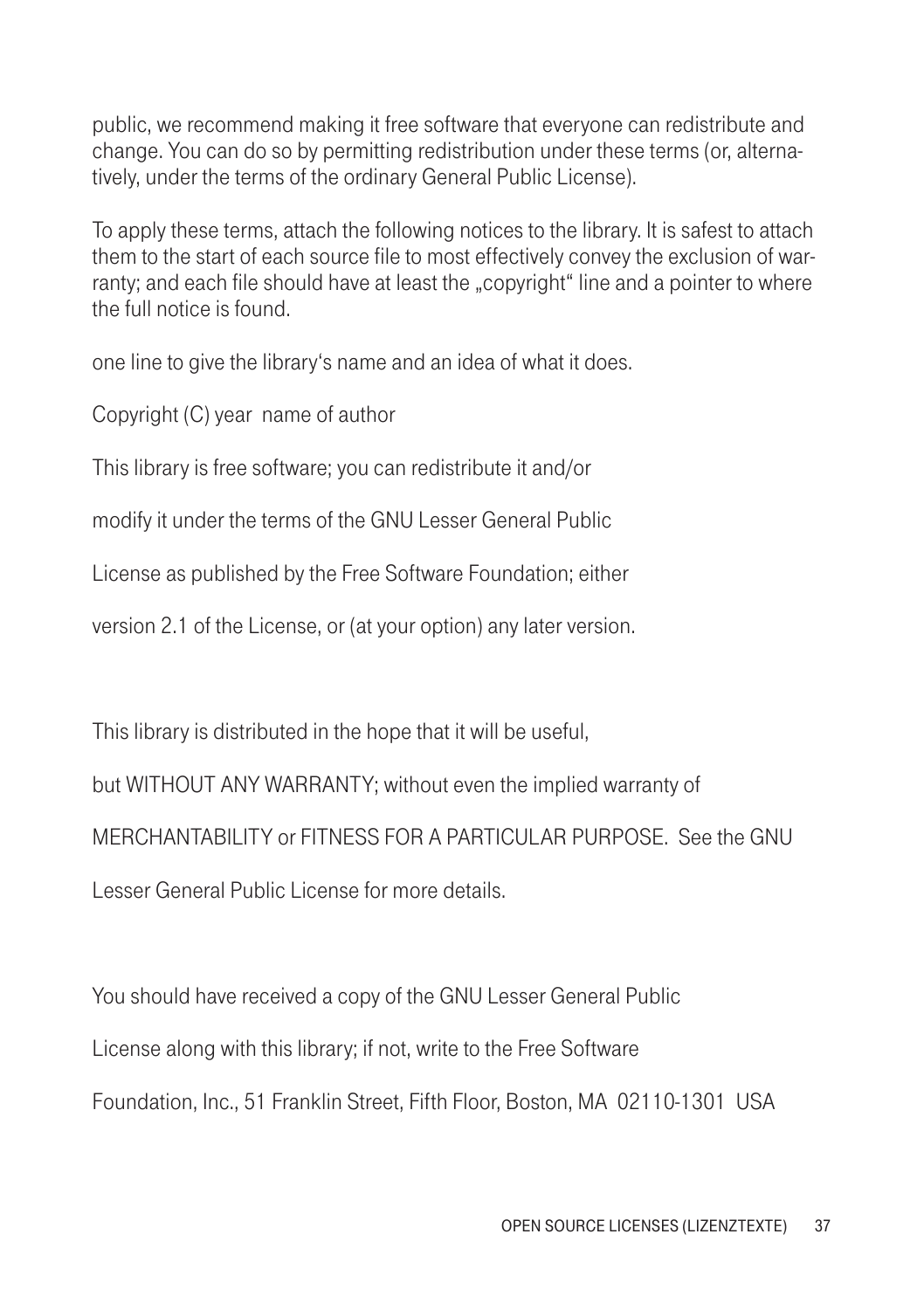public, we recommend making it free software that everyone can redistribute and change. You can do so by permitting redistribution under these terms (or, alternatively, under the terms of the ordinary General Public License).

To apply these terms, attach the following notices to the library. It is safest to attach them to the start of each source file to most effectively convey the exclusion of warranty; and each file should have at least the „copyright" line and a pointer to where the full notice is found.

one line to give the library's name and an idea of what it does.

Copyright (C) year  name of author

This library is free software; you can redistribute it and/or

modify it under the terms of the GNU Lesser General Public

License as published by the Free Software Foundation; either

version 2.1 of the License, or (at your option) any later version.

This library is distributed in the hope that it will be useful,

but WITHOUT ANY WARRANTY; without even the implied warranty of

MERCHANTABILITY or FITNESS FOR A PARTICULAR PURPOSE.  See the GNU

Lesser General Public License for more details.

You should have received a copy of the GNU Lesser General Public

License along with this library; if not, write to the Free Software

Foundation, Inc., 51 Franklin Street, Fifth Floor, Boston, MA  02110-1301  USA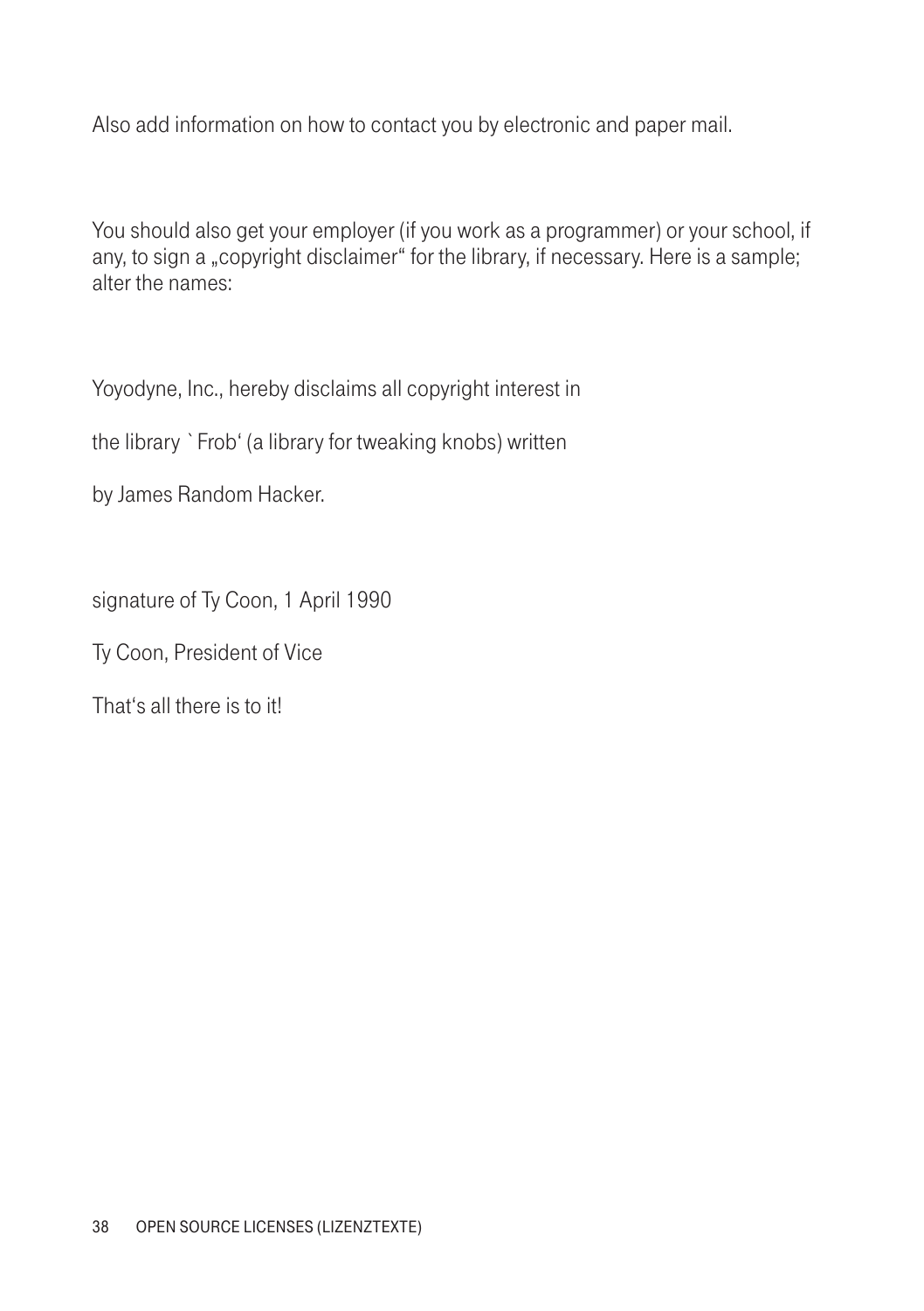Also add information on how to contact you by electronic and paper mail.

You should also get your employer (if you work as a programmer) or your school, if any, to sign a „copyright disclaimer" for the library, if necessary. Here is a sample; alter the names:

Yoyodyne, Inc., hereby disclaims all copyright interest in

the library `Frob' (a library for tweaking knobs) written

by James Random Hacker.

signature of Ty Coon, 1 April 1990

Ty Coon, President of Vice

That's all there is to it!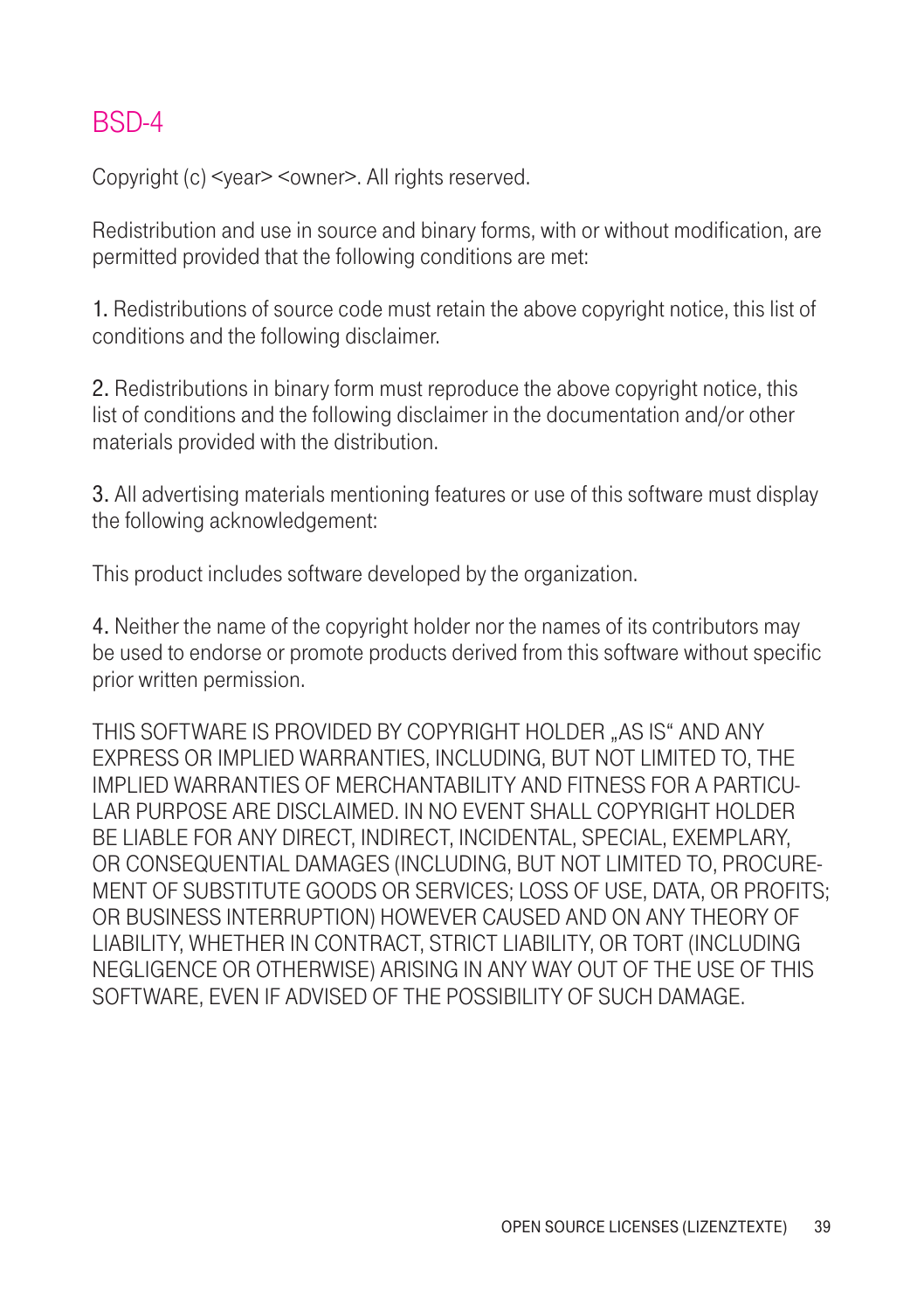# BSD-4

Copyright (c) <year> <owner>. All rights reserved.

Redistribution and use in source and binary forms, with or without modification, are permitted provided that the following conditions are met:

1. Redistributions of source code must retain the above copyright notice, this list of conditions and the following disclaimer.

2. Redistributions in binary form must reproduce the above copyright notice, this list of conditions and the following disclaimer in the documentation and/or other materials provided with the distribution.

3. All advertising materials mentioning features or use of this software must display the following acknowledgement:

This product includes software developed by the organization.

4. Neither the name of the copyright holder nor the names of its contributors may be used to endorse or promote products derived from this software without specific prior written permission.

THIS SOFTWARE IS PROVIDED BY COPYRIGHT HOLDER „AS IS“ AND ANY EXPRESS OR IMPLIED WARRANTIES, INCLUDING, BUT NOT LIMITED TO, THE IMPLIED WARRANTIES OF MERCHANTABILITY AND FITNESS FOR A PARTICULAR PURPOSE ARE DISCLAIMED. IN NO EVENT SHALL COPYRIGHT HOLDER BE LIABLE FOR ANY DIRECT, INDIRECT, INCIDENTAL, SPECIAL, EXEMPLARY, OR CONSEQUENTIAL DAMAGES (INCLUDING, BUT NOT LIMITED TO, PROCUREMENT OF SUBSTITUTE GOODS OR SERVICES; LOSS OF USE, DATA, OR PROFITS; OR BUSINESS INTERRUPTION) HOWEVER CAUSED AND ON ANY THEORY OF LIABILITY, WHETHER IN CONTRACT, STRICT LIABILITY, OR TORT (INCLUDING NEGLIGENCE OR OTHERWISE) ARISING IN ANY WAY OUT OF THE USE OF THIS SOFTWARE, EVEN IF ADVISED OF THE POSSIBILITY OF SUCH DAMAGE.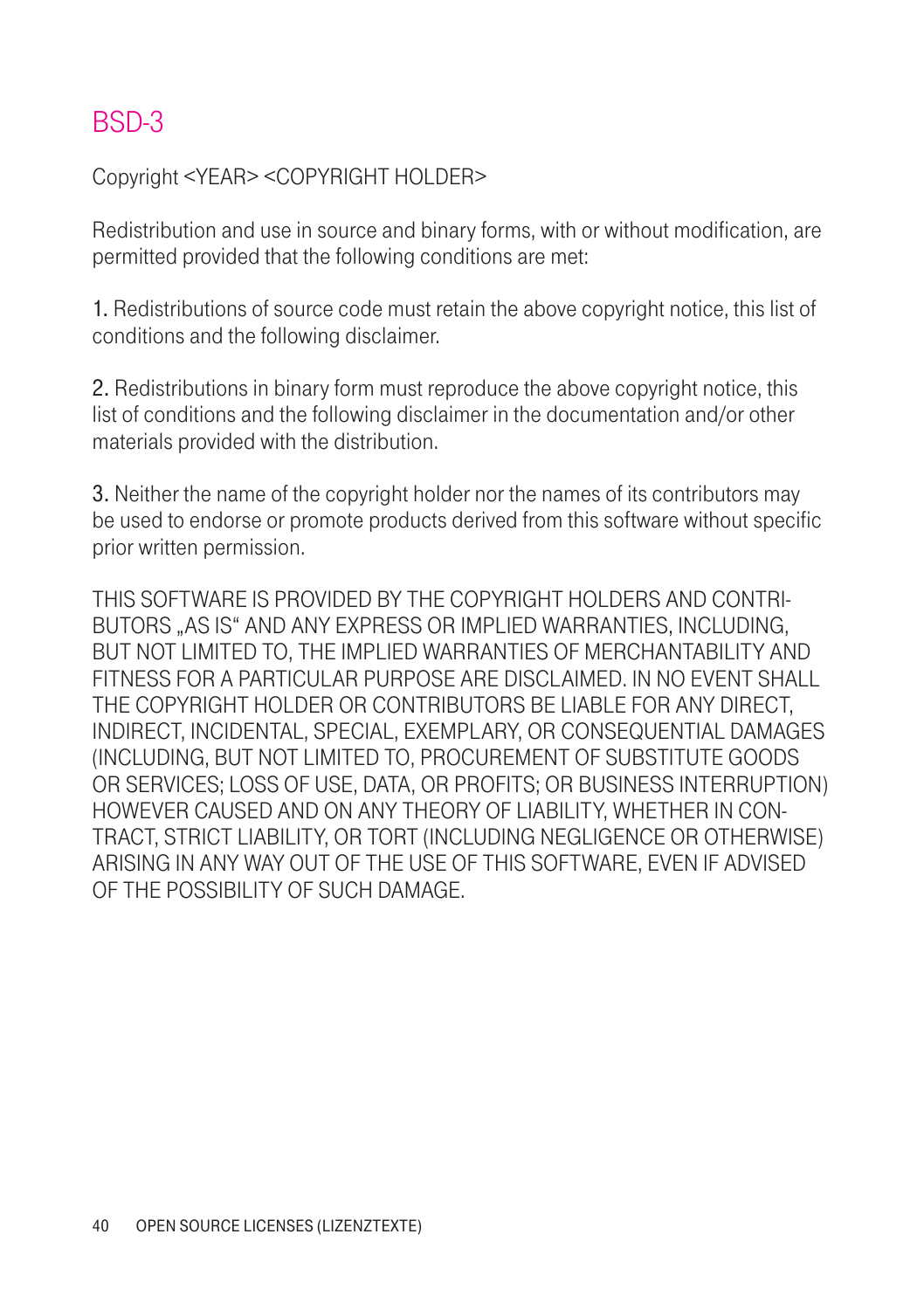# BSD-3

Copyright <YEAR> <COPYRIGHT HOLDER>

Redistribution and use in source and binary forms, with or without modification, are permitted provided that the following conditions are met:

1. Redistributions of source code must retain the above copyright notice, this list of conditions and the following disclaimer.

2. Redistributions in binary form must reproduce the above copyright notice, this list of conditions and the following disclaimer in the documentation and/or other materials provided with the distribution.

3. Neither the name of the copyright holder nor the names of its contributors may be used to endorse or promote products derived from this software without specific prior written permission.

THIS SOFTWARE IS PROVIDED BY THE COPYRIGHT HOLDERS AND CONTRIBUTORS „AS IS" AND ANY EXPRESS OR IMPLIED WARRANTIES, INCLUDING, BUT NOT LIMITED TO, THE IMPLIED WARRANTIES OF MERCHANTABILITY AND FITNESS FOR A PARTICULAR PURPOSE ARE DISCLAIMED. IN NO EVENT SHALL THE COPYRIGHT HOLDER OR CONTRIBUTORS BE LIABLE FOR ANY DIRECT, INDIRECT, INCIDENTAL, SPECIAL, EXEMPLARY, OR CONSEQUENTIAL DAMAGES (INCLUDING, BUT NOT LIMITED TO, PROCUREMENT OF SUBSTITUTE GOODS OR SERVICES; LOSS OF USE, DATA, OR PROFITS; OR BUSINESS INTERRUPTION) HOWEVER CAUSED AND ON ANY THEORY OF LIABILITY, WHETHER IN CONTRACT, STRICT LIABILITY, OR TORT (INCLUDING NEGLIGENCE OR OTHERWISE) ARISING IN ANY WAY OUT OF THE USE OF THIS SOFTWARE, EVEN IF ADVISED OF THE POSSIBILITY OF SUCH DAMAGE.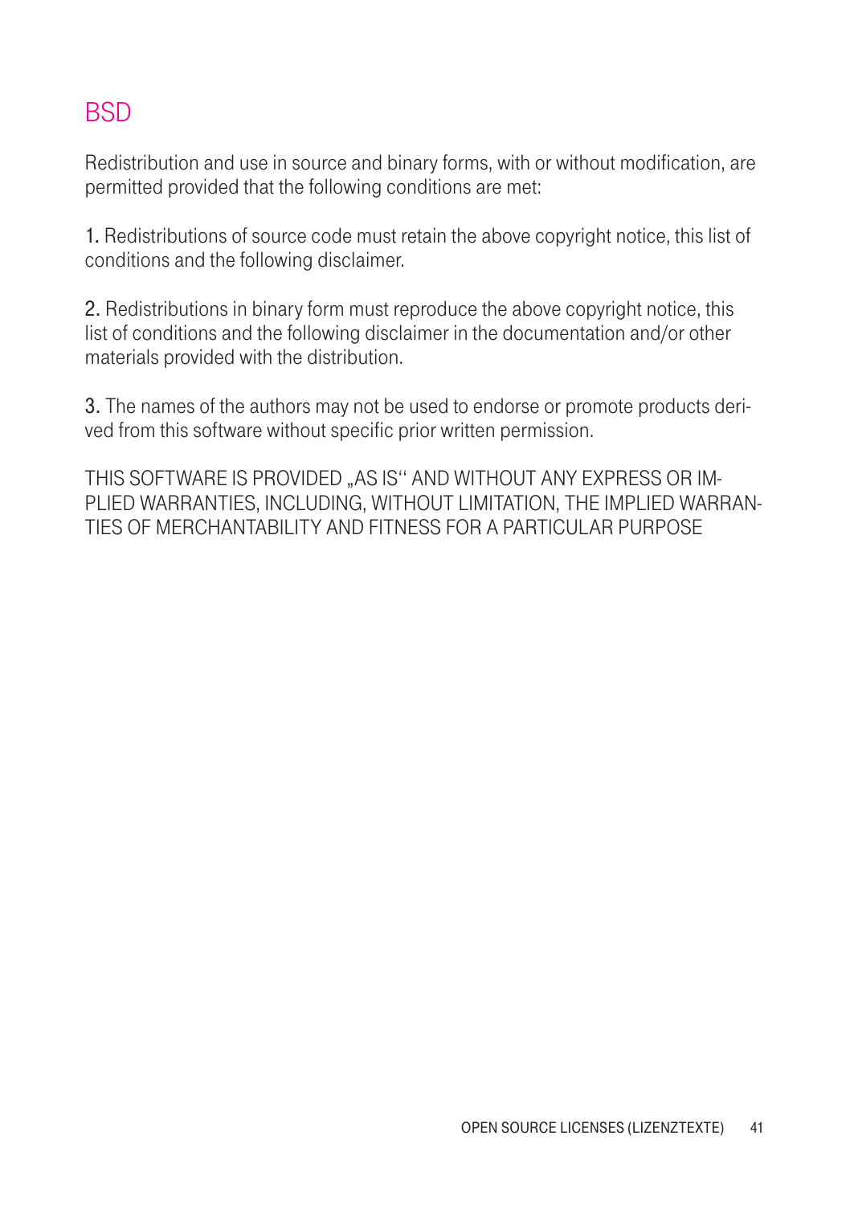# BSD

Redistribution and use in source and binary forms, with or without modification, are permitted provided that the following conditions are met:

1. Redistributions of source code must retain the above copyright notice, this list of conditions and the following disclaimer.

2. Redistributions in binary form must reproduce the above copyright notice, this list of conditions and the following disclaimer in the documentation and/or other materials provided with the distribution.

3. The names of the authors may not be used to endorse or promote products derived from this software without specific prior written permission.

THIS SOFTWARE IS PROVIDED „AS IS" AND WITHOUT ANY EXPRESS OR IMPLIED WARRANTIES, INCLUDING, WITHOUT LIMITATION, THE IMPLIED WARRANTIES OF MERCHANTABILITY AND FITNESS FOR A PARTICULAR PURPOSE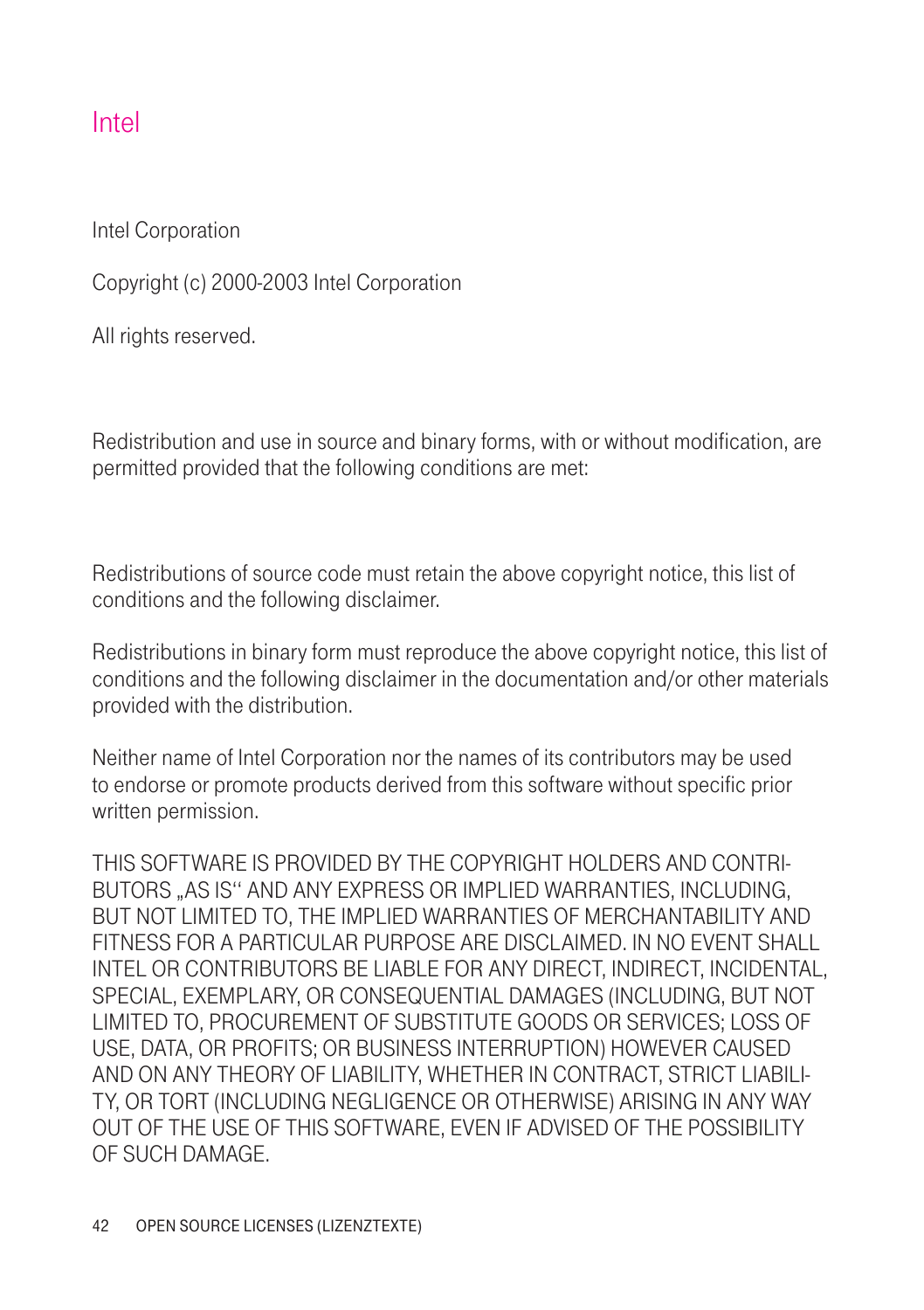## Intel

Intel Corporation

Copyright (c) 2000-2003 Intel Corporation

All rights reserved.

Redistribution and use in source and binary forms, with or without modification, are permitted provided that the following conditions are met:

Redistributions of source code must retain the above copyright notice, this list of conditions and the following disclaimer.

Redistributions in binary form must reproduce the above copyright notice, this list of conditions and the following disclaimer in the documentation and/or other materials provided with the distribution.

Neither name of Intel Corporation nor the names of its contributors may be used to endorse or promote products derived from this software without specific prior written permission.

THIS SOFTWARE IS PROVIDED BY THE COPYRIGHT HOLDERS AND CONTRIBUTORS „AS IS" AND ANY EXPRESS OR IMPLIED WARRANTIES, INCLUDING, BUT NOT LIMITED TO, THE IMPLIED WARRANTIES OF MERCHANTABILITY AND FITNESS FOR A PARTICULAR PURPOSE ARE DISCLAIMED. IN NO EVENT SHALL INTEL OR CONTRIBUTORS BE LIABLE FOR ANY DIRECT, INDIRECT, INCIDENTAL, SPECIAL, EXEMPLARY, OR CONSEQUENTIAL DAMAGES (INCLUDING, BUT NOT LIMITED TO, PROCUREMENT OF SUBSTITUTE GOODS OR SERVICES; LOSS OF USE, DATA, OR PROFITS; OR BUSINESS INTERRUPTION) HOWEVER CAUSED AND ON ANY THEORY OF LIABILITY, WHETHER IN CONTRACT, STRICT LIABILITY, OR TORT (INCLUDING NEGLIGENCE OR OTHERWISE) ARISING IN ANY WAY OUT OF THE USE OF THIS SOFTWARE, EVEN IF ADVISED OF THE POSSIBILITY OF SUCH DAMAGE.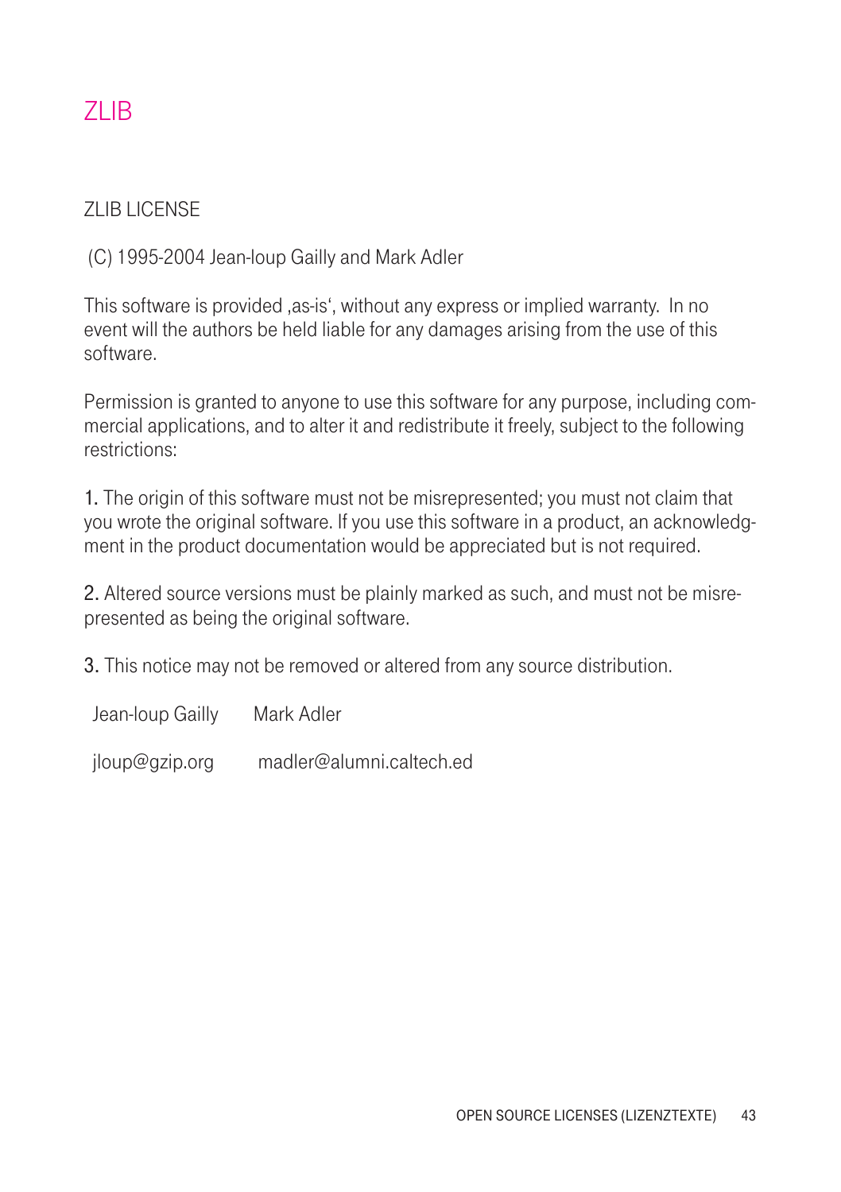# ZLIB

ZLIB LICENSE

(C) 1995-2004 Jean-loup Gailly and Mark Adler

This software is provided ‚as-is', without any express or implied warranty. In no event will the authors be held liable for any damages arising from the use of this software.

Permission is granted to anyone to use this software for any purpose, including commercial applications, and to alter it and redistribute it freely, subject to the following restrictions:

1. The origin of this software must not be misrepresented; you must not claim that you wrote the original software. If you use this software in a product, an acknowledgment in the product documentation would be appreciated but is not required.

2. Altered source versions must be plainly marked as such, and must not be misrepresented as being the original software.

3. This notice may not be removed or altered from any source distribution.

Jean-loup Gailly     Mark Adler

jloup@gzip.org     madler@alumni.caltech.ed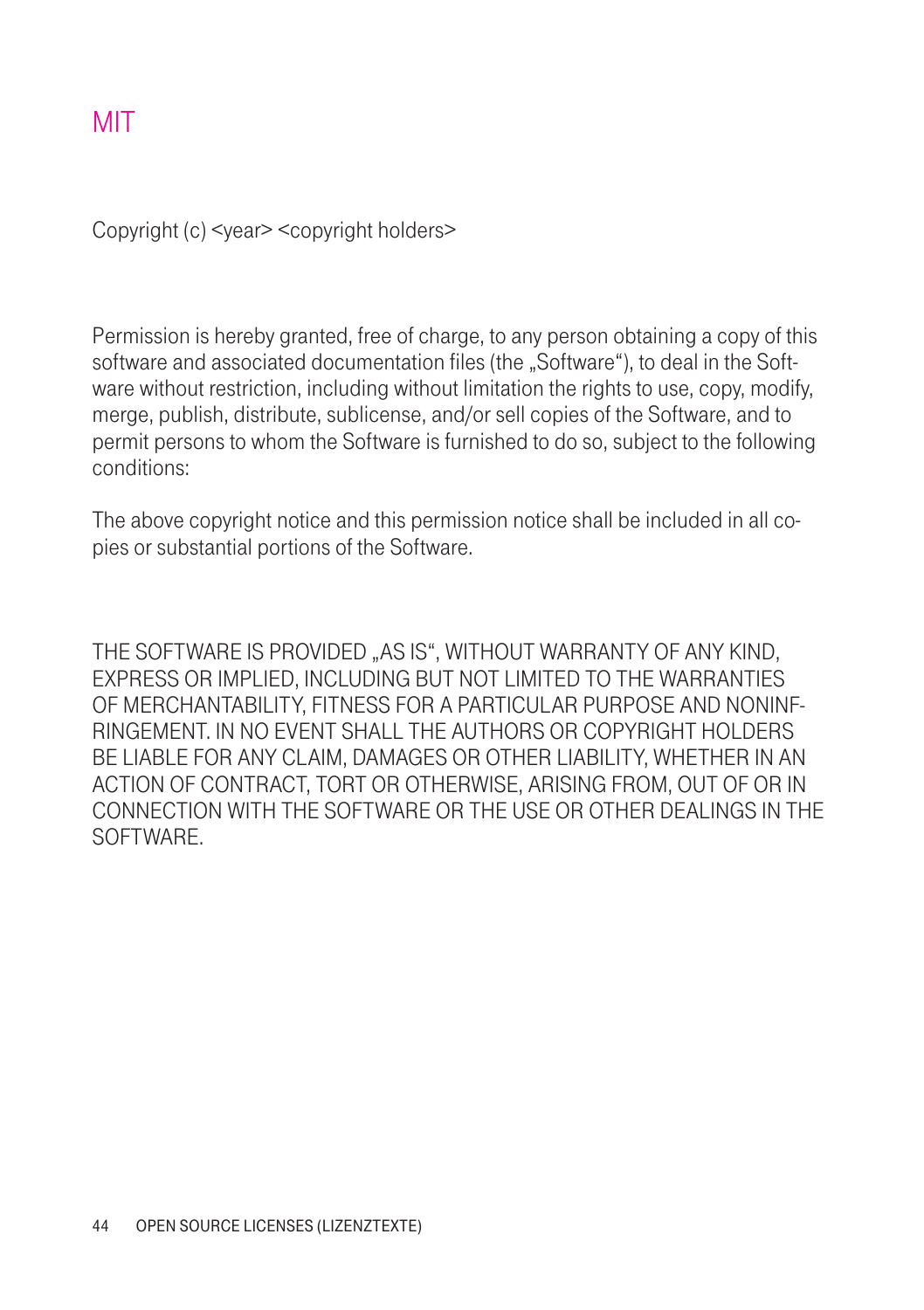# MIT

Copyright (c) <year> <copyright holders>

Permission is hereby granted, free of charge, to any person obtaining a copy of this software and associated documentation files (the „Software"), to deal in the Software without restriction, including without limitation the rights to use, copy, modify, merge, publish, distribute, sublicense, and/or sell copies of the Software, and to permit persons to whom the Software is furnished to do so, subject to the following conditions:

The above copyright notice and this permission notice shall be included in all copies or substantial portions of the Software.

THE SOFTWARE IS PROVIDED „AS IS", WITHOUT WARRANTY OF ANY KIND, EXPRESS OR IMPLIED, INCLUDING BUT NOT LIMITED TO THE WARRANTIES OF MERCHANTABILITY, FITNESS FOR A PARTICULAR PURPOSE AND NONINFRINGEMENT. IN NO EVENT SHALL THE AUTHORS OR COPYRIGHT HOLDERS BE LIABLE FOR ANY CLAIM, DAMAGES OR OTHER LIABILITY, WHETHER IN AN ACTION OF CONTRACT, TORT OR OTHERWISE, ARISING FROM, OUT OF OR IN CONNECTION WITH THE SOFTWARE OR THE USE OR OTHER DEALINGS IN THE SOFTWARE.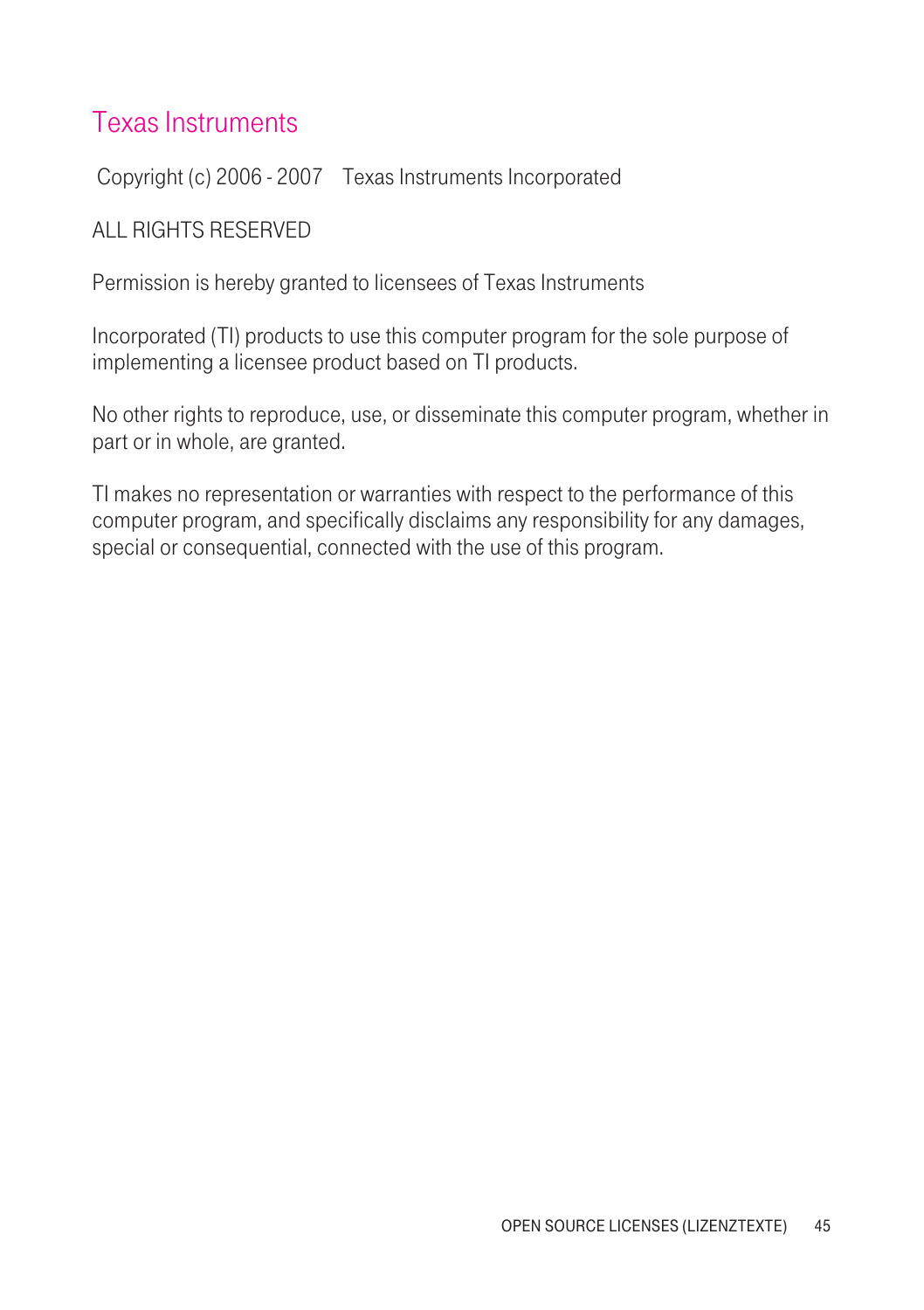## Texas Instruments

Copyright (c) 2006 - 2007 Texas Instruments Incorporated

ALL RIGHTS RESERVED

Permission is hereby granted to licensees of Texas Instruments

Incorporated (TI) products to use this computer program for the sole purpose of implementing a licensee product based on TI products.

No other rights to reproduce, use, or disseminate this computer program, whether in part or in whole, are granted.

TI makes no representation or warranties with respect to the performance of this computer program, and specifically disclaims any responsibility for any damages, special or consequential, connected with the use of this program.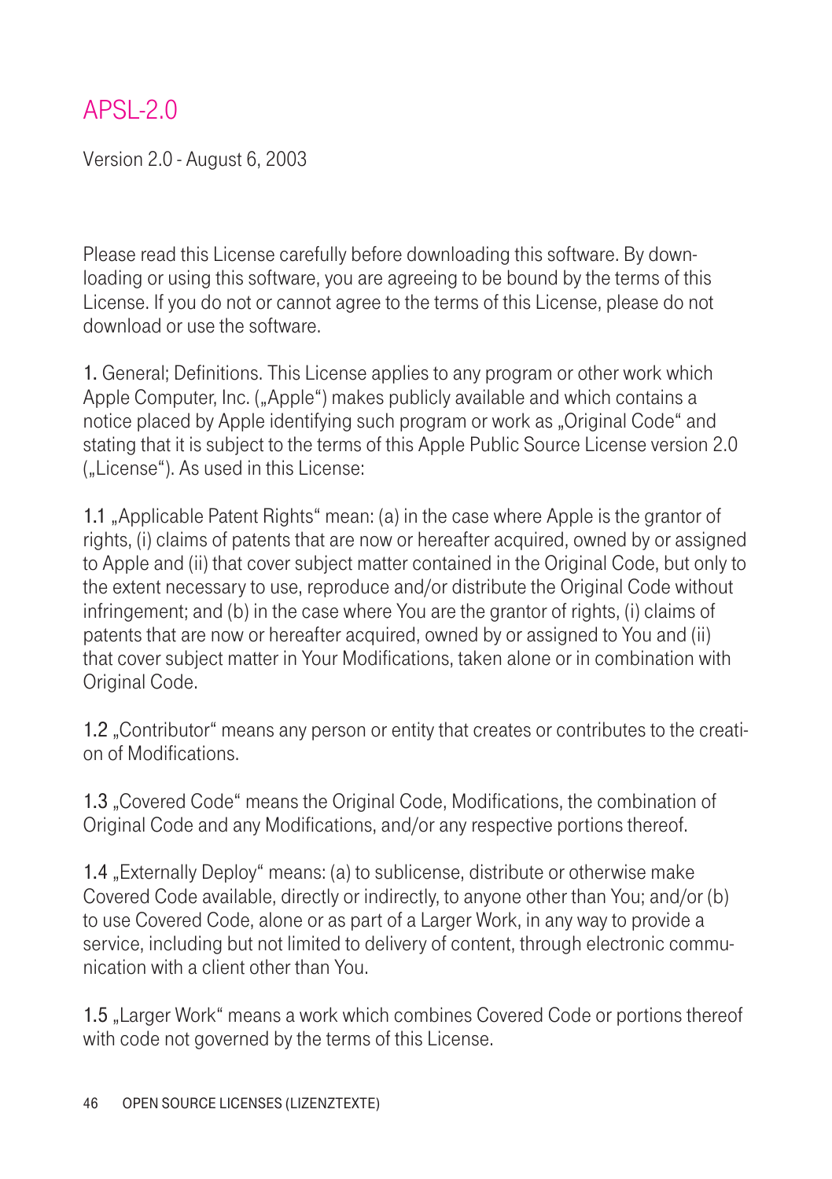# APSL-2.0

Version 2.0 - August 6, 2003

Please read this License carefully before downloading this software. By downloading or using this software, you are agreeing to be bound by the terms of this License. If you do not or cannot agree to the terms of this License, please do not download or use the software.

1. General; Definitions. This License applies to any program or other work which Apple Computer, Inc. („Apple") makes publicly available and which contains a notice placed by Apple identifying such program or work as „Original Code" and stating that it is subject to the terms of this Apple Public Source License version 2.0 („License"). As used in this License:

1.1 „Applicable Patent Rights" mean: (a) in the case where Apple is the grantor of rights, (i) claims of patents that are now or hereafter acquired, owned by or assigned to Apple and (ii) that cover subject matter contained in the Original Code, but only to the extent necessary to use, reproduce and/or distribute the Original Code without infringement; and (b) in the case where You are the grantor of rights, (i) claims of patents that are now or hereafter acquired, owned by or assigned to You and (ii) that cover subject matter in Your Modifications, taken alone or in combination with Original Code.

1.2 „Contributor" means any person or entity that creates or contributes to the creation of Modifications.

1.3 „Covered Code" means the Original Code, Modifications, the combination of Original Code and any Modifications, and/or any respective portions thereof.

1.4 „Externally Deploy" means: (a) to sublicense, distribute or otherwise make Covered Code available, directly or indirectly, to anyone other than You; and/or (b) to use Covered Code, alone or as part of a Larger Work, in any way to provide a service, including but not limited to delivery of content, through electronic communication with a client other than You.

1.5 „Larger Work" means a work which combines Covered Code or portions thereof with code not governed by the terms of this License.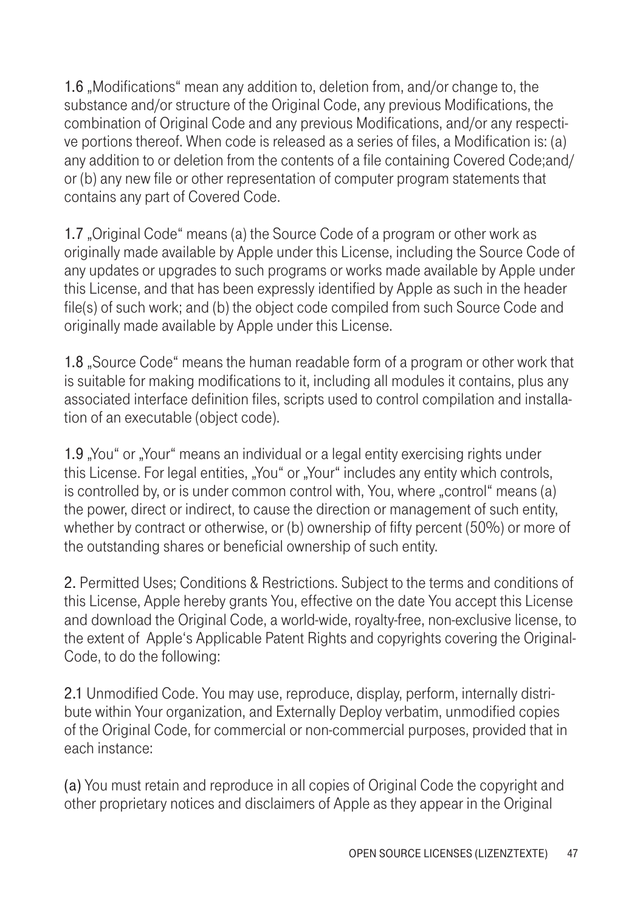1.6 „Modifications“ mean any addition to, deletion from, and/or change to, the substance and/or structure of the Original Code, any previous Modifications, the combination of Original Code and any previous Modifications, and/or any respective portions thereof. When code is released as a series of files, a Modification is: (a) any addition to or deletion from the contents of a file containing Covered Code;and/or (b) any new file or other representation of computer program statements that contains any part of Covered Code.

1.7 „Original Code“ means (a) the Source Code of a program or other work as originally made available by Apple under this License, including the Source Code of any updates or upgrades to such programs or works made available by Apple under this License, and that has been expressly identified by Apple as such in the header file(s) of such work; and (b) the object code compiled from such Source Code and originally made available by Apple under this License.

1.8 „Source Code“ means the human readable form of a program or other work that is suitable for making modifications to it, including all modules it contains, plus any associated interface definition files, scripts used to control compilation and installation of an executable (object code).

1.9 „You“ or „Your“ means an individual or a legal entity exercising rights under this License. For legal entities, „You“ or „Your“ includes any entity which controls, is controlled by, or is under common control with, You, where „control“ means (a) the power, direct or indirect, to cause the direction or management of such entity, whether by contract or otherwise, or (b) ownership of fifty percent (50%) or more of the outstanding shares or beneficial ownership of such entity.

2. Permitted Uses; Conditions & Restrictions. Subject to the terms and conditions of this License, Apple hereby grants You, effective on the date You accept this License and download the Original Code, a world-wide, royalty-free, non-exclusive license, to the extent of Apple‘s Applicable Patent Rights and copyrights covering the Original-Code, to do the following:

2.1 Unmodified Code. You may use, reproduce, display, perform, internally distribute within Your organization, and Externally Deploy verbatim, unmodified copies of the Original Code, for commercial or non-commercial purposes, provided that in each instance:

(a) You must retain and reproduce in all copies of Original Code the copyright and other proprietary notices and disclaimers of Apple as they appear in the Original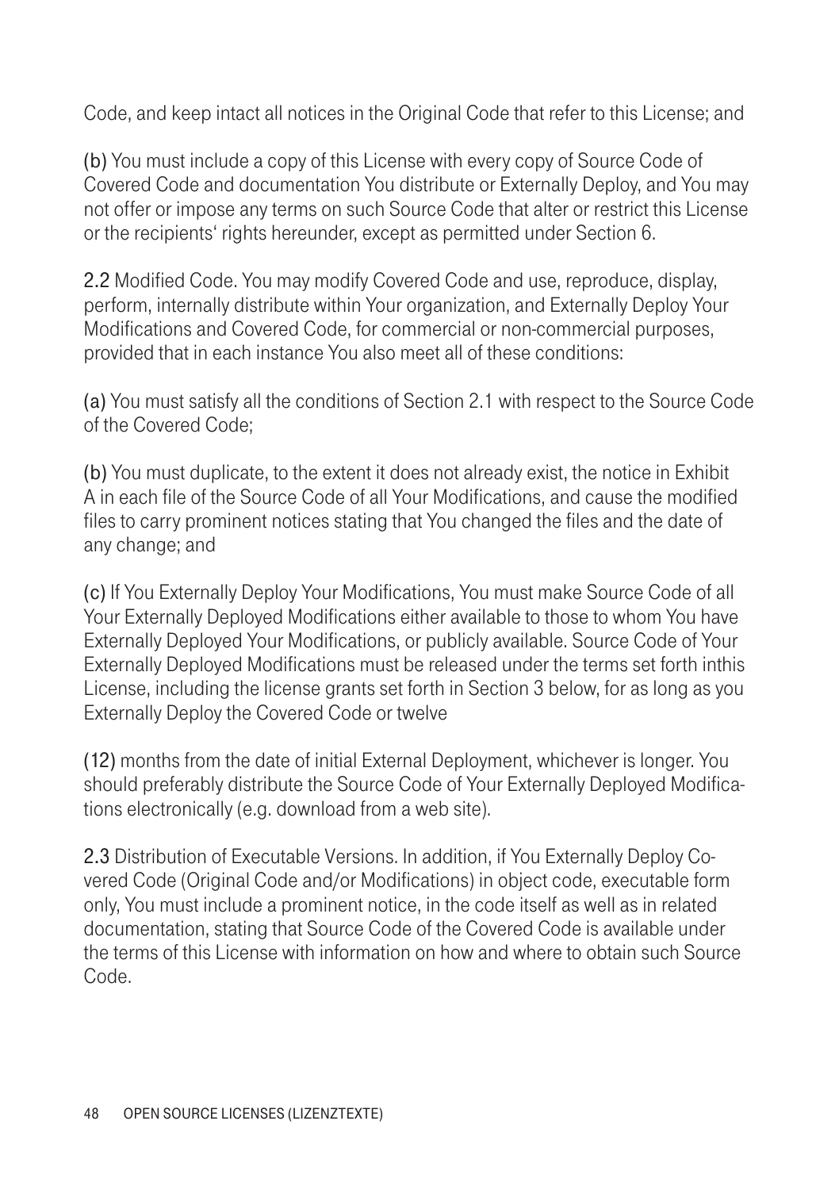Code, and keep intact all notices in the Original Code that refer to this License; and

**(b)** You must include a copy of this License with every copy of Source Code of Covered Code and documentation You distribute or Externally Deploy, and You may not offer or impose any terms on such Source Code that alter or restrict this License or the recipients‘ rights hereunder, except as permitted under Section 6.

**2.2** Modified Code. You may modify Covered Code and use, reproduce, display, perform, internally distribute within Your organization, and Externally Deploy Your Modifications and Covered Code, for commercial or non-commercial purposes, provided that in each instance You also meet all of these conditions:

**(a)** You must satisfy all the conditions of Section 2.1 with respect to the Source Code of the Covered Code;

**(b)** You must duplicate, to the extent it does not already exist, the notice in Exhibit A in each file of the Source Code of all Your Modifications, and cause the modified files to carry prominent notices stating that You changed the files and the date of any change; and

**(c)** If You Externally Deploy Your Modifications, You must make Source Code of all Your Externally Deployed Modifications either available to those to whom You have Externally Deployed Your Modifications, or publicly available. Source Code of Your Externally Deployed Modifications must be released under the terms set forth inthis License, including the license grants set forth in Section 3 below, for as long as you Externally Deploy the Covered Code or twelve

**(12)** months from the date of initial External Deployment, whichever is longer. You should preferably distribute the Source Code of Your Externally Deployed Modifications electronically (e.g. download from a web site).

**2.3** Distribution of Executable Versions. In addition, if You Externally Deploy Covered Code (Original Code and/or Modifications) in object code, executable form only, You must include a prominent notice, in the code itself as well as in related documentation, stating that Source Code of the Covered Code is available under the terms of this License with information on how and where to obtain such Source Code.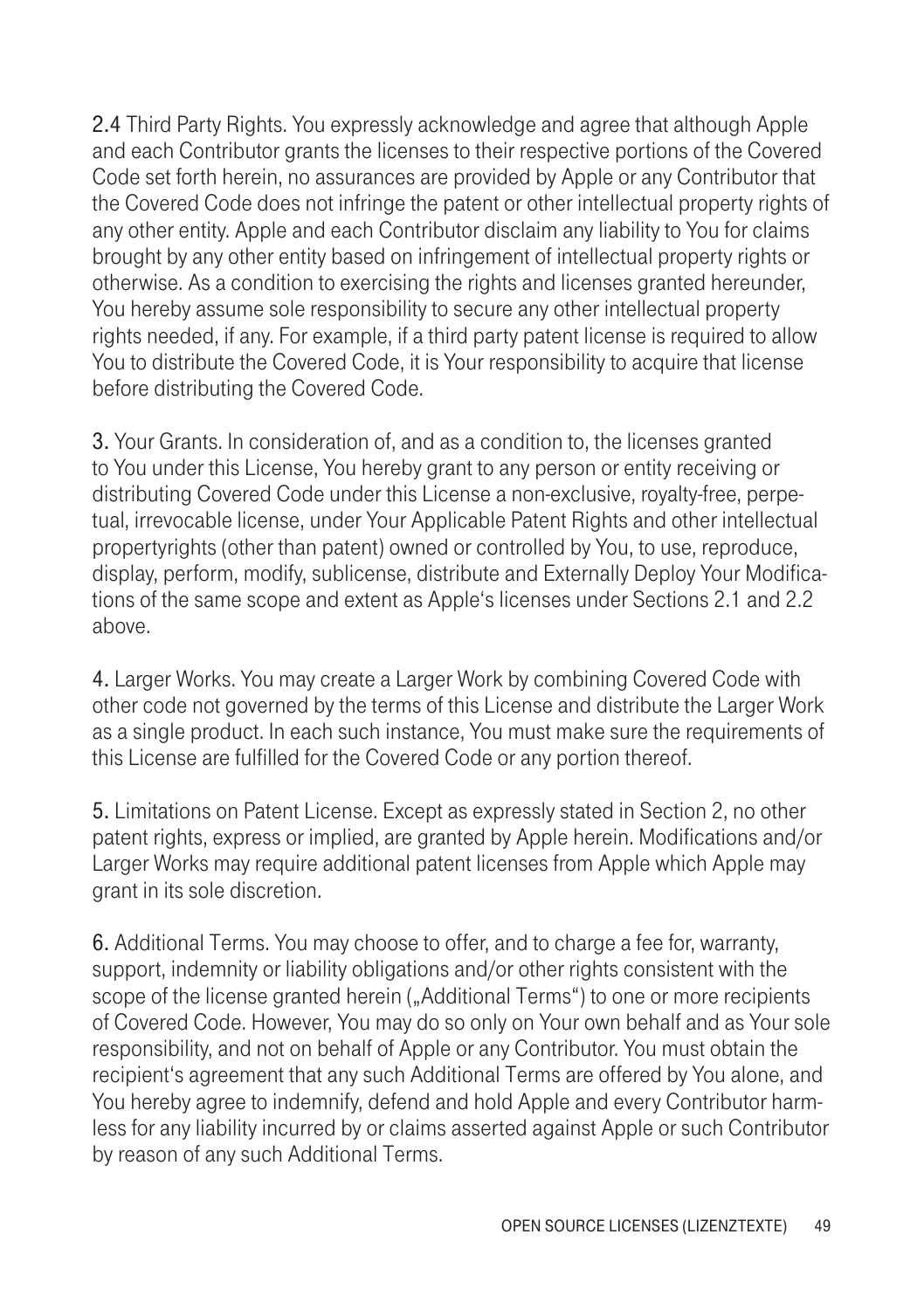2.4 Third Party Rights. You expressly acknowledge and agree that although Apple and each Contributor grants the licenses to their respective portions of the Covered Code set forth herein, no assurances are provided by Apple or any Contributor that the Covered Code does not infringe the patent or other intellectual property rights of any other entity. Apple and each Contributor disclaim any liability to You for claims brought by any other entity based on infringement of intellectual property rights or otherwise. As a condition to exercising the rights and licenses granted hereunder, You hereby assume sole responsibility to secure any other intellectual property rights needed, if any. For example, if a third party patent license is required to allow You to distribute the Covered Code, it is Your responsibility to acquire that license before distributing the Covered Code.

3. Your Grants. In consideration of, and as a condition to, the licenses granted to You under this License, You hereby grant to any person or entity receiving or distributing Covered Code under this License a non-exclusive, royalty-free, perpetual, irrevocable license, under Your Applicable Patent Rights and other intellectual propertyrights (other than patent) owned or controlled by You, to use, reproduce, display, perform, modify, sublicense, distribute and Externally Deploy Your Modifications of the same scope and extent as Apple's licenses under Sections 2.1 and 2.2 above.

4. Larger Works. You may create a Larger Work by combining Covered Code with other code not governed by the terms of this License and distribute the Larger Work as a single product. In each such instance, You must make sure the requirements of this License are fulfilled for the Covered Code or any portion thereof.

5. Limitations on Patent License. Except as expressly stated in Section 2, no other patent rights, express or implied, are granted by Apple herein. Modifications and/or Larger Works may require additional patent licenses from Apple which Apple may grant in its sole discretion.

6. Additional Terms. You may choose to offer, and to charge a fee for, warranty, support, indemnity or liability obligations and/or other rights consistent with the scope of the license granted herein („Additional Terms") to one or more recipients of Covered Code. However, You may do so only on Your own behalf and as Your sole responsibility, and not on behalf of Apple or any Contributor. You must obtain the recipient's agreement that any such Additional Terms are offered by You alone, and You hereby agree to indemnify, defend and hold Apple and every Contributor harmless for any liability incurred by or claims asserted against Apple or such Contributor by reason of any such Additional Terms.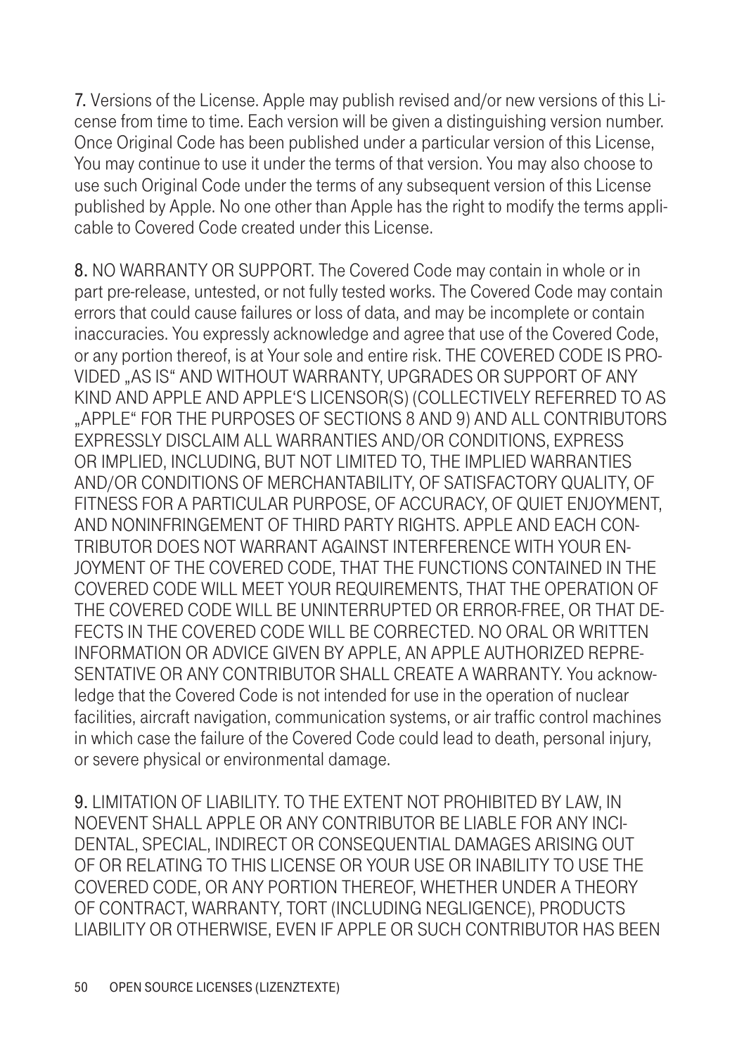7. Versions of the License. Apple may publish revised and/or new versions of this License from time to time. Each version will be given a distinguishing version number. Once Original Code has been published under a particular version of this License, You may continue to use it under the terms of that version. You may also choose to use such Original Code under the terms of any subsequent version of this License published by Apple. No one other than Apple has the right to modify the terms applicable to Covered Code created under this License.

8. NO WARRANTY OR SUPPORT. The Covered Code may contain in whole or in part pre-release, untested, or not fully tested works. The Covered Code may contain errors that could cause failures or loss of data, and may be incomplete or contain inaccuracies. You expressly acknowledge and agree that use of the Covered Code, or any portion thereof, is at Your sole and entire risk. THE COVERED CODE IS PROVIDED „AS IS" AND WITHOUT WARRANTY, UPGRADES OR SUPPORT OF ANY KIND AND APPLE AND APPLE'S LICENSOR(S) (COLLECTIVELY REFERRED TO AS „APPLE" FOR THE PURPOSES OF SECTIONS 8 AND 9) AND ALL CONTRIBUTORS EXPRESSLY DISCLAIM ALL WARRANTIES AND/OR CONDITIONS, EXPRESS OR IMPLIED, INCLUDING, BUT NOT LIMITED TO, THE IMPLIED WARRANTIES AND/OR CONDITIONS OF MERCHANTABILITY, OF SATISFACTORY QUALITY, OF FITNESS FOR A PARTICULAR PURPOSE, OF ACCURACY, OF QUIET ENJOYMENT, AND NONINFRINGEMENT OF THIRD PARTY RIGHTS. APPLE AND EACH CONTRIBUTOR DOES NOT WARRANT AGAINST INTERFERENCE WITH YOUR ENJOYMENT OF THE COVERED CODE, THAT THE FUNCTIONS CONTAINED IN THE COVERED CODE WILL MEET YOUR REQUIREMENTS, THAT THE OPERATION OF THE COVERED CODE WILL BE UNINTERRUPTED OR ERROR-FREE, OR THAT DEFECTS IN THE COVERED CODE WILL BE CORRECTED. NO ORAL OR WRITTEN INFORMATION OR ADVICE GIVEN BY APPLE, AN APPLE AUTHORIZED REPRESENTATIVE OR ANY CONTRIBUTOR SHALL CREATE A WARRANTY. You acknowledge that the Covered Code is not intended for use in the operation of nuclear facilities, aircraft navigation, communication systems, or air traffic control machines in which case the failure of the Covered Code could lead to death, personal injury, or severe physical or environmental damage.

9. LIMITATION OF LIABILITY. TO THE EXTENT NOT PROHIBITED BY LAW, IN NOEVENT SHALL APPLE OR ANY CONTRIBUTOR BE LIABLE FOR ANY INCIDENTAL, SPECIAL, INDIRECT OR CONSEQUENTIAL DAMAGES ARISING OUT OF OR RELATING TO THIS LICENSE OR YOUR USE OR INABILITY TO USE THE COVERED CODE, OR ANY PORTION THEREOF, WHETHER UNDER A THEORY OF CONTRACT, WARRANTY, TORT (INCLUDING NEGLIGENCE), PRODUCTS LIABILITY OR OTHERWISE, EVEN IF APPLE OR SUCH CONTRIBUTOR HAS BEEN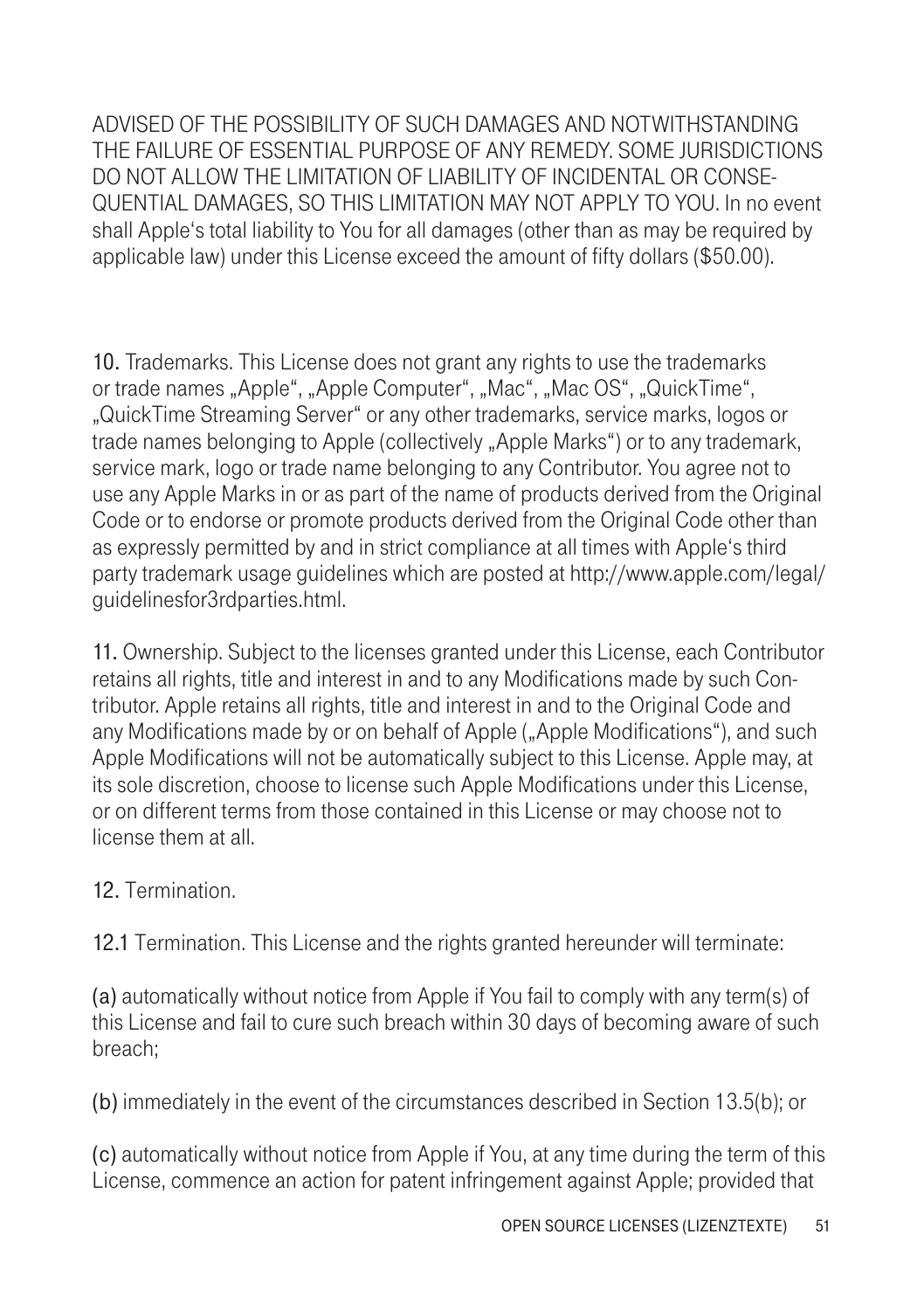ADVISED OF THE POSSIBILITY OF SUCH DAMAGES AND NOTWITHSTANDING THE FAILURE OF ESSENTIAL PURPOSE OF ANY REMEDY. SOME JURISDICTIONS DO NOT ALLOW THE LIMITATION OF LIABILITY OF INCIDENTAL OR CONSEQUENTIAL DAMAGES, SO THIS LIMITATION MAY NOT APPLY TO YOU. In no event shall Apple‘s total liability to You for all damages (other than as may be required by applicable law) under this License exceed the amount of fifty dollars ($50.00).

**10.** Trademarks. This License does not grant any rights to use the trademarks or trade names „Apple“, „Apple Computer“, „Mac“, „Mac OS“, „QuickTime“, „QuickTime Streaming Server“ or any other trademarks, service marks, logos or trade names belonging to Apple (collectively „Apple Marks“) or to any trademark, service mark, logo or trade name belonging to any Contributor. You agree not to use any Apple Marks in or as part of the name of products derived from the Original Code or to endorse or promote products derived from the Original Code other than as expressly permitted by and in strict compliance at all times with Apple‘s third party trademark usage guidelines which are posted at http://www.apple.com/legal/guidelinesfor3rdparties.html.

**11.** Ownership. Subject to the licenses granted under this License, each Contributor retains all rights, title and interest in and to any Modifications made by such Contributor. Apple retains all rights, title and interest in and to the Original Code and any Modifications made by or on behalf of Apple („Apple Modifications“), and such Apple Modifications will not be automatically subject to this License. Apple may, at its sole discretion, choose to license such Apple Modifications under this License, or on different terms from those contained in this License or may choose not to license them at all.

**12.** Termination.

**12.1** Termination. This License and the rights granted hereunder will terminate:

**(a)** automatically without notice from Apple if You fail to comply with any term(s) of this License and fail to cure such breach within 30 days of becoming aware of such breach;

**(b)** immediately in the event of the circumstances described in Section 13.5(b); or

**(c)** automatically without notice from Apple if You, at any time during the term of this License, commence an action for patent infringement against Apple; provided that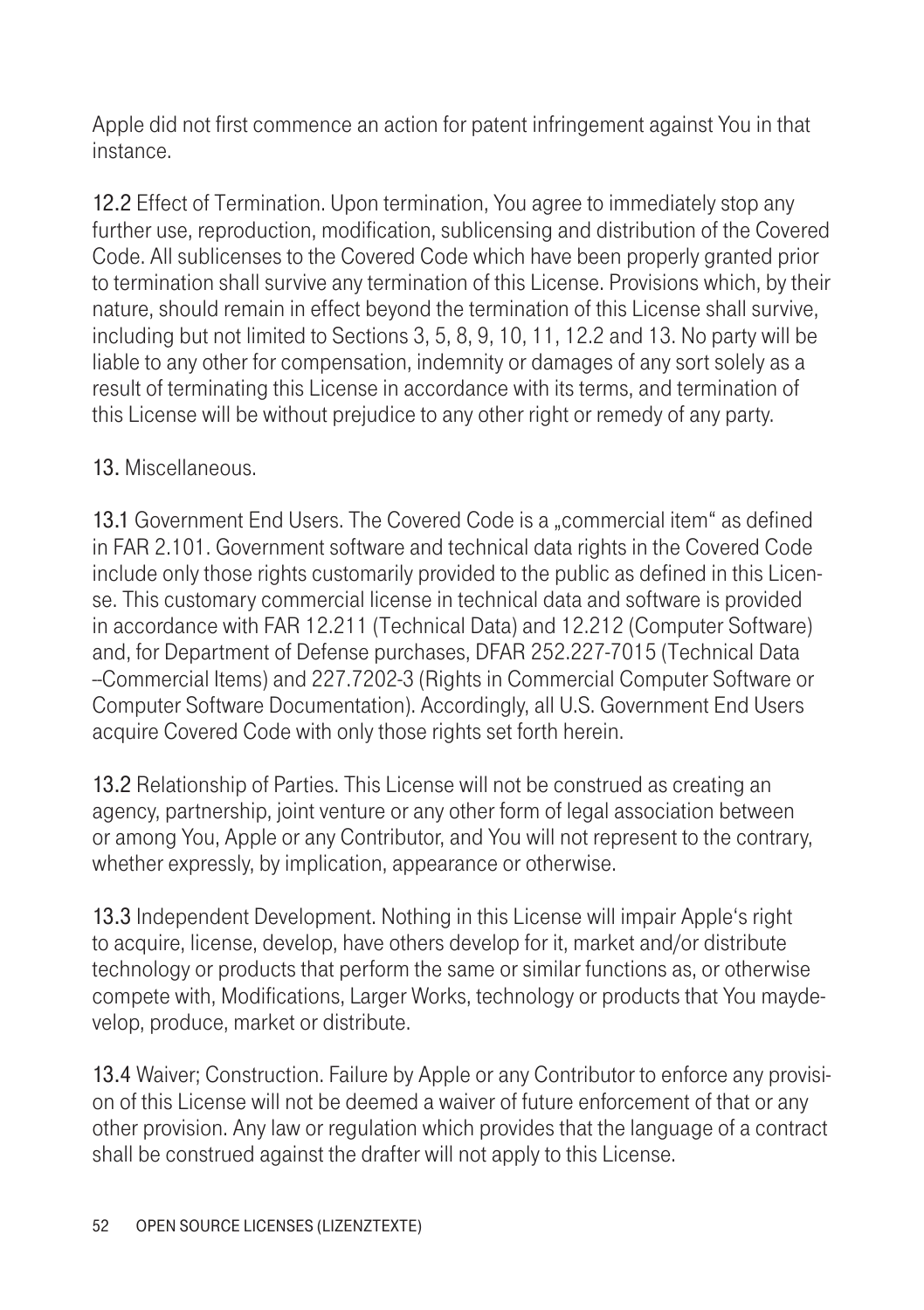Apple did not first commence an action for patent infringement against You in that instance.

**12.2** Effect of Termination. Upon termination, You agree to immediately stop any further use, reproduction, modification, sublicensing and distribution of the Covered Code. All sublicenses to the Covered Code which have been properly granted prior to termination shall survive any termination of this License. Provisions which, by their nature, should remain in effect beyond the termination of this License shall survive, including but not limited to Sections 3, 5, 8, 9, 10, 11, 12.2 and 13. No party will be liable to any other for compensation, indemnity or damages of any sort solely as a result of terminating this License in accordance with its terms, and termination of this License will be without prejudice to any other right or remedy of any party.

**13.** Miscellaneous.

**13.1** Government End Users. The Covered Code is a „commercial item" as defined in FAR 2.101. Government software and technical data rights in the Covered Code include only those rights customarily provided to the public as defined in this License. This customary commercial license in technical data and software is provided in accordance with FAR 12.211 (Technical Data) and 12.212 (Computer Software) and, for Department of Defense purchases, DFAR 252.227-7015 (Technical Data –Commercial Items) and 227.7202-3 (Rights in Commercial Computer Software or Computer Software Documentation). Accordingly, all U.S. Government End Users acquire Covered Code with only those rights set forth herein.

**13.2** Relationship of Parties. This License will not be construed as creating an agency, partnership, joint venture or any other form of legal association between or among You, Apple or any Contributor, and You will not represent to the contrary, whether expressly, by implication, appearance or otherwise.

**13.3** Independent Development. Nothing in this License will impair Apple's right to acquire, license, develop, have others develop for it, market and/or distribute technology or products that perform the same or similar functions as, or otherwise compete with, Modifications, Larger Works, technology or products that You maydevelop, produce, market or distribute.

**13.4** Waiver; Construction. Failure by Apple or any Contributor to enforce any provision of this License will not be deemed a waiver of future enforcement of that or any other provision. Any law or regulation which provides that the language of a contract shall be construed against the drafter will not apply to this License.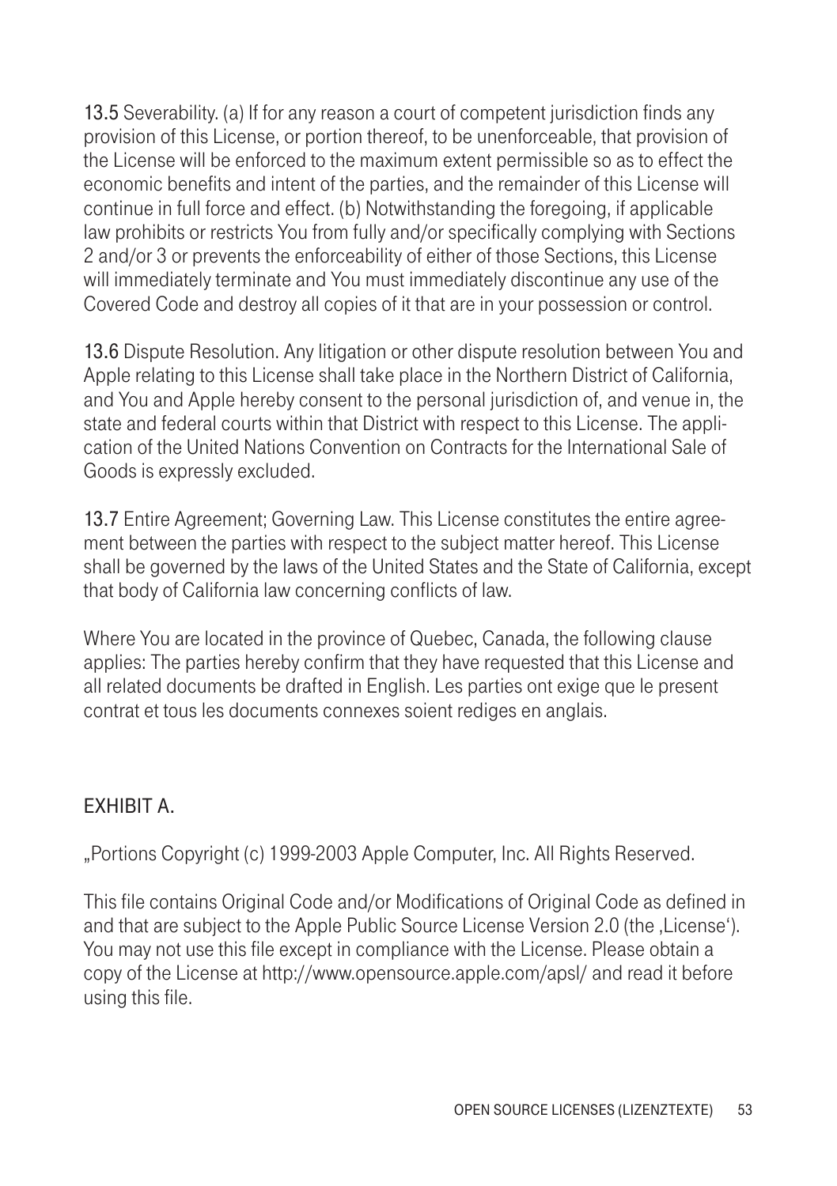**13.5** Severability. (a) If for any reason a court of competent jurisdiction finds any provision of this License, or portion thereof, to be unenforceable, that provision of the License will be enforced to the maximum extent permissible so as to effect the economic benefits and intent of the parties, and the remainder of this License will continue in full force and effect. (b) Notwithstanding the foregoing, if applicable law prohibits or restricts You from fully and/or specifically complying with Sections 2 and/or 3 or prevents the enforceability of either of those Sections, this License will immediately terminate and You must immediately discontinue any use of the Covered Code and destroy all copies of it that are in your possession or control.

**13.6** Dispute Resolution. Any litigation or other dispute resolution between You and Apple relating to this License shall take place in the Northern District of California, and You and Apple hereby consent to the personal jurisdiction of, and venue in, the state and federal courts within that District with respect to this License. The application of the United Nations Convention on Contracts for the International Sale of Goods is expressly excluded.

**13.7** Entire Agreement; Governing Law. This License constitutes the entire agreement between the parties with respect to the subject matter hereof. This License shall be governed by the laws of the United States and the State of California, except that body of California law concerning conflicts of law.

Where You are located in the province of Quebec, Canada, the following clause applies: The parties hereby confirm that they have requested that this License and all related documents be drafted in English. Les parties ont exige que le present contrat et tous les documents connexes soient rediges en anglais.

## EXHIBIT A.

„Portions Copyright (c) 1999-2003 Apple Computer, Inc. All Rights Reserved.

This file contains Original Code and/or Modifications of Original Code as defined in and that are subject to the Apple Public Source License Version 2.0 (the ‚License'). You may not use this file except in compliance with the License. Please obtain a copy of the License at http://www.opensource.apple.com/apsl/ and read it before using this file.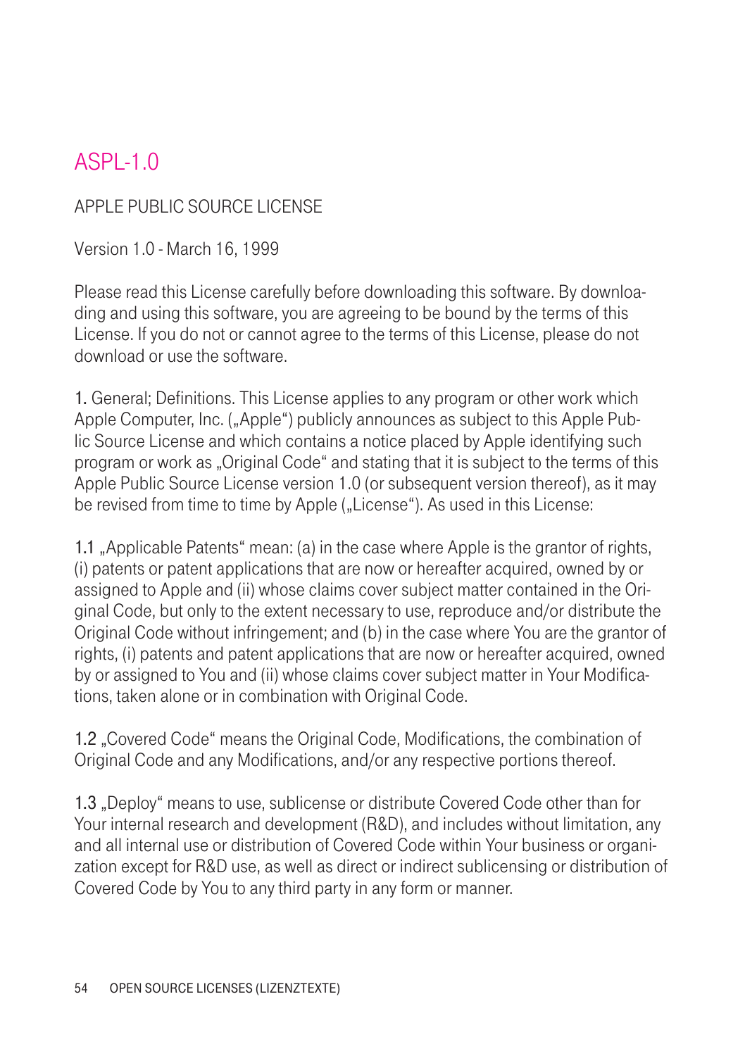## ASPL-1.0

APPLE PUBLIC SOURCE LICENSE

Version 1.0 - March 16, 1999

Please read this License carefully before downloading this software. By downloading and using this software, you are agreeing to be bound by the terms of this License. If you do not or cannot agree to the terms of this License, please do not download or use the software.

1. General; Definitions. This License applies to any program or other work which Apple Computer, Inc. („Apple") publicly announces as subject to this Apple Public Source License and which contains a notice placed by Apple identifying such program or work as „Original Code" and stating that it is subject to the terms of this Apple Public Source License version 1.0 (or subsequent version thereof), as it may be revised from time to time by Apple („License"). As used in this License:

1.1 „Applicable Patents" mean: (a) in the case where Apple is the grantor of rights, (i) patents or patent applications that are now or hereafter acquired, owned by or assigned to Apple and (ii) whose claims cover subject matter contained in the Original Code, but only to the extent necessary to use, reproduce and/or distribute the Original Code without infringement; and (b) in the case where You are the grantor of rights, (i) patents and patent applications that are now or hereafter acquired, owned by or assigned to You and (ii) whose claims cover subject matter in Your Modifications, taken alone or in combination with Original Code.

1.2 „Covered Code" means the Original Code, Modifications, the combination of Original Code and any Modifications, and/or any respective portions thereof.

1.3 „Deploy" means to use, sublicense or distribute Covered Code other than for Your internal research and development (R&D), and includes without limitation, any and all internal use or distribution of Covered Code within Your business or organization except for R&D use, as well as direct or indirect sublicensing or distribution of Covered Code by You to any third party in any form or manner.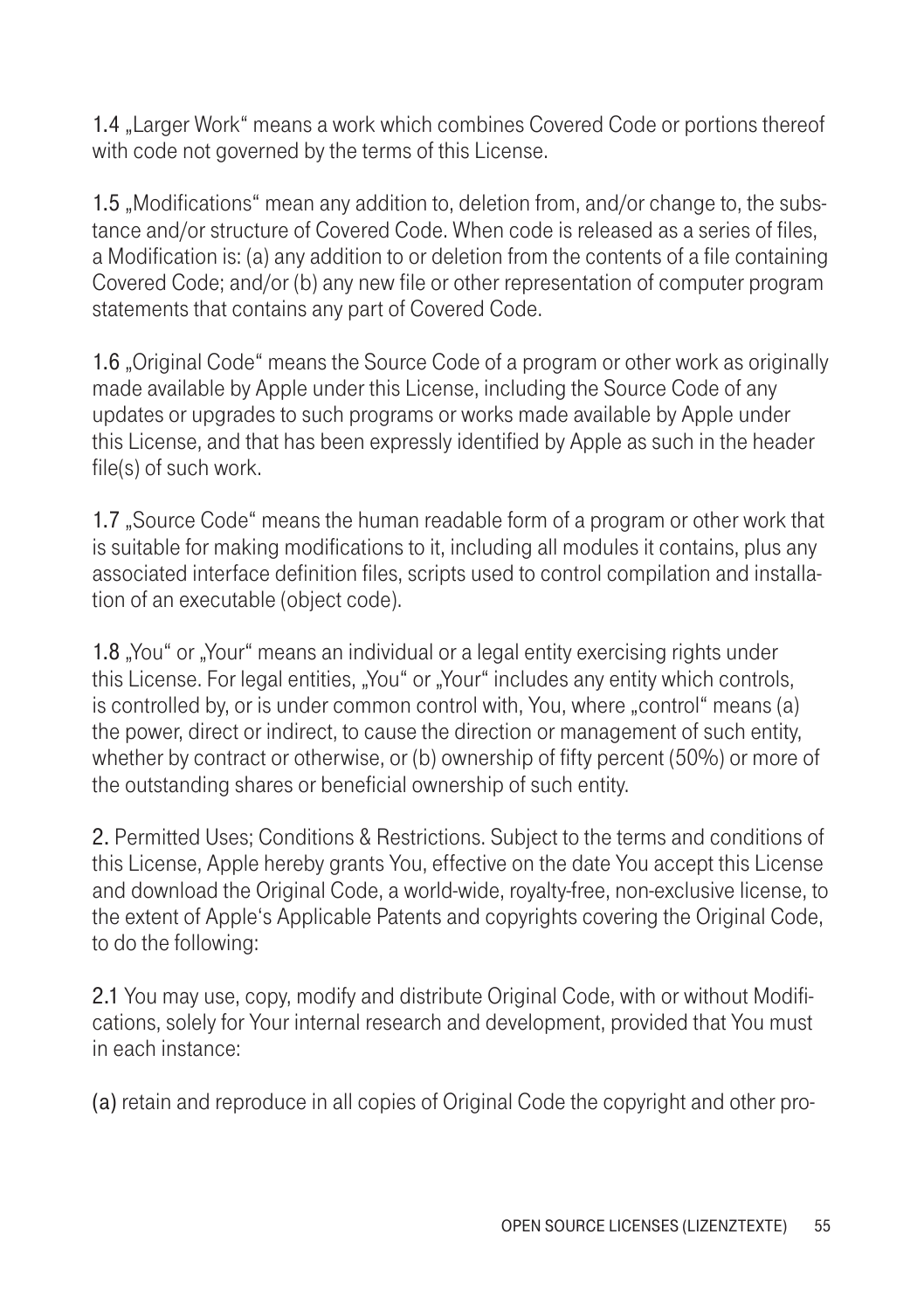**1.4** „Larger Work" means a work which combines Covered Code or portions thereof with code not governed by the terms of this License.

**1.5** „Modifications" mean any addition to, deletion from, and/or change to, the substance and/or structure of Covered Code. When code is released as a series of files, a Modification is: (a) any addition to or deletion from the contents of a file containing Covered Code; and/or (b) any new file or other representation of computer program statements that contains any part of Covered Code.

**1.6** „Original Code" means the Source Code of a program or other work as originally made available by Apple under this License, including the Source Code of any updates or upgrades to such programs or works made available by Apple under this License, and that has been expressly identified by Apple as such in the header file(s) of such work.

**1.7** „Source Code" means the human readable form of a program or other work that is suitable for making modifications to it, including all modules it contains, plus any associated interface definition files, scripts used to control compilation and installation of an executable (object code).

**1.8** „You" or „Your" means an individual or a legal entity exercising rights under this License. For legal entities, „You" or „Your" includes any entity which controls, is controlled by, or is under common control with, You, where „control" means (a) the power, direct or indirect, to cause the direction or management of such entity, whether by contract or otherwise, or (b) ownership of fifty percent (50%) or more of the outstanding shares or beneficial ownership of such entity.

**2.** Permitted Uses; Conditions & Restrictions. Subject to the terms and conditions of this License, Apple hereby grants You, effective on the date You accept this License and download the Original Code, a world-wide, royalty-free, non-exclusive license, to the extent of Apple's Applicable Patents and copyrights covering the Original Code, to do the following:

**2.1** You may use, copy, modify and distribute Original Code, with or without Modifications, solely for Your internal research and development, provided that You must in each instance:

**(a)** retain and reproduce in all copies of Original Code the copyright and other pro-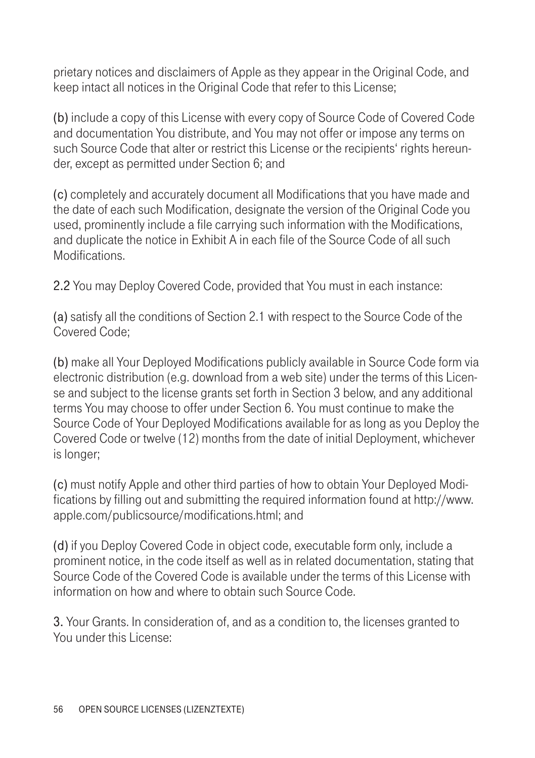prietary notices and disclaimers of Apple as they appear in the Original Code, and keep intact all notices in the Original Code that refer to this License;

(b) include a copy of this License with every copy of Source Code of Covered Code and documentation You distribute, and You may not offer or impose any terms on such Source Code that alter or restrict this License or the recipients' rights hereunder, except as permitted under Section 6; and

(c) completely and accurately document all Modifications that you have made and the date of each such Modification, designate the version of the Original Code you used, prominently include a file carrying such information with the Modifications, and duplicate the notice in Exhibit A in each file of the Source Code of all such Modifications.

2.2 You may Deploy Covered Code, provided that You must in each instance:

(a) satisfy all the conditions of Section 2.1 with respect to the Source Code of the Covered Code;

(b) make all Your Deployed Modifications publicly available in Source Code form via electronic distribution (e.g. download from a web site) under the terms of this License and subject to the license grants set forth in Section 3 below, and any additional terms You may choose to offer under Section 6. You must continue to make the Source Code of Your Deployed Modifications available for as long as you Deploy the Covered Code or twelve (12) months from the date of initial Deployment, whichever is longer;

(c) must notify Apple and other third parties of how to obtain Your Deployed Modifications by filling out and submitting the required information found at http://www.apple.com/publicsource/modifications.html; and

(d) if you Deploy Covered Code in object code, executable form only, include a prominent notice, in the code itself as well as in related documentation, stating that Source Code of the Covered Code is available under the terms of this License with information on how and where to obtain such Source Code.

3. Your Grants. In consideration of, and as a condition to, the licenses granted to You under this License: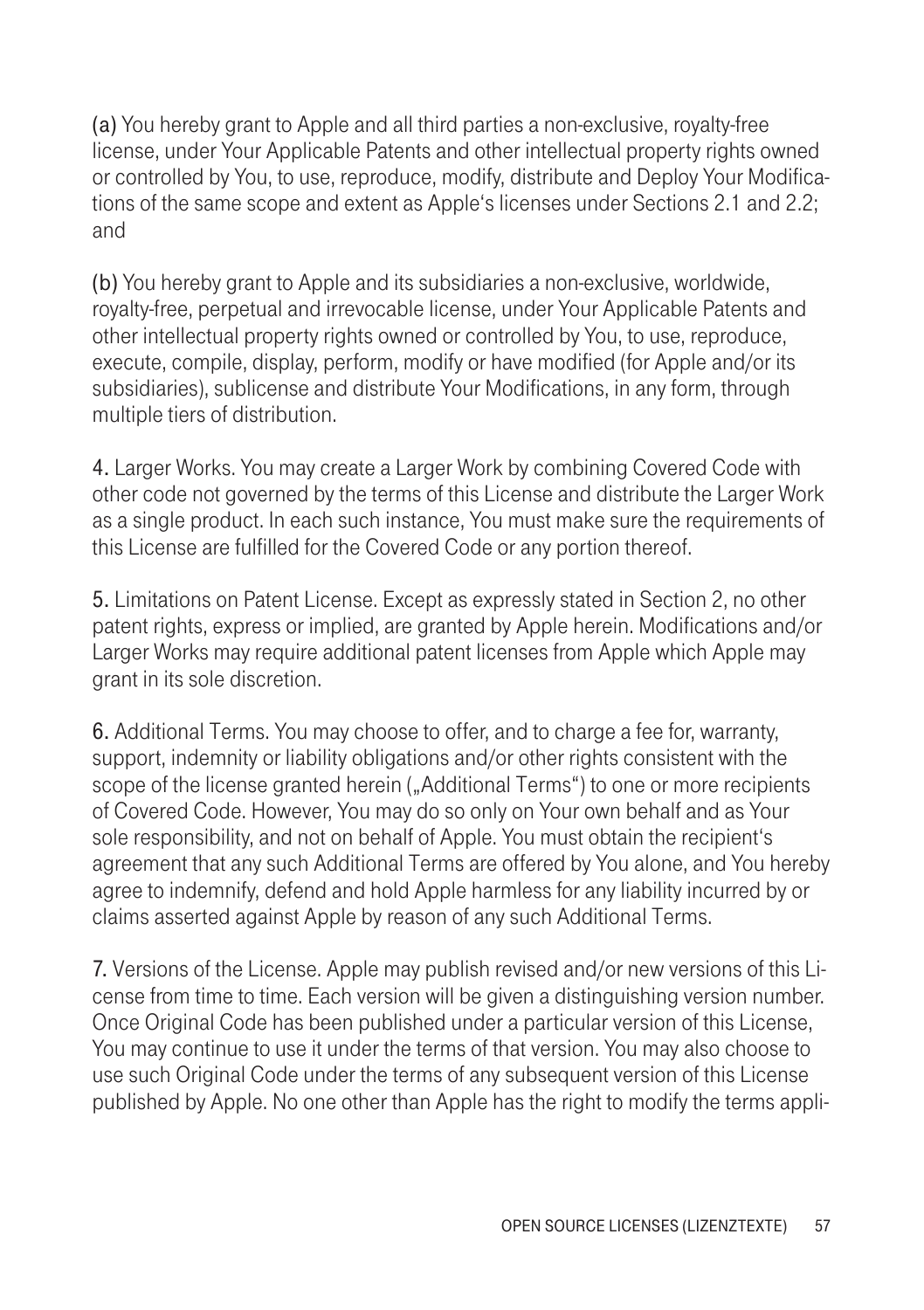(a) You hereby grant to Apple and all third parties a non-exclusive, royalty-free license, under Your Applicable Patents and other intellectual property rights owned or controlled by You, to use, reproduce, modify, distribute and Deploy Your Modifications of the same scope and extent as Apple's licenses under Sections 2.1 and 2.2; and

(b) You hereby grant to Apple and its subsidiaries a non-exclusive, worldwide, royalty-free, perpetual and irrevocable license, under Your Applicable Patents and other intellectual property rights owned or controlled by You, to use, reproduce, execute, compile, display, perform, modify or have modified (for Apple and/or its subsidiaries), sublicense and distribute Your Modifications, in any form, through multiple tiers of distribution.

4. Larger Works. You may create a Larger Work by combining Covered Code with other code not governed by the terms of this License and distribute the Larger Work as a single product. In each such instance, You must make sure the requirements of this License are fulfilled for the Covered Code or any portion thereof.

5. Limitations on Patent License. Except as expressly stated in Section 2, no other patent rights, express or implied, are granted by Apple herein. Modifications and/or Larger Works may require additional patent licenses from Apple which Apple may grant in its sole discretion.

6. Additional Terms. You may choose to offer, and to charge a fee for, warranty, support, indemnity or liability obligations and/or other rights consistent with the scope of the license granted herein („Additional Terms") to one or more recipients of Covered Code. However, You may do so only on Your own behalf and as Your sole responsibility, and not on behalf of Apple. You must obtain the recipient's agreement that any such Additional Terms are offered by You alone, and You hereby agree to indemnify, defend and hold Apple harmless for any liability incurred by or claims asserted against Apple by reason of any such Additional Terms.

7. Versions of the License. Apple may publish revised and/or new versions of this License from time to time. Each version will be given a distinguishing version number. Once Original Code has been published under a particular version of this License, You may continue to use it under the terms of that version. You may also choose to use such Original Code under the terms of any subsequent version of this License published by Apple. No one other than Apple has the right to modify the terms appli-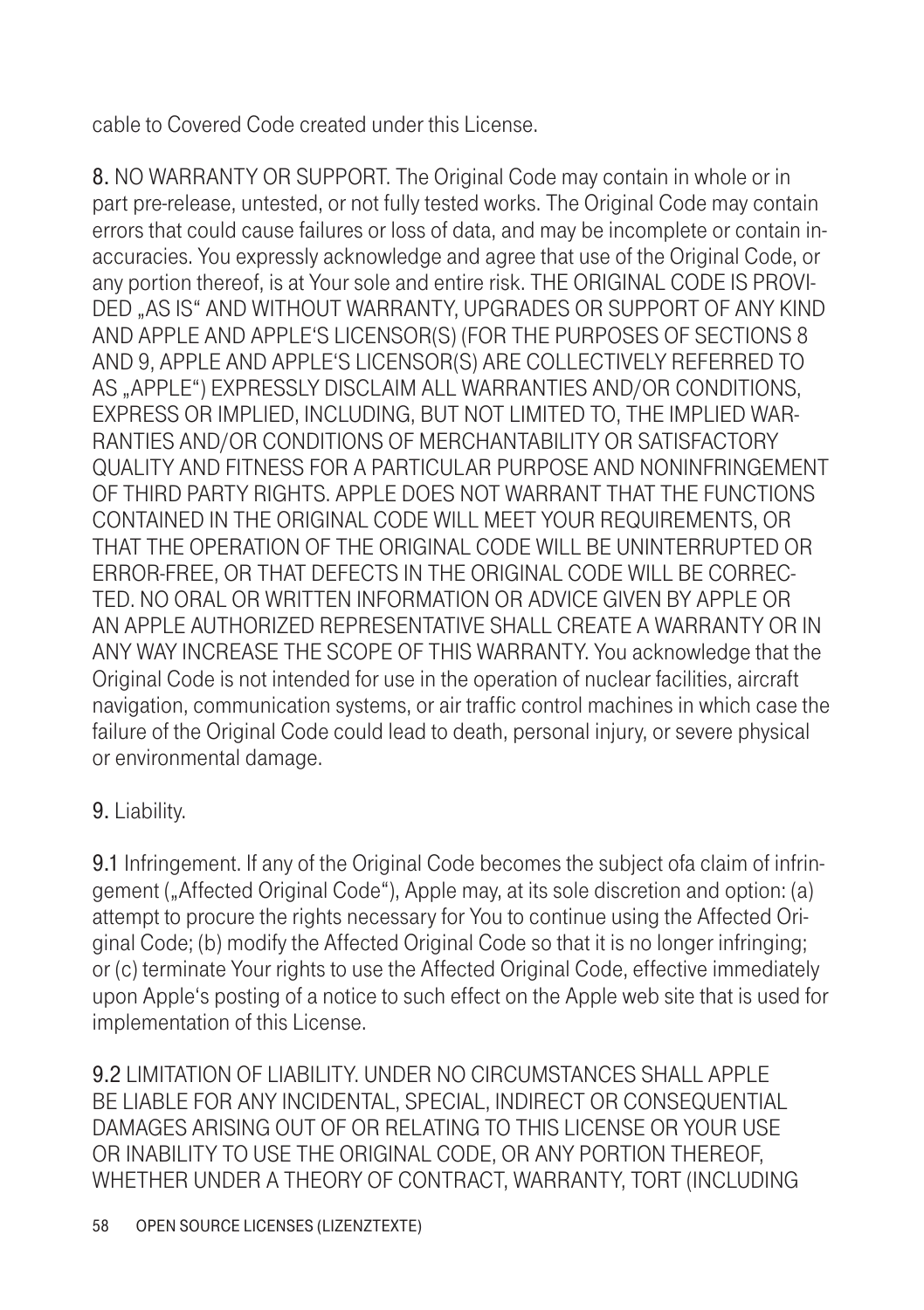cable to Covered Code created under this License.

**8.** NO WARRANTY OR SUPPORT. The Original Code may contain in whole or in part pre-release, untested, or not fully tested works. The Original Code may contain errors that could cause failures or loss of data, and may be incomplete or contain inaccuracies. You expressly acknowledge and agree that use of the Original Code, or any portion thereof, is at Your sole and entire risk. THE ORIGINAL CODE IS PROVIDED „AS IS" AND WITHOUT WARRANTY, UPGRADES OR SUPPORT OF ANY KIND AND APPLE AND APPLE'S LICENSOR(S) (FOR THE PURPOSES OF SECTIONS 8 AND 9, APPLE AND APPLE'S LICENSOR(S) ARE COLLECTIVELY REFERRED TO AS „APPLE") EXPRESSLY DISCLAIM ALL WARRANTIES AND/OR CONDITIONS, EXPRESS OR IMPLIED, INCLUDING, BUT NOT LIMITED TO, THE IMPLIED WARRANTIES AND/OR CONDITIONS OF MERCHANTABILITY OR SATISFACTORY QUALITY AND FITNESS FOR A PARTICULAR PURPOSE AND NONINFRINGEMENT OF THIRD PARTY RIGHTS. APPLE DOES NOT WARRANT THAT THE FUNCTIONS CONTAINED IN THE ORIGINAL CODE WILL MEET YOUR REQUIREMENTS, OR THAT THE OPERATION OF THE ORIGINAL CODE WILL BE UNINTERRUPTED OR ERROR-FREE, OR THAT DEFECTS IN THE ORIGINAL CODE WILL BE CORRECTED. NO ORAL OR WRITTEN INFORMATION OR ADVICE GIVEN BY APPLE OR AN APPLE AUTHORIZED REPRESENTATIVE SHALL CREATE A WARRANTY OR IN ANY WAY INCREASE THE SCOPE OF THIS WARRANTY. You acknowledge that the Original Code is not intended for use in the operation of nuclear facilities, aircraft navigation, communication systems, or air traffic control machines in which case the failure of the Original Code could lead to death, personal injury, or severe physical or environmental damage.

**9.** Liability.

**9.1** Infringement. If any of the Original Code becomes the subject ofa claim of infringement („Affected Original Code"), Apple may, at its sole discretion and option: (a) attempt to procure the rights necessary for You to continue using the Affected Original Code; (b) modify the Affected Original Code so that it is no longer infringing; or (c) terminate Your rights to use the Affected Original Code, effective immediately upon Apple's posting of a notice to such effect on the Apple web site that is used for implementation of this License.

**9.2** LIMITATION OF LIABILITY. UNDER NO CIRCUMSTANCES SHALL APPLE BE LIABLE FOR ANY INCIDENTAL, SPECIAL, INDIRECT OR CONSEQUENTIAL DAMAGES ARISING OUT OF OR RELATING TO THIS LICENSE OR YOUR USE OR INABILITY TO USE THE ORIGINAL CODE, OR ANY PORTION THEREOF, WHETHER UNDER A THEORY OF CONTRACT, WARRANTY, TORT (INCLUDING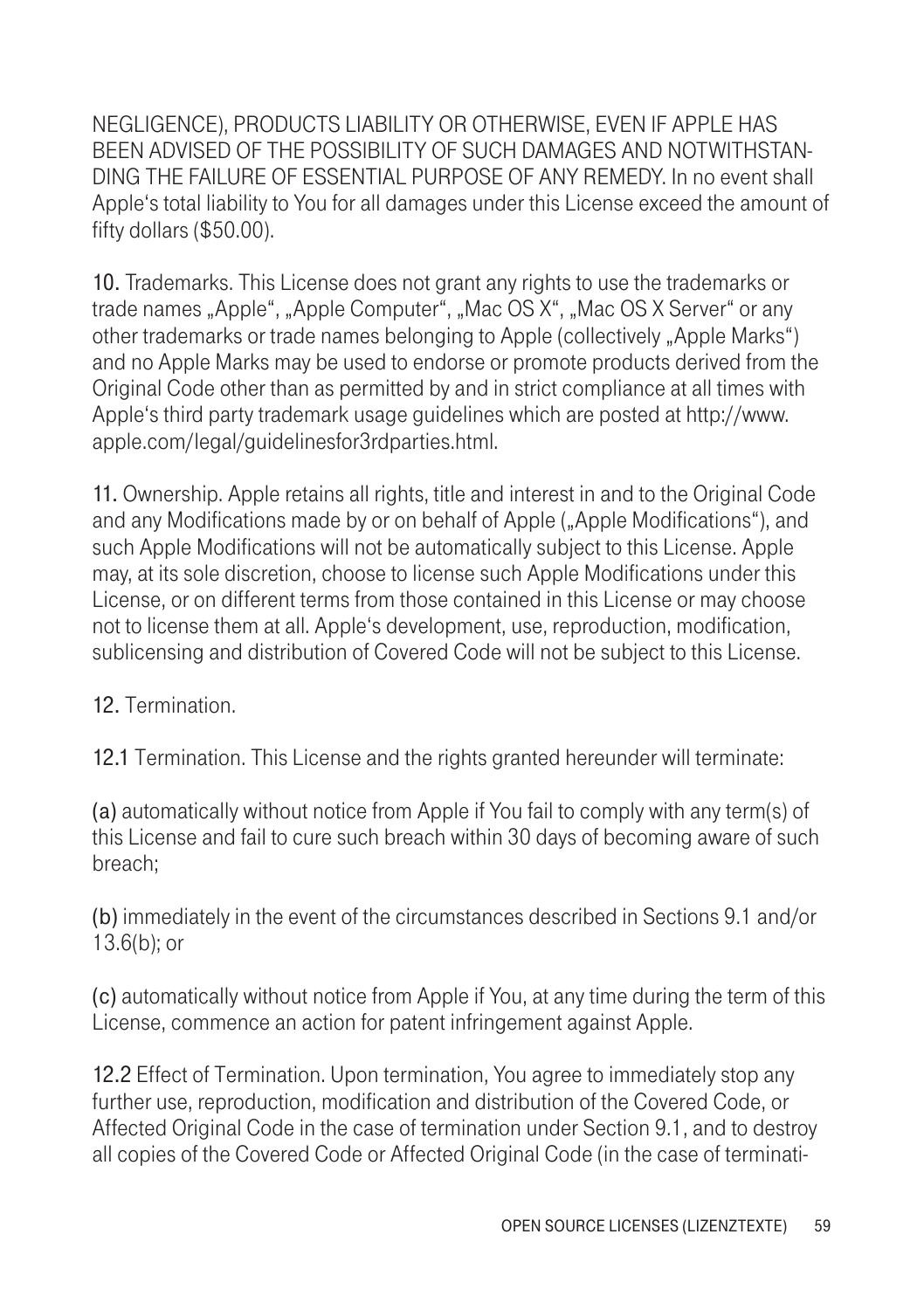NEGLIGENCE), PRODUCTS LIABILITY OR OTHERWISE, EVEN IF APPLE HAS BEEN ADVISED OF THE POSSIBILITY OF SUCH DAMAGES AND NOTWITHSTANDING THE FAILURE OF ESSENTIAL PURPOSE OF ANY REMEDY. In no event shall Apple's total liability to You for all damages under this License exceed the amount of fifty dollars ($50.00).

**10.** Trademarks. This License does not grant any rights to use the trademarks or trade names „Apple", „Apple Computer", „Mac OS X", „Mac OS X Server" or any other trademarks or trade names belonging to Apple (collectively „Apple Marks") and no Apple Marks may be used to endorse or promote products derived from the Original Code other than as permitted by and in strict compliance at all times with Apple's third party trademark usage guidelines which are posted at http://www.apple.com/legal/guidelinesfor3rdparties.html.

**11.** Ownership. Apple retains all rights, title and interest in and to the Original Code and any Modifications made by or on behalf of Apple („Apple Modifications"), and such Apple Modifications will not be automatically subject to this License. Apple may, at its sole discretion, choose to license such Apple Modifications under this License, or on different terms from those contained in this License or may choose not to license them at all. Apple's development, use, reproduction, modification, sublicensing and distribution of Covered Code will not be subject to this License.

**12.** Termination.

**12.1** Termination. This License and the rights granted hereunder will terminate:

**(a)** automatically without notice from Apple if You fail to comply with any term(s) of this License and fail to cure such breach within 30 days of becoming aware of such breach;

**(b)** immediately in the event of the circumstances described in Sections 9.1 and/or 13.6(b); or

**(c)** automatically without notice from Apple if You, at any time during the term of this License, commence an action for patent infringement against Apple.

**12.2** Effect of Termination. Upon termination, You agree to immediately stop any further use, reproduction, modification and distribution of the Covered Code, or Affected Original Code in the case of termination under Section 9.1, and to destroy all copies of the Covered Code or Affected Original Code (in the case of terminati-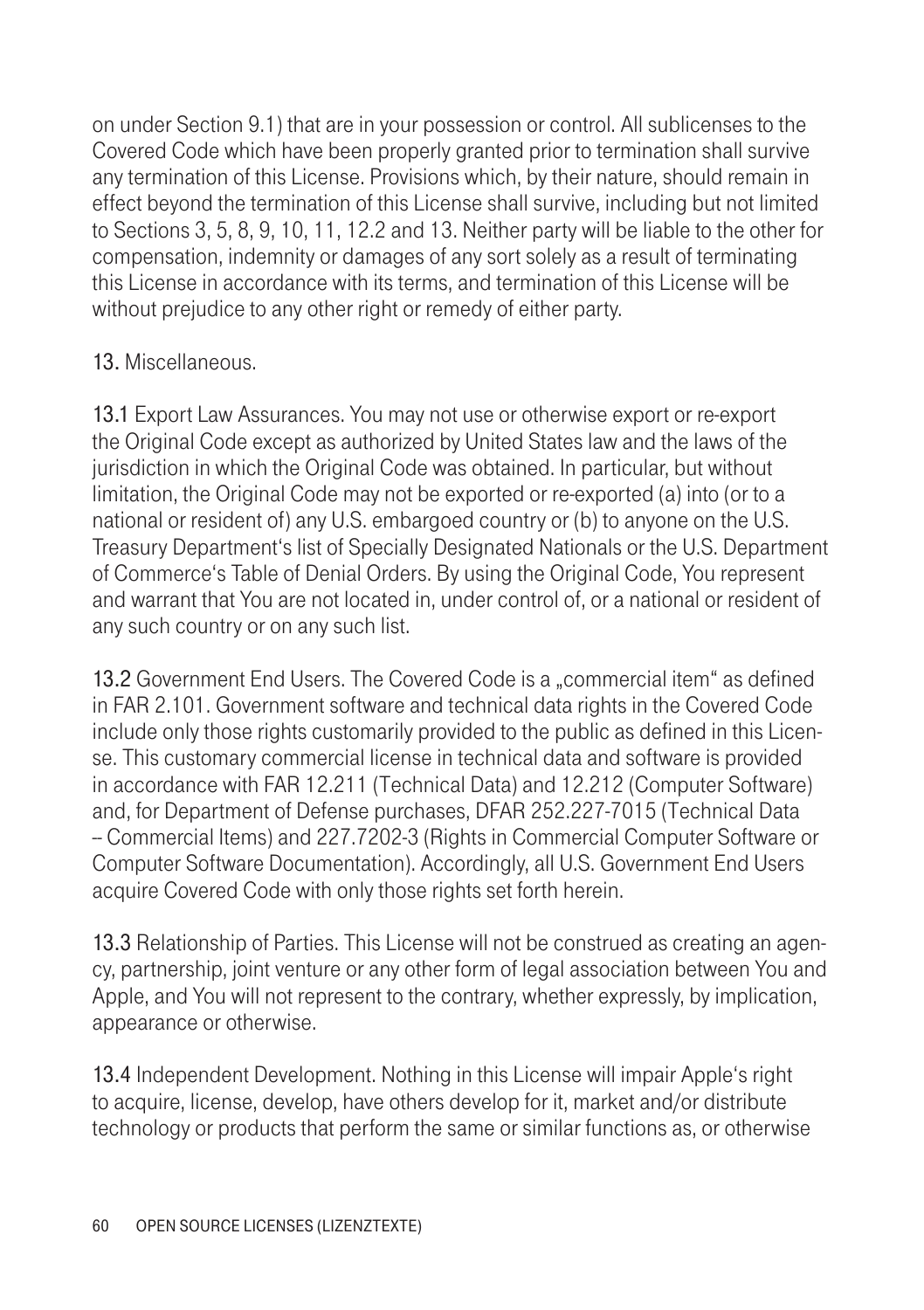on under Section 9.1) that are in your possession or control. All sublicenses to the Covered Code which have been properly granted prior to termination shall survive any termination of this License. Provisions which, by their nature, should remain in effect beyond the termination of this License shall survive, including but not limited to Sections 3, 5, 8, 9, 10, 11, 12.2 and 13. Neither party will be liable to the other for compensation, indemnity or damages of any sort solely as a result of terminating this License in accordance with its terms, and termination of this License will be without prejudice to any other right or remedy of either party.

13. Miscellaneous.

13.1 Export Law Assurances. You may not use or otherwise export or re-export the Original Code except as authorized by United States law and the laws of the jurisdiction in which the Original Code was obtained. In particular, but without limitation, the Original Code may not be exported or re-exported (a) into (or to a national or resident of) any U.S. embargoed country or (b) to anyone on the U.S. Treasury Department‘s list of Specially Designated Nationals or the U.S. Department of Commerce‘s Table of Denial Orders. By using the Original Code, You represent and warrant that You are not located in, under control of, or a national or resident of any such country or on any such list.

13.2 Government End Users. The Covered Code is a „commercial item" as defined in FAR 2.101. Government software and technical data rights in the Covered Code include only those rights customarily provided to the public as defined in this License. This customary commercial license in technical data and software is provided in accordance with FAR 12.211 (Technical Data) and 12.212 (Computer Software) and, for Department of Defense purchases, DFAR 252.227-7015 (Technical Data – Commercial Items) and 227.7202-3 (Rights in Commercial Computer Software or Computer Software Documentation). Accordingly, all U.S. Government End Users acquire Covered Code with only those rights set forth herein.

13.3 Relationship of Parties. This License will not be construed as creating an agency, partnership, joint venture or any other form of legal association between You and Apple, and You will not represent to the contrary, whether expressly, by implication, appearance or otherwise.

13.4 Independent Development. Nothing in this License will impair Apple‘s right to acquire, license, develop, have others develop for it, market and/or distribute technology or products that perform the same or similar functions as, or otherwise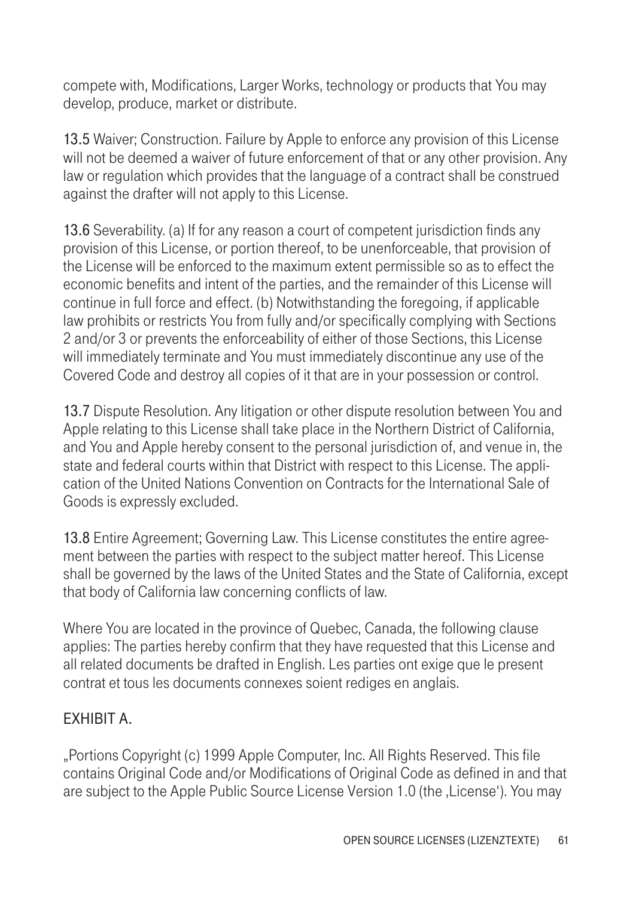compete with, Modifications, Larger Works, technology or products that You may develop, produce, market or distribute.

**13.5** Waiver; Construction. Failure by Apple to enforce any provision of this License will not be deemed a waiver of future enforcement of that or any other provision. Any law or regulation which provides that the language of a contract shall be construed against the drafter will not apply to this License.

**13.6** Severability. (a) If for any reason a court of competent jurisdiction finds any provision of this License, or portion thereof, to be unenforceable, that provision of the License will be enforced to the maximum extent permissible so as to effect the economic benefits and intent of the parties, and the remainder of this License will continue in full force and effect. (b) Notwithstanding the foregoing, if applicable law prohibits or restricts You from fully and/or specifically complying with Sections 2 and/or 3 or prevents the enforceability of either of those Sections, this License will immediately terminate and You must immediately discontinue any use of the Covered Code and destroy all copies of it that are in your possession or control.

**13.7** Dispute Resolution. Any litigation or other dispute resolution between You and Apple relating to this License shall take place in the Northern District of California, and You and Apple hereby consent to the personal jurisdiction of, and venue in, the state and federal courts within that District with respect to this License. The application of the United Nations Convention on Contracts for the International Sale of Goods is expressly excluded.

**13.8** Entire Agreement; Governing Law. This License constitutes the entire agreement between the parties with respect to the subject matter hereof. This License shall be governed by the laws of the United States and the State of California, except that body of California law concerning conflicts of law.

Where You are located in the province of Quebec, Canada, the following clause applies: The parties hereby confirm that they have requested that this License and all related documents be drafted in English. Les parties ont exige que le present contrat et tous les documents connexes soient rediges en anglais.

EXHIBIT A.

„Portions Copyright (c) 1999 Apple Computer, Inc. All Rights Reserved. This file contains Original Code and/or Modifications of Original Code as defined in and that are subject to the Apple Public Source License Version 1.0 (the ‚License'). You may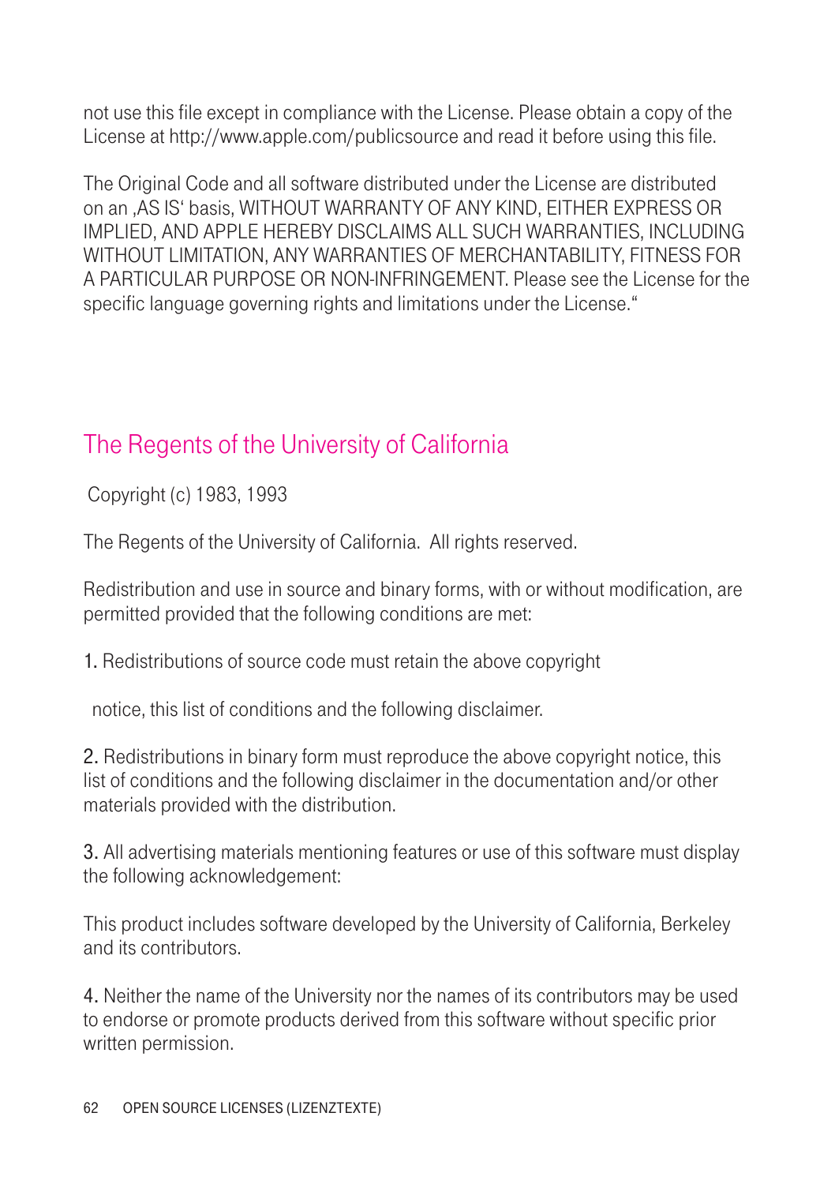not use this file except in compliance with the License. Please obtain a copy of the License at http://www.apple.com/publicsource and read it before using this file.

The Original Code and all software distributed under the License are distributed on an ‚AS IS' basis, WITHOUT WARRANTY OF ANY KIND, EITHER EXPRESS OR IMPLIED, AND APPLE HEREBY DISCLAIMS ALL SUCH WARRANTIES, INCLUDING WITHOUT LIMITATION, ANY WARRANTIES OF MERCHANTABILITY, FITNESS FOR A PARTICULAR PURPOSE OR NON-INFRINGEMENT. Please see the License for the specific language governing rights and limitations under the License."

## The Regents of the University of California

Copyright (c) 1983, 1993

The Regents of the University of California.  All rights reserved.

Redistribution and use in source and binary forms, with or without modification, are permitted provided that the following conditions are met:

1. Redistributions of source code must retain the above copyright

   notice, this list of conditions and the following disclaimer.

2. Redistributions in binary form must reproduce the above copyright notice, this list of conditions and the following disclaimer in the documentation and/or other materials provided with the distribution.

3. All advertising materials mentioning features or use of this software must display the following acknowledgement:

This product includes software developed by the University of California, Berkeley and its contributors.

4. Neither the name of the University nor the names of its contributors may be used to endorse or promote products derived from this software without specific prior written permission.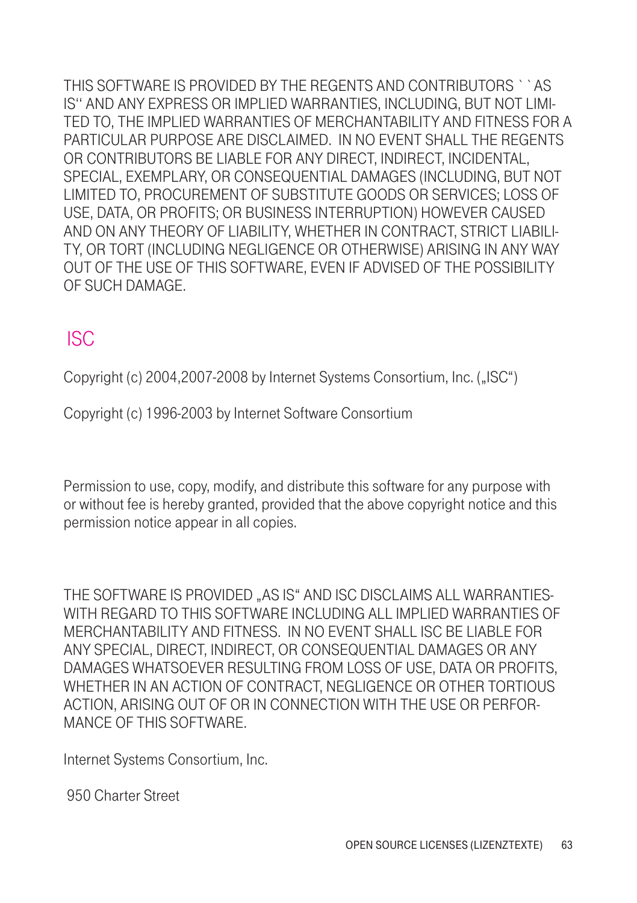THIS SOFTWARE IS PROVIDED BY THE REGENTS AND CONTRIBUTORS ` `AS IS'' AND ANY EXPRESS OR IMPLIED WARRANTIES, INCLUDING, BUT NOT LIMITED TO, THE IMPLIED WARRANTIES OF MERCHANTABILITY AND FITNESS FOR A PARTICULAR PURPOSE ARE DISCLAIMED. IN NO EVENT SHALL THE REGENTS OR CONTRIBUTORS BE LIABLE FOR ANY DIRECT, INDIRECT, INCIDENTAL, SPECIAL, EXEMPLARY, OR CONSEQUENTIAL DAMAGES (INCLUDING, BUT NOT LIMITED TO, PROCUREMENT OF SUBSTITUTE GOODS OR SERVICES; LOSS OF USE, DATA, OR PROFITS; OR BUSINESS INTERRUPTION) HOWEVER CAUSED AND ON ANY THEORY OF LIABILITY, WHETHER IN CONTRACT, STRICT LIABILITY, OR TORT (INCLUDING NEGLIGENCE OR OTHERWISE) ARISING IN ANY WAY OUT OF THE USE OF THIS SOFTWARE, EVEN IF ADVISED OF THE POSSIBILITY OF SUCH DAMAGE.

## ISC

Copyright (c) 2004,2007-2008 by Internet Systems Consortium, Inc. („ISC")

Copyright (c) 1996-2003 by Internet Software Consortium

Permission to use, copy, modify, and distribute this software for any purpose with or without fee is hereby granted, provided that the above copyright notice and this permission notice appear in all copies.

THE SOFTWARE IS PROVIDED „AS IS" AND ISC DISCLAIMS ALL WARRANTIES-WITH REGARD TO THIS SOFTWARE INCLUDING ALL IMPLIED WARRANTIES OF MERCHANTABILITY AND FITNESS. IN NO EVENT SHALL ISC BE LIABLE FOR ANY SPECIAL, DIRECT, INDIRECT, OR CONSEQUENTIAL DAMAGES OR ANY DAMAGES WHATSOEVER RESULTING FROM LOSS OF USE, DATA OR PROFITS, WHETHER IN AN ACTION OF CONTRACT, NEGLIGENCE OR OTHER TORTIOUS ACTION, ARISING OUT OF OR IN CONNECTION WITH THE USE OR PERFORMANCE OF THIS SOFTWARE.

Internet Systems Consortium, Inc.

950 Charter Street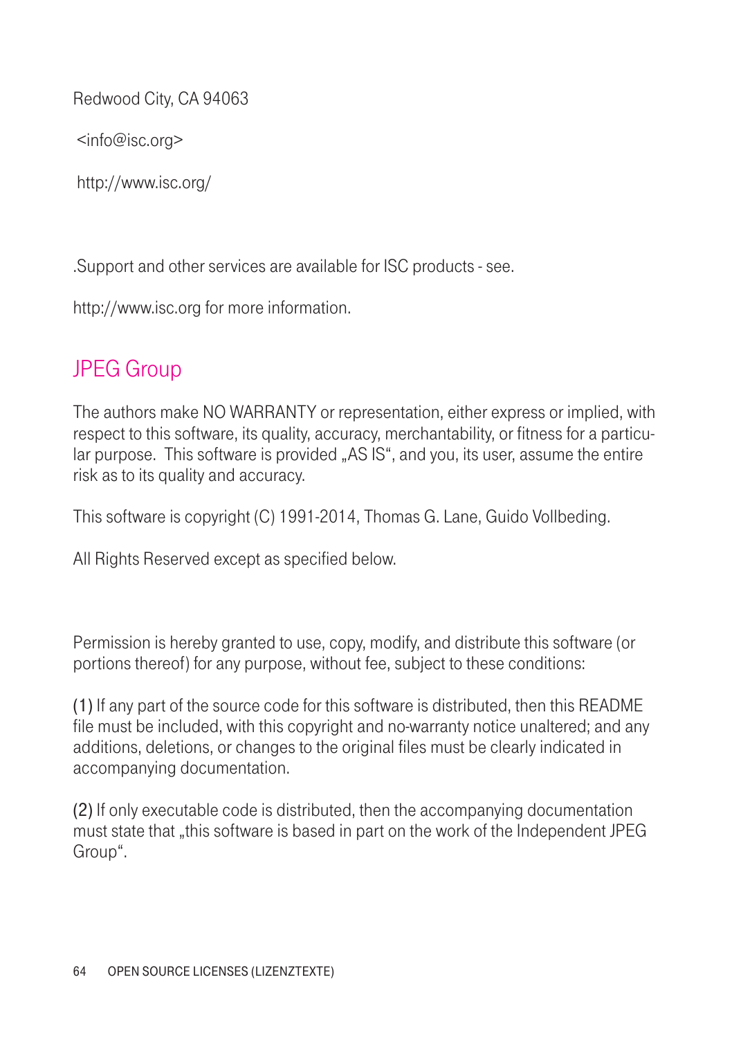Redwood City, CA 94063

<info@isc.org>

http://www.isc.org/

.Support and other services are available for ISC products - see.

http://www.isc.org for more information.

## JPEG Group

The authors make NO WARRANTY or representation, either express or implied, with respect to this software, its quality, accuracy, merchantability, or fitness for a particular purpose. This software is provided „AS IS“, and you, its user, assume the entire risk as to its quality and accuracy.

This software is copyright (C) 1991-2014, Thomas G. Lane, Guido Vollbeding.

All Rights Reserved except as specified below.

Permission is hereby granted to use, copy, modify, and distribute this software (or portions thereof) for any purpose, without fee, subject to these conditions:

(1) If any part of the source code for this software is distributed, then this README file must be included, with this copyright and no-warranty notice unaltered; and any additions, deletions, or changes to the original files must be clearly indicated in accompanying documentation.

(2) If only executable code is distributed, then the accompanying documentation must state that „this software is based in part on the work of the Independent JPEG Group“.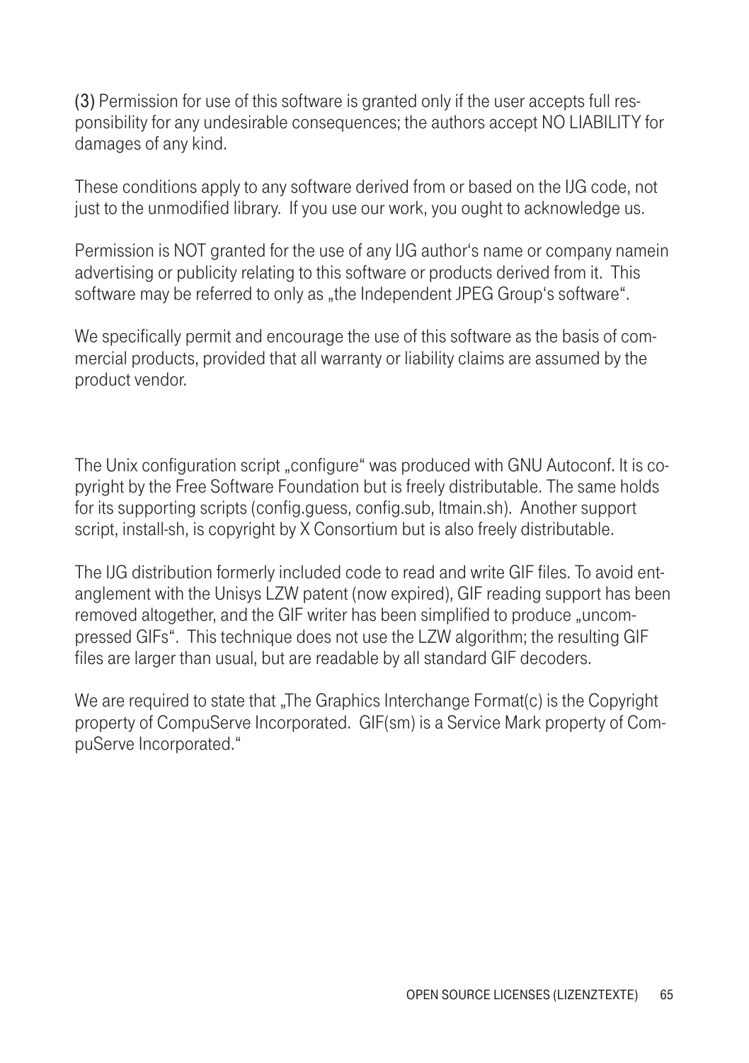(3) Permission for use of this software is granted only if the user accepts full responsibility for any undesirable consequences; the authors accept NO LIABILITY for damages of any kind.

These conditions apply to any software derived from or based on the IJG code, not just to the unmodified library. If you use our work, you ought to acknowledge us.

Permission is NOT granted for the use of any IJG author's name or company namein advertising or publicity relating to this software or products derived from it. This software may be referred to only as „the Independent JPEG Group's software".

We specifically permit and encourage the use of this software as the basis of commercial products, provided that all warranty or liability claims are assumed by the product vendor.

The Unix configuration script „configure" was produced with GNU Autoconf. It is copyright by the Free Software Foundation but is freely distributable. The same holds for its supporting scripts (config.guess, config.sub, ltmain.sh). Another support script, install-sh, is copyright by X Consortium but is also freely distributable.

The IJG distribution formerly included code to read and write GIF files. To avoid entanglement with the Unisys LZW patent (now expired), GIF reading support has been removed altogether, and the GIF writer has been simplified to produce „uncompressed GIFs". This technique does not use the LZW algorithm; the resulting GIF files are larger than usual, but are readable by all standard GIF decoders.

We are required to state that „The Graphics Interchange Format(c) is the Copyright property of CompuServe Incorporated. GIF(sm) is a Service Mark property of CompuServe Incorporated."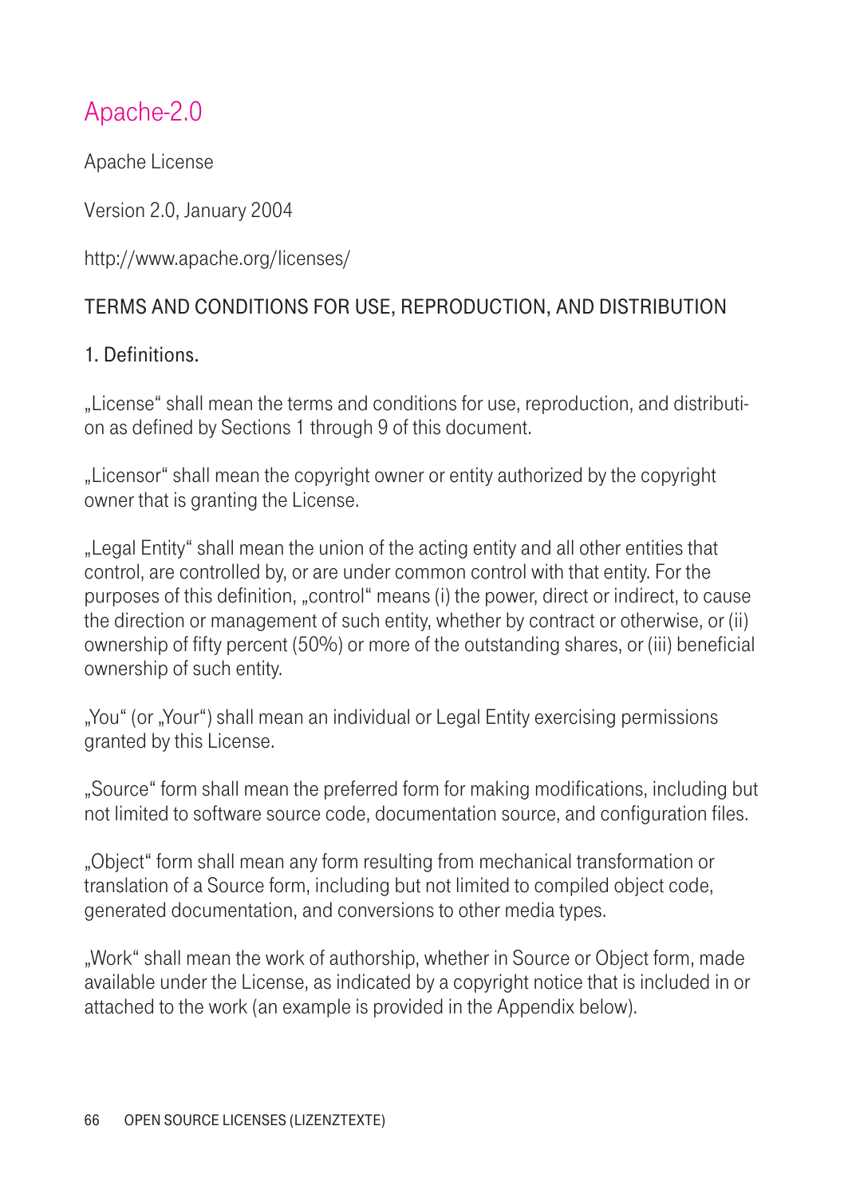# Apache-2.0

Apache License

Version 2.0, January 2004

http://www.apache.org/licenses/

TERMS AND CONDITIONS FOR USE, REPRODUCTION, AND DISTRIBUTION

1. Definitions.

„License" shall mean the terms and conditions for use, reproduction, and distribution as defined by Sections 1 through 9 of this document.

„Licensor" shall mean the copyright owner or entity authorized by the copyright owner that is granting the License.

„Legal Entity" shall mean the union of the acting entity and all other entities that control, are controlled by, or are under common control with that entity. For the purposes of this definition, „control" means (i) the power, direct or indirect, to cause the direction or management of such entity, whether by contract or otherwise, or (ii) ownership of fifty percent (50%) or more of the outstanding shares, or (iii) beneficial ownership of such entity.

„You" (or „Your") shall mean an individual or Legal Entity exercising permissions granted by this License.

„Source" form shall mean the preferred form for making modifications, including but not limited to software source code, documentation source, and configuration files.

„Object" form shall mean any form resulting from mechanical transformation or translation of a Source form, including but not limited to compiled object code, generated documentation, and conversions to other media types.

„Work" shall mean the work of authorship, whether in Source or Object form, made available under the License, as indicated by a copyright notice that is included in or attached to the work (an example is provided in the Appendix below).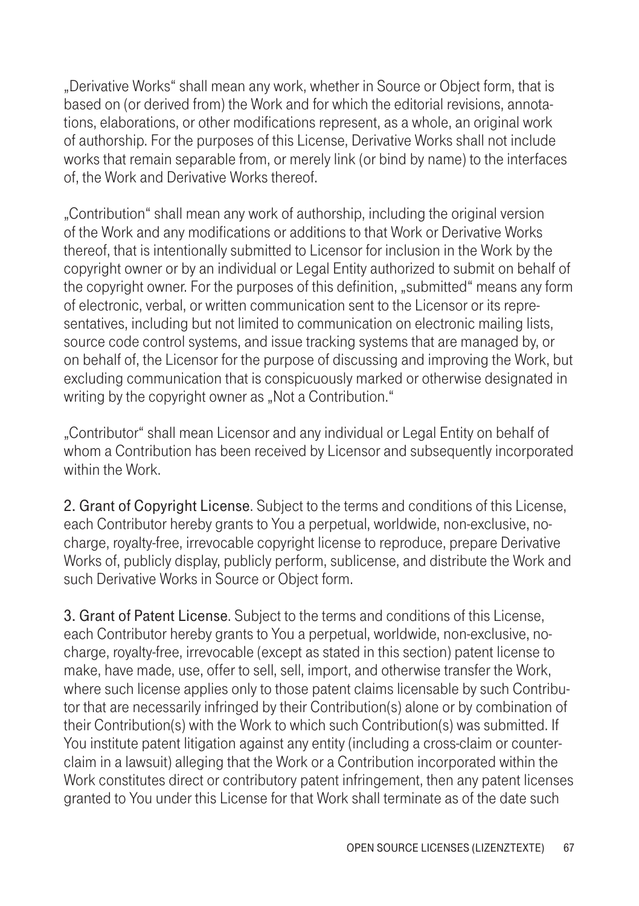„Derivative Works" shall mean any work, whether in Source or Object form, that is based on (or derived from) the Work and for which the editorial revisions, annotations, elaborations, or other modifications represent, as a whole, an original work of authorship. For the purposes of this License, Derivative Works shall not include works that remain separable from, or merely link (or bind by name) to the interfaces of, the Work and Derivative Works thereof.

„Contribution" shall mean any work of authorship, including the original version of the Work and any modifications or additions to that Work or Derivative Works thereof, that is intentionally submitted to Licensor for inclusion in the Work by the copyright owner or by an individual or Legal Entity authorized to submit on behalf of the copyright owner. For the purposes of this definition, „submitted" means any form of electronic, verbal, or written communication sent to the Licensor or its representatives, including but not limited to communication on electronic mailing lists, source code control systems, and issue tracking systems that are managed by, or on behalf of, the Licensor for the purpose of discussing and improving the Work, but excluding communication that is conspicuously marked or otherwise designated in writing by the copyright owner as „Not a Contribution."

„Contributor" shall mean Licensor and any individual or Legal Entity on behalf of whom a Contribution has been received by Licensor and subsequently incorporated within the Work.

2. Grant of Copyright License. Subject to the terms and conditions of this License, each Contributor hereby grants to You a perpetual, worldwide, non-exclusive, no-charge, royalty-free, irrevocable copyright license to reproduce, prepare Derivative Works of, publicly display, publicly perform, sublicense, and distribute the Work and such Derivative Works in Source or Object form.

3. Grant of Patent License. Subject to the terms and conditions of this License, each Contributor hereby grants to You a perpetual, worldwide, non-exclusive, no-charge, royalty-free, irrevocable (except as stated in this section) patent license to make, have made, use, offer to sell, sell, import, and otherwise transfer the Work, where such license applies only to those patent claims licensable by such Contributor that are necessarily infringed by their Contribution(s) alone or by combination of their Contribution(s) with the Work to which such Contribution(s) was submitted. If You institute patent litigation against any entity (including a cross-claim or counterclaim in a lawsuit) alleging that the Work or a Contribution incorporated within the Work constitutes direct or contributory patent infringement, then any patent licenses granted to You under this License for that Work shall terminate as of the date such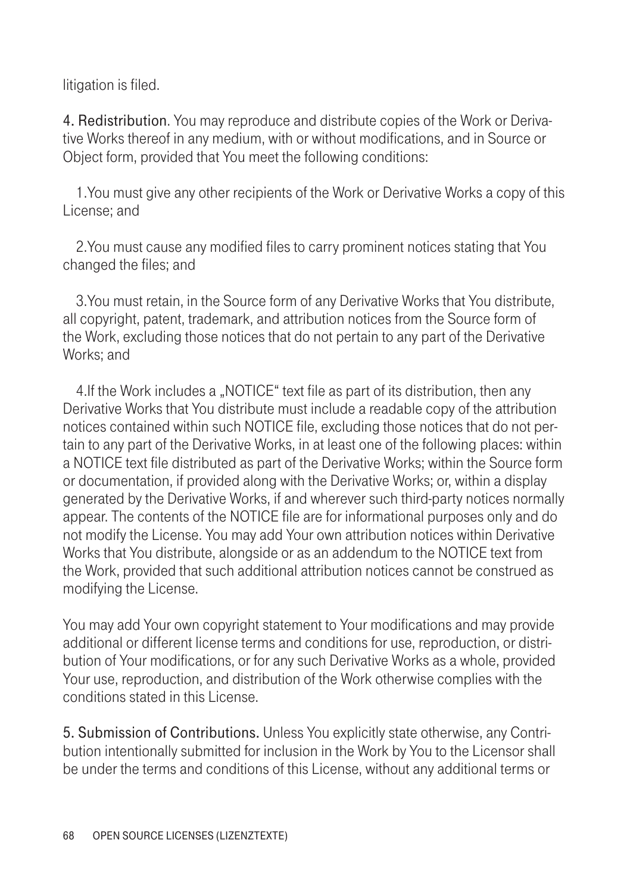litigation is filed.

4. Redistribution. You may reproduce and distribute copies of the Work or Derivative Works thereof in any medium, with or without modifications, and in Source or Object form, provided that You meet the following conditions:

1. You must give any other recipients of the Work or Derivative Works a copy of this License; and

2. You must cause any modified files to carry prominent notices stating that You changed the files; and

3. You must retain, in the Source form of any Derivative Works that You distribute, all copyright, patent, trademark, and attribution notices from the Source form of the Work, excluding those notices that do not pertain to any part of the Derivative Works; and

4. If the Work includes a „NOTICE" text file as part of its distribution, then any Derivative Works that You distribute must include a readable copy of the attribution notices contained within such NOTICE file, excluding those notices that do not pertain to any part of the Derivative Works, in at least one of the following places: within a NOTICE text file distributed as part of the Derivative Works; within the Source form or documentation, if provided along with the Derivative Works; or, within a display generated by the Derivative Works, if and wherever such third-party notices normally appear. The contents of the NOTICE file are for informational purposes only and do not modify the License. You may add Your own attribution notices within Derivative Works that You distribute, alongside or as an addendum to the NOTICE text from the Work, provided that such additional attribution notices cannot be construed as modifying the License.

You may add Your own copyright statement to Your modifications and may provide additional or different license terms and conditions for use, reproduction, or distribution of Your modifications, or for any such Derivative Works as a whole, provided Your use, reproduction, and distribution of the Work otherwise complies with the conditions stated in this License.

5. Submission of Contributions. Unless You explicitly state otherwise, any Contribution intentionally submitted for inclusion in the Work by You to the Licensor shall be under the terms and conditions of this License, without any additional terms or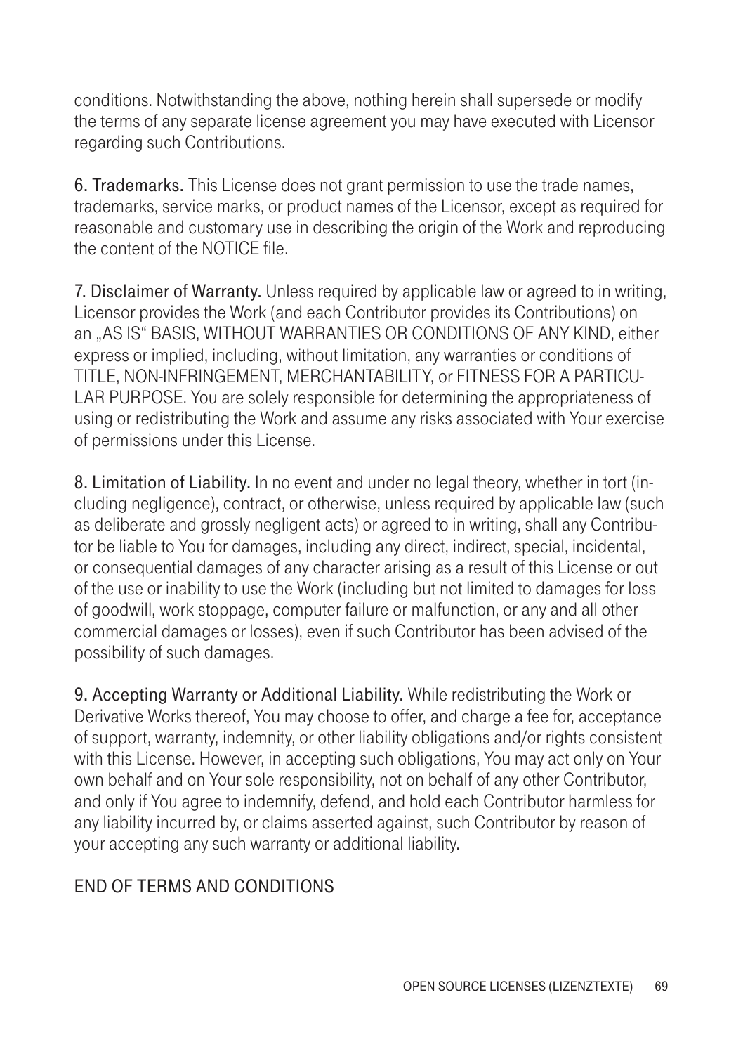conditions. Notwithstanding the above, nothing herein shall supersede or modify the terms of any separate license agreement you may have executed with Licensor regarding such Contributions.

6. Trademarks. This License does not grant permission to use the trade names, trademarks, service marks, or product names of the Licensor, except as required for reasonable and customary use in describing the origin of the Work and reproducing the content of the NOTICE file.

7. Disclaimer of Warranty. Unless required by applicable law or agreed to in writing, Licensor provides the Work (and each Contributor provides its Contributions) on an „AS IS" BASIS, WITHOUT WARRANTIES OR CONDITIONS OF ANY KIND, either express or implied, including, without limitation, any warranties or conditions of TITLE, NON-INFRINGEMENT, MERCHANTABILITY, or FITNESS FOR A PARTICULAR PURPOSE. You are solely responsible for determining the appropriateness of using or redistributing the Work and assume any risks associated with Your exercise of permissions under this License.

8. Limitation of Liability. In no event and under no legal theory, whether in tort (including negligence), contract, or otherwise, unless required by applicable law (such as deliberate and grossly negligent acts) or agreed to in writing, shall any Contributor be liable to You for damages, including any direct, indirect, special, incidental, or consequential damages of any character arising as a result of this License or out of the use or inability to use the Work (including but not limited to damages for loss of goodwill, work stoppage, computer failure or malfunction, or any and all other commercial damages or losses), even if such Contributor has been advised of the possibility of such damages.

9. Accepting Warranty or Additional Liability. While redistributing the Work or Derivative Works thereof, You may choose to offer, and charge a fee for, acceptance of support, warranty, indemnity, or other liability obligations and/or rights consistent with this License. However, in accepting such obligations, You may act only on Your own behalf and on Your sole responsibility, not on behalf of any other Contributor, and only if You agree to indemnify, defend, and hold each Contributor harmless for any liability incurred by, or claims asserted against, such Contributor by reason of your accepting any such warranty or additional liability.

END OF TERMS AND CONDITIONS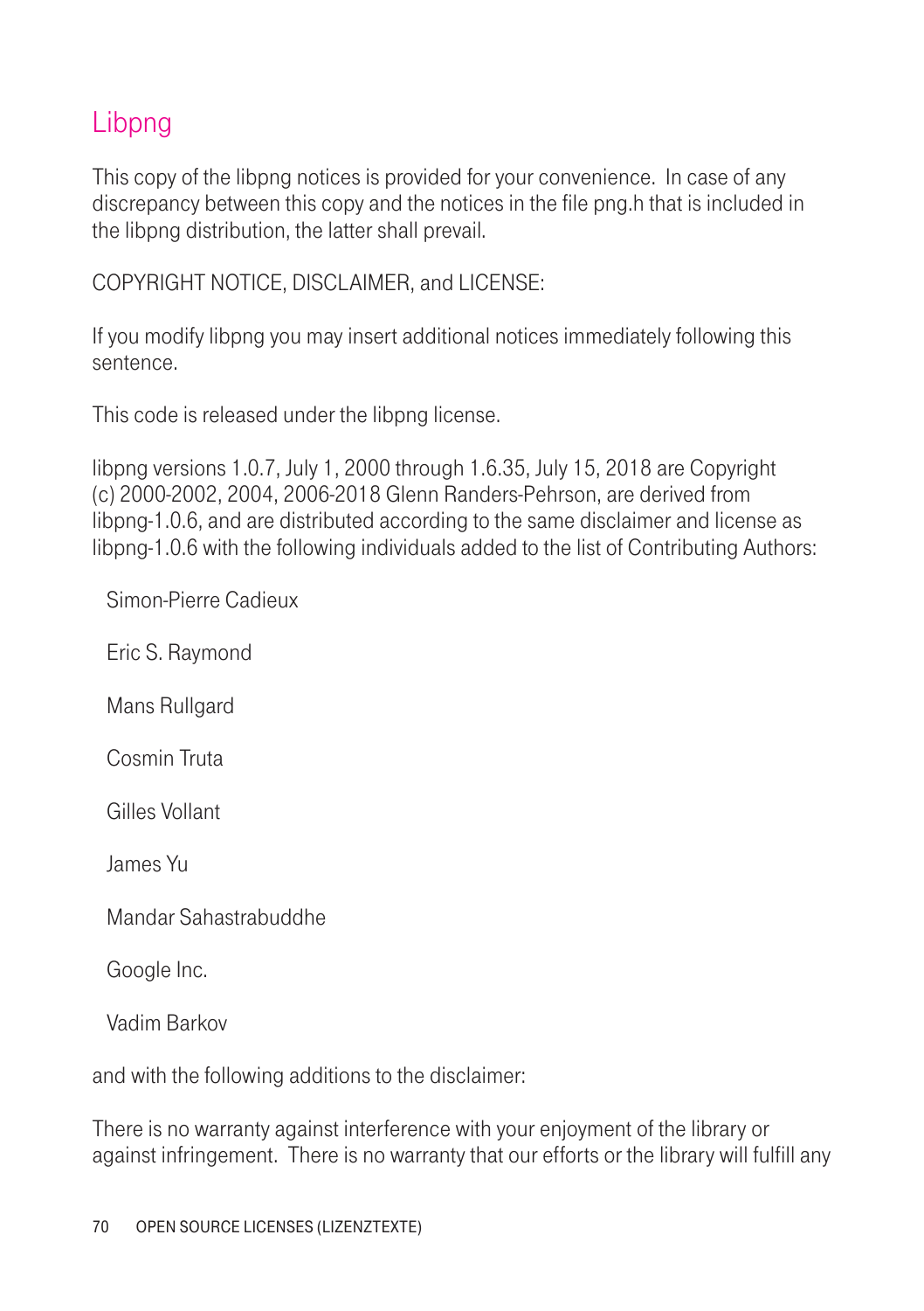# Libpng

This copy of the libpng notices is provided for your convenience. In case of any discrepancy between this copy and the notices in the file png.h that is included in the libpng distribution, the latter shall prevail.

COPYRIGHT NOTICE, DISCLAIMER, and LICENSE:

If you modify libpng you may insert additional notices immediately following this sentence.

This code is released under the libpng license.

libpng versions 1.0.7, July 1, 2000 through 1.6.35, July 15, 2018 are Copyright (c) 2000-2002, 2004, 2006-2018 Glenn Randers-Pehrson, are derived from libpng-1.0.6, and are distributed according to the same disclaimer and license as libpng-1.0.6 with the following individuals added to the list of Contributing Authors:

Simon-Pierre Cadieux

Eric S. Raymond

Mans Rullgard

Cosmin Truta

Gilles Vollant

James Yu

Mandar Sahastrabuddhe

Google Inc.

Vadim Barkov

and with the following additions to the disclaimer:

There is no warranty against interference with your enjoyment of the library or against infringement. There is no warranty that our efforts or the library will fulfill any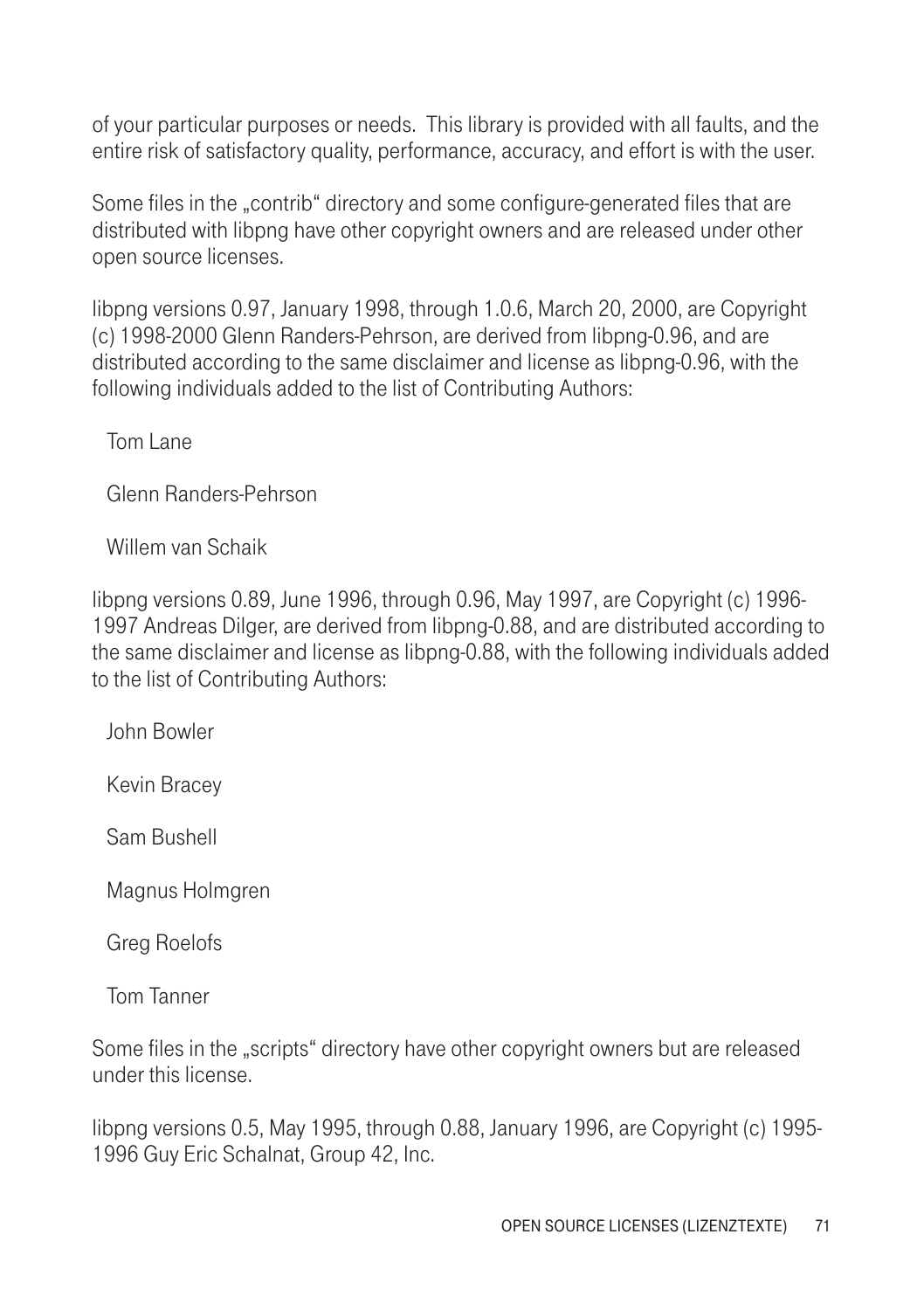of your particular purposes or needs. This library is provided with all faults, and the entire risk of satisfactory quality, performance, accuracy, and effort is with the user.

Some files in the „contrib“ directory and some configure-generated files that are distributed with libpng have other copyright owners and are released under other open source licenses.

libpng versions 0.97, January 1998, through 1.0.6, March 20, 2000, are Copyright (c) 1998-2000 Glenn Randers-Pehrson, are derived from libpng-0.96, and are distributed according to the same disclaimer and license as libpng-0.96, with the following individuals added to the list of Contributing Authors:

Tom Lane

Glenn Randers-Pehrson

Willem van Schaik

libpng versions 0.89, June 1996, through 0.96, May 1997, are Copyright (c) 1996-1997 Andreas Dilger, are derived from libpng-0.88, and are distributed according to the same disclaimer and license as libpng-0.88, with the following individuals added to the list of Contributing Authors:

John Bowler

Kevin Bracey

Sam Bushell

Magnus Holmgren

Greg Roelofs

Tom Tanner

Some files in the „scripts“ directory have other copyright owners but are released under this license.

libpng versions 0.5, May 1995, through 0.88, January 1996, are Copyright (c) 1995-1996 Guy Eric Schalnat, Group 42, Inc.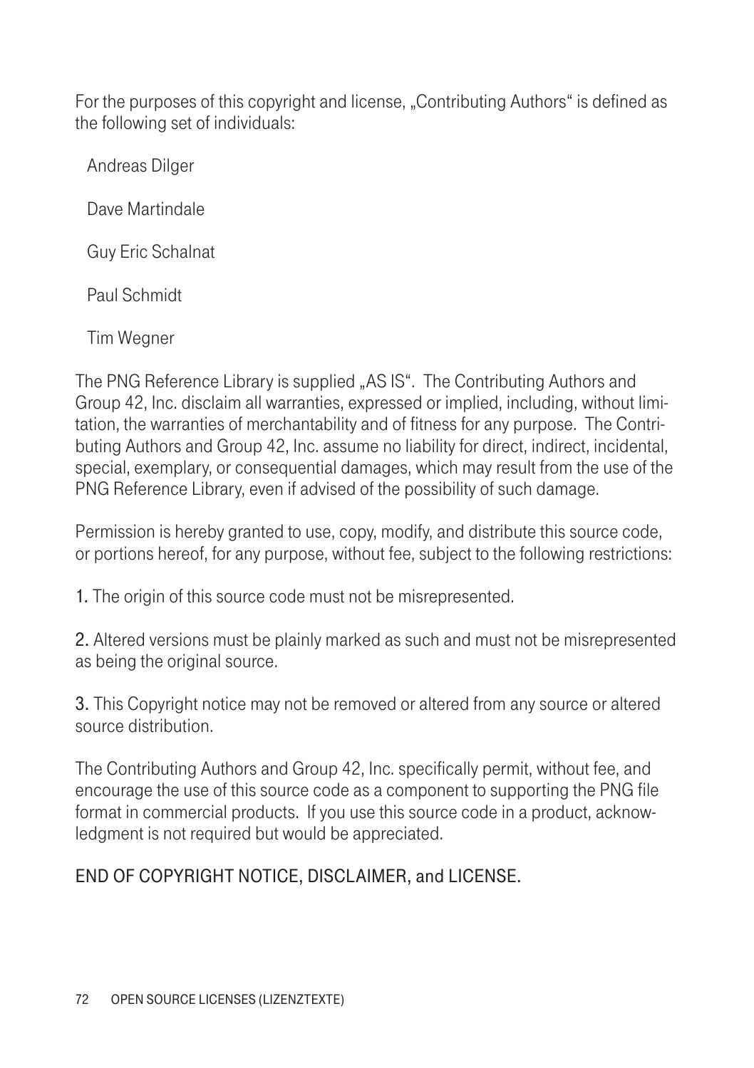For the purposes of this copyright and license, „Contributing Authors" is defined as the following set of individuals:

Andreas Dilger

Dave Martindale

Guy Eric Schalnat

Paul Schmidt

Tim Wegner

The PNG Reference Library is supplied „AS IS". The Contributing Authors and Group 42, Inc. disclaim all warranties, expressed or implied, including, without limitation, the warranties of merchantability and of fitness for any purpose. The Contributing Authors and Group 42, Inc. assume no liability for direct, indirect, incidental, special, exemplary, or consequential damages, which may result from the use of the PNG Reference Library, even if advised of the possibility of such damage.

Permission is hereby granted to use, copy, modify, and distribute this source code, or portions hereof, for any purpose, without fee, subject to the following restrictions:

1. The origin of this source code must not be misrepresented.

2. Altered versions must be plainly marked as such and must not be misrepresented as being the original source.

3. This Copyright notice may not be removed or altered from any source or altered source distribution.

The Contributing Authors and Group 42, Inc. specifically permit, without fee, and encourage the use of this source code as a component to supporting the PNG file format in commercial products. If you use this source code in a product, acknowledgment is not required but would be appreciated.

END OF COPYRIGHT NOTICE, DISCLAIMER, and LICENSE.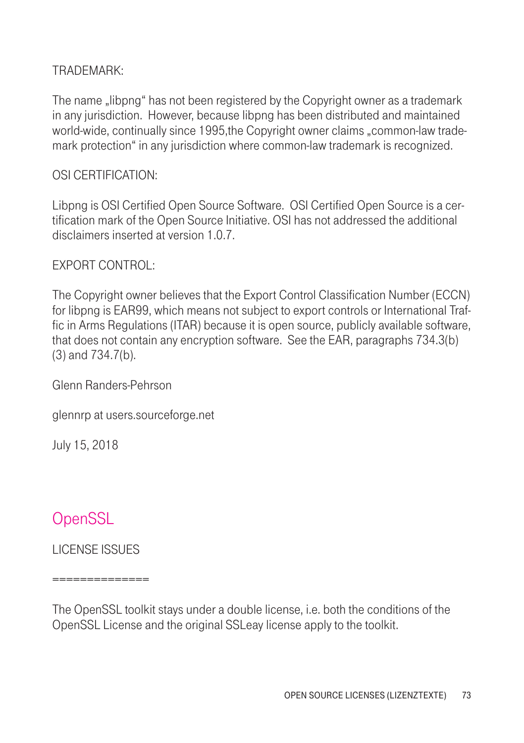TRADEMARK:

The name „libpng" has not been registered by the Copyright owner as a trademark in any jurisdiction. However, because libpng has been distributed and maintained world-wide, continually since 1995,the Copyright owner claims „common-law trademark protection" in any jurisdiction where common-law trademark is recognized.

OSI CERTIFICATION:

Libpng is OSI Certified Open Source Software. OSI Certified Open Source is a certification mark of the Open Source Initiative. OSI has not addressed the additional disclaimers inserted at version 1.0.7.

EXPORT CONTROL:

The Copyright owner believes that the Export Control Classification Number (ECCN) for libpng is EAR99, which means not subject to export controls or International Traffic in Arms Regulations (ITAR) because it is open source, publicly available software, that does not contain any encryption software. See the EAR, paragraphs 734.3(b)(3) and 734.7(b).

Glenn Randers-Pehrson

glennrp at users.sourceforge.net

July 15, 2018

## OpenSSL

LICENSE ISSUES

==============

The OpenSSL toolkit stays under a double license, i.e. both the conditions of the OpenSSL License and the original SSLeay license apply to the toolkit.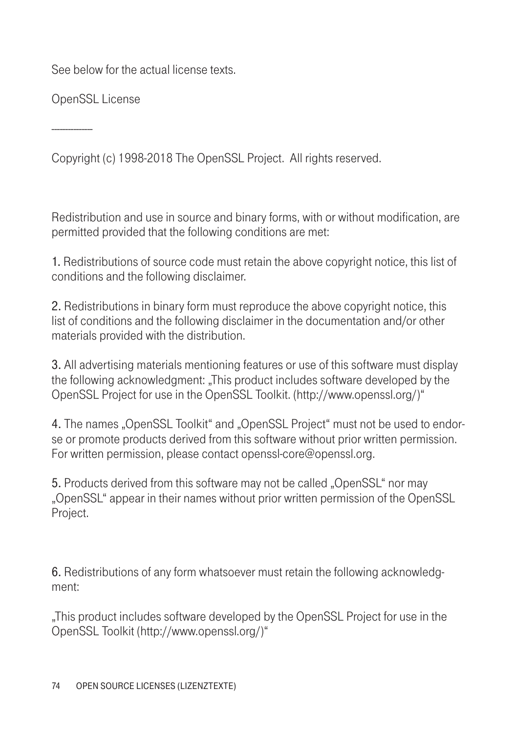See below for the actual license texts.

OpenSSL License

---

Copyright (c) 1998-2018 The OpenSSL Project. All rights reserved.

Redistribution and use in source and binary forms, with or without modification, are permitted provided that the following conditions are met:

1. Redistributions of source code must retain the above copyright notice, this list of conditions and the following disclaimer.

2. Redistributions in binary form must reproduce the above copyright notice, this list of conditions and the following disclaimer in the documentation and/or other materials provided with the distribution.

3. All advertising materials mentioning features or use of this software must display the following acknowledgment: „This product includes software developed by the OpenSSL Project for use in the OpenSSL Toolkit. (http://www.openssl.org/)"

4. The names „OpenSSL Toolkit" and „OpenSSL Project" must not be used to endorse or promote products derived from this software without prior written permission. For written permission, please contact openssl-core@openssl.org.

5. Products derived from this software may not be called „OpenSSL" nor may „OpenSSL" appear in their names without prior written permission of the OpenSSL Project.

6. Redistributions of any form whatsoever must retain the following acknowledgment:

„This product includes software developed by the OpenSSL Project for use in the OpenSSL Toolkit (http://www.openssl.org/)"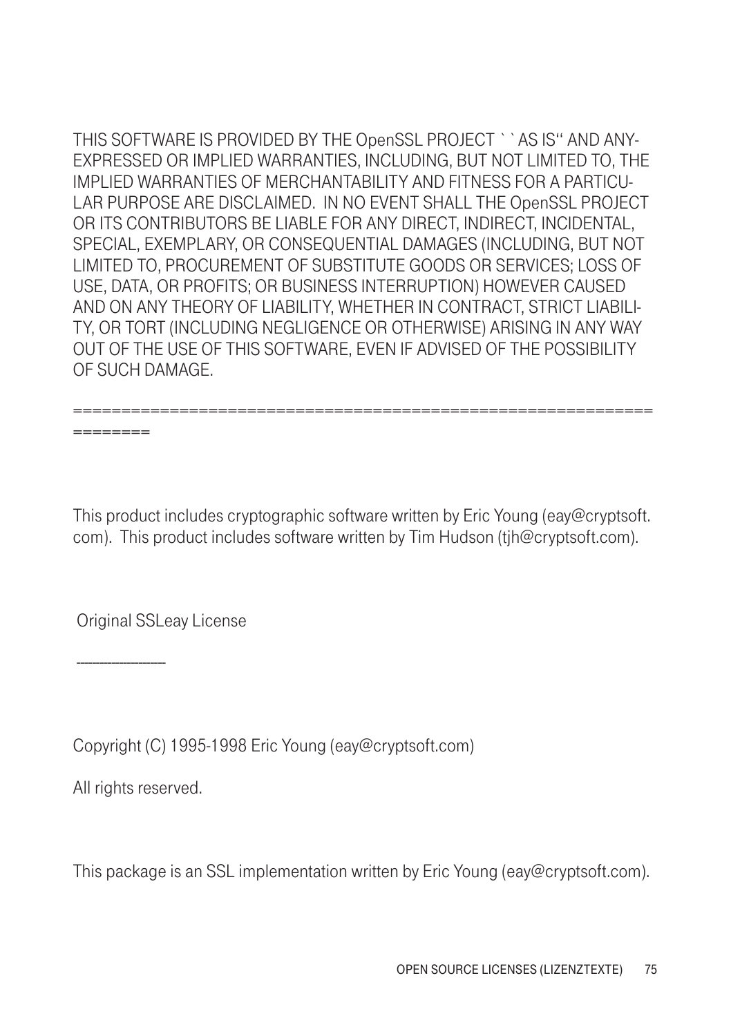THIS SOFTWARE IS PROVIDED BY THE OpenSSL PROJECT ``AS IS'' AND ANY-EXPRESSED OR IMPLIED WARRANTIES, INCLUDING, BUT NOT LIMITED TO, THE IMPLIED WARRANTIES OF MERCHANTABILITY AND FITNESS FOR A PARTICULAR PURPOSE ARE DISCLAIMED. IN NO EVENT SHALL THE OpenSSL PROJECT OR ITS CONTRIBUTORS BE LIABLE FOR ANY DIRECT, INDIRECT, INCIDENTAL, SPECIAL, EXEMPLARY, OR CONSEQUENTIAL DAMAGES (INCLUDING, BUT NOT LIMITED TO, PROCUREMENT OF SUBSTITUTE GOODS OR SERVICES; LOSS OF USE, DATA, OR PROFITS; OR BUSINESS INTERRUPTION) HOWEVER CAUSED AND ON ANY THEORY OF LIABILITY, WHETHER IN CONTRACT, STRICT LIABILITY, OR TORT (INCLUDING NEGLIGENCE OR OTHERWISE) ARISING IN ANY WAY OUT OF THE USE OF THIS SOFTWARE, EVEN IF ADVISED OF THE POSSIBILITY OF SUCH DAMAGE.

====================================================================

This product includes cryptographic software written by Eric Young (eay@cryptsoft.com). This product includes software written by Tim Hudson (tjh@cryptsoft.com).

Original SSLeay License

-----------------------

Copyright (C) 1995-1998 Eric Young (eay@cryptsoft.com)

All rights reserved.

This package is an SSL implementation written by Eric Young (eay@cryptsoft.com).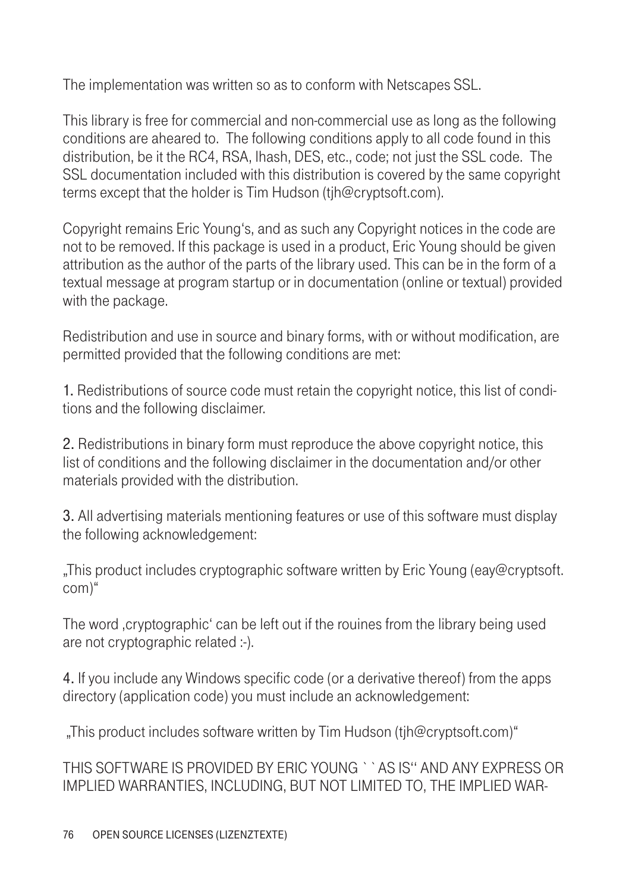The implementation was written so as to conform with Netscapes SSL.

This library is free for commercial and non-commercial use as long as the following conditions are aheared to. The following conditions apply to all code found in this distribution, be it the RC4, RSA, lhash, DES, etc., code; not just the SSL code. The SSL documentation included with this distribution is covered by the same copyright terms except that the holder is Tim Hudson (tjh@cryptsoft.com).

Copyright remains Eric Young's, and as such any Copyright notices in the code are not to be removed. If this package is used in a product, Eric Young should be given attribution as the author of the parts of the library used. This can be in the form of a textual message at program startup or in documentation (online or textual) provided with the package.

Redistribution and use in source and binary forms, with or without modification, are permitted provided that the following conditions are met:

1. Redistributions of source code must retain the copyright notice, this list of conditions and the following disclaimer.

2. Redistributions in binary form must reproduce the above copyright notice, this list of conditions and the following disclaimer in the documentation and/or other materials provided with the distribution.

3. All advertising materials mentioning features or use of this software must display the following acknowledgement:

„This product includes cryptographic software written by Eric Young (eay@cryptsoft.com)"

The word ‚cryptographic' can be left out if the rouines from the library being used are not cryptographic related :-).

4. If you include any Windows specific code (or a derivative thereof) from the apps directory (application code) you must include an acknowledgement:

„This product includes software written by Tim Hudson (tjh@cryptsoft.com)"

THIS SOFTWARE IS PROVIDED BY ERIC YOUNG ``AS IS'' AND ANY EXPRESS OR IMPLIED WARRANTIES, INCLUDING, BUT NOT LIMITED TO, THE IMPLIED WAR-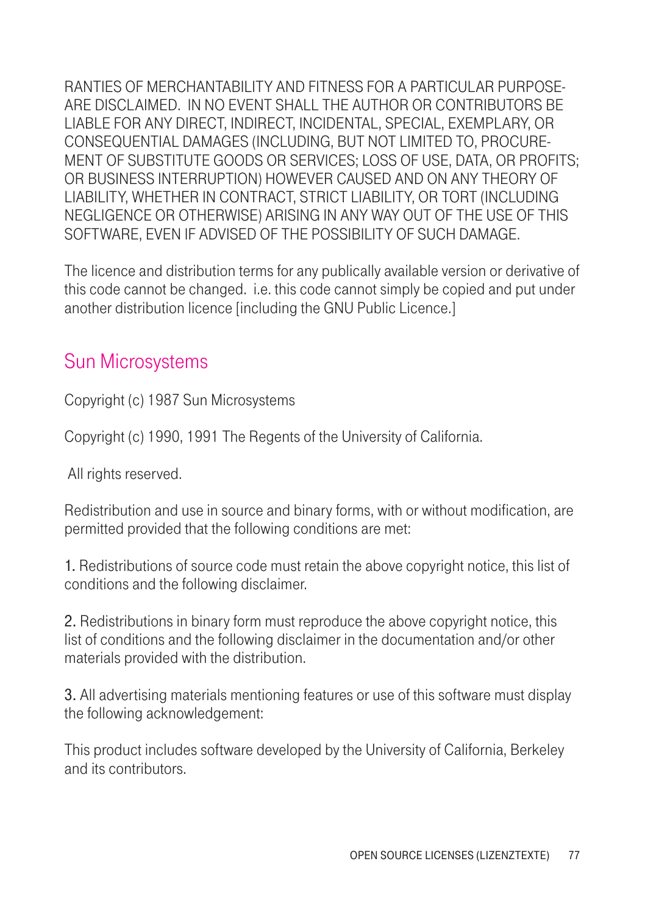RANTIES OF MERCHANTABILITY AND FITNESS FOR A PARTICULAR PURPOSE-ARE DISCLAIMED. IN NO EVENT SHALL THE AUTHOR OR CONTRIBUTORS BE LIABLE FOR ANY DIRECT, INDIRECT, INCIDENTAL, SPECIAL, EXEMPLARY, OR CONSEQUENTIAL DAMAGES (INCLUDING, BUT NOT LIMITED TO, PROCUREMENT OF SUBSTITUTE GOODS OR SERVICES; LOSS OF USE, DATA, OR PROFITS; OR BUSINESS INTERRUPTION) HOWEVER CAUSED AND ON ANY THEORY OF LIABILITY, WHETHER IN CONTRACT, STRICT LIABILITY, OR TORT (INCLUDING NEGLIGENCE OR OTHERWISE) ARISING IN ANY WAY OUT OF THE USE OF THIS SOFTWARE, EVEN IF ADVISED OF THE POSSIBILITY OF SUCH DAMAGE.

The licence and distribution terms for any publically available version or derivative of this code cannot be changed. i.e. this code cannot simply be copied and put under another distribution licence [including the GNU Public Licence.]

## Sun Microsystems

Copyright (c) 1987 Sun Microsystems

Copyright (c) 1990, 1991 The Regents of the University of California.

All rights reserved.

Redistribution and use in source and binary forms, with or without modification, are permitted provided that the following conditions are met:

1. Redistributions of source code must retain the above copyright notice, this list of conditions and the following disclaimer.

2. Redistributions in binary form must reproduce the above copyright notice, this list of conditions and the following disclaimer in the documentation and/or other materials provided with the distribution.

3. All advertising materials mentioning features or use of this software must display the following acknowledgement:

This product includes software developed by the University of California, Berkeley and its contributors.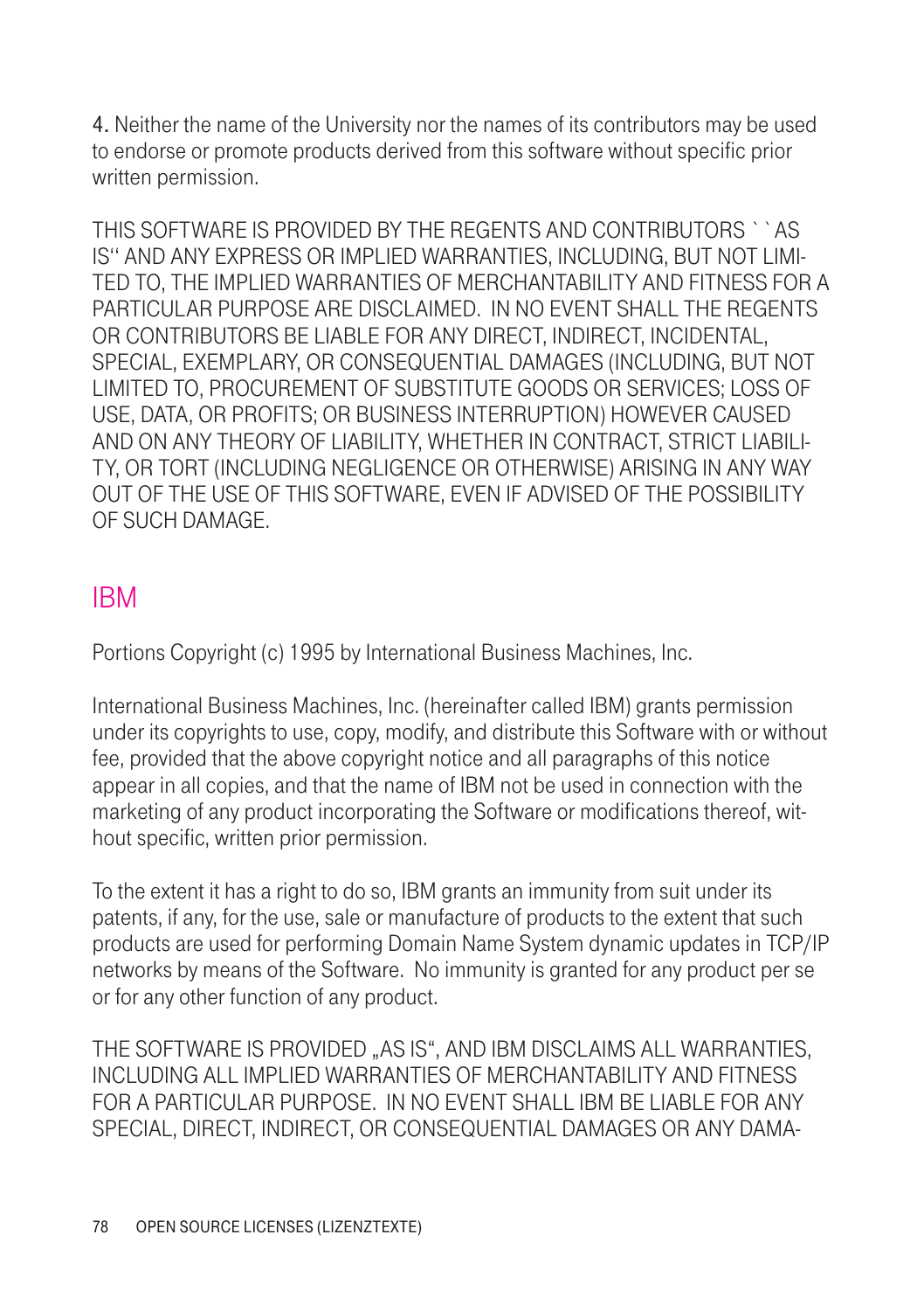4. Neither the name of the University nor the names of its contributors may be used to endorse or promote products derived from this software without specific prior written permission.

THIS SOFTWARE IS PROVIDED BY THE REGENTS AND CONTRIBUTORS ``AS IS'' AND ANY EXPRESS OR IMPLIED WARRANTIES, INCLUDING, BUT NOT LIMITED TO, THE IMPLIED WARRANTIES OF MERCHANTABILITY AND FITNESS FOR A PARTICULAR PURPOSE ARE DISCLAIMED. IN NO EVENT SHALL THE REGENTS OR CONTRIBUTORS BE LIABLE FOR ANY DIRECT, INDIRECT, INCIDENTAL, SPECIAL, EXEMPLARY, OR CONSEQUENTIAL DAMAGES (INCLUDING, BUT NOT LIMITED TO, PROCUREMENT OF SUBSTITUTE GOODS OR SERVICES; LOSS OF USE, DATA, OR PROFITS; OR BUSINESS INTERRUPTION) HOWEVER CAUSED AND ON ANY THEORY OF LIABILITY, WHETHER IN CONTRACT, STRICT LIABILITY, OR TORT (INCLUDING NEGLIGENCE OR OTHERWISE) ARISING IN ANY WAY OUT OF THE USE OF THIS SOFTWARE, EVEN IF ADVISED OF THE POSSIBILITY OF SUCH DAMAGE.

## IBM

Portions Copyright (c) 1995 by International Business Machines, Inc.

International Business Machines, Inc. (hereinafter called IBM) grants permission under its copyrights to use, copy, modify, and distribute this Software with or without fee, provided that the above copyright notice and all paragraphs of this notice appear in all copies, and that the name of IBM not be used in connection with the marketing of any product incorporating the Software or modifications thereof, without specific, written prior permission.

To the extent it has a right to do so, IBM grants an immunity from suit under its patents, if any, for the use, sale or manufacture of products to the extent that such products are used for performing Domain Name System dynamic updates in TCP/IP networks by means of the Software. No immunity is granted for any product per se or for any other function of any product.

THE SOFTWARE IS PROVIDED „AS IS", AND IBM DISCLAIMS ALL WARRANTIES, INCLUDING ALL IMPLIED WARRANTIES OF MERCHANTABILITY AND FITNESS FOR A PARTICULAR PURPOSE. IN NO EVENT SHALL IBM BE LIABLE FOR ANY SPECIAL, DIRECT, INDIRECT, OR CONSEQUENTIAL DAMAGES OR ANY DAMA-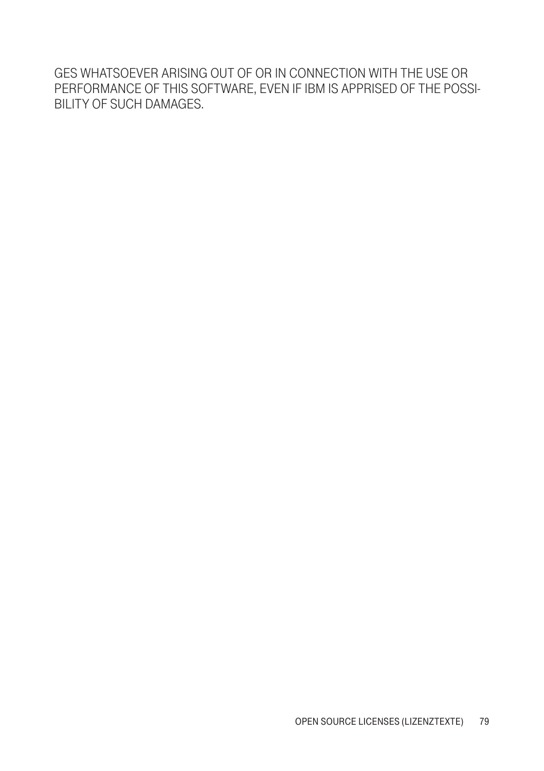GES WHATSOEVER ARISING OUT OF OR IN CONNECTION WITH THE USE OR PERFORMANCE OF THIS SOFTWARE, EVEN IF IBM IS APPRISED OF THE POSSIBILITY OF SUCH DAMAGES.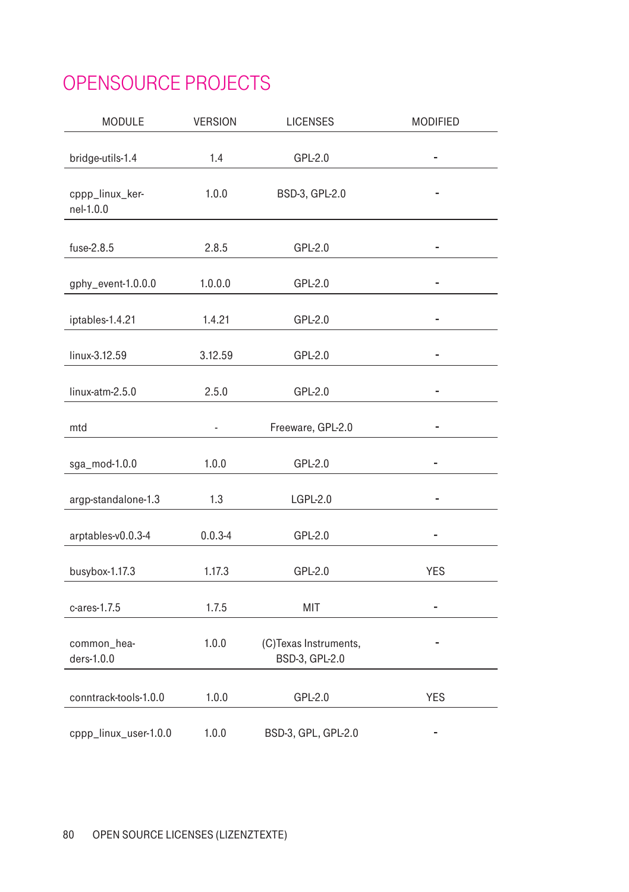# OPENSOURCE PROJECTS

| MODULE | VERSION | LICENSES | MODIFIED |
|---|---|---|---|
| bridge-utils-1.4 | 1.4 | GPL-2.0 | - |
| cppp_linux_kernel-1.0.0 | 1.0.0 | BSD-3, GPL-2.0 | - |
| fuse-2.8.5 | 2.8.5 | GPL-2.0 | - |
| gphy_event-1.0.0.0 | 1.0.0.0 | GPL-2.0 | - |
| iptables-1.4.21 | 1.4.21 | GPL-2.0 | - |
| linux-3.12.59 | 3.12.59 | GPL-2.0 | - |
| linux-atm-2.5.0 | 2.5.0 | GPL-2.0 | - |
| mtd | - | Freeware, GPL-2.0 | - |
| sga_mod-1.0.0 | 1.0.0 | GPL-2.0 | - |
| argp-standalone-1.3 | 1.3 | LGPL-2.0 | - |
| arptables-v0.0.3-4 | 0.0.3-4 | GPL-2.0 | - |
| busybox-1.17.3 | 1.17.3 | GPL-2.0 | YES |
| c-ares-1.7.5 | 1.7.5 | MIT | - |
| common_headers-1.0.0 | 1.0.0 | (C)Texas Instruments, BSD-3, GPL-2.0 | - |
| conntrack-tools-1.0.0 | 1.0.0 | GPL-2.0 | YES |
| cppp_linux_user-1.0.0 | 1.0.0 | BSD-3, GPL, GPL-2.0 | - |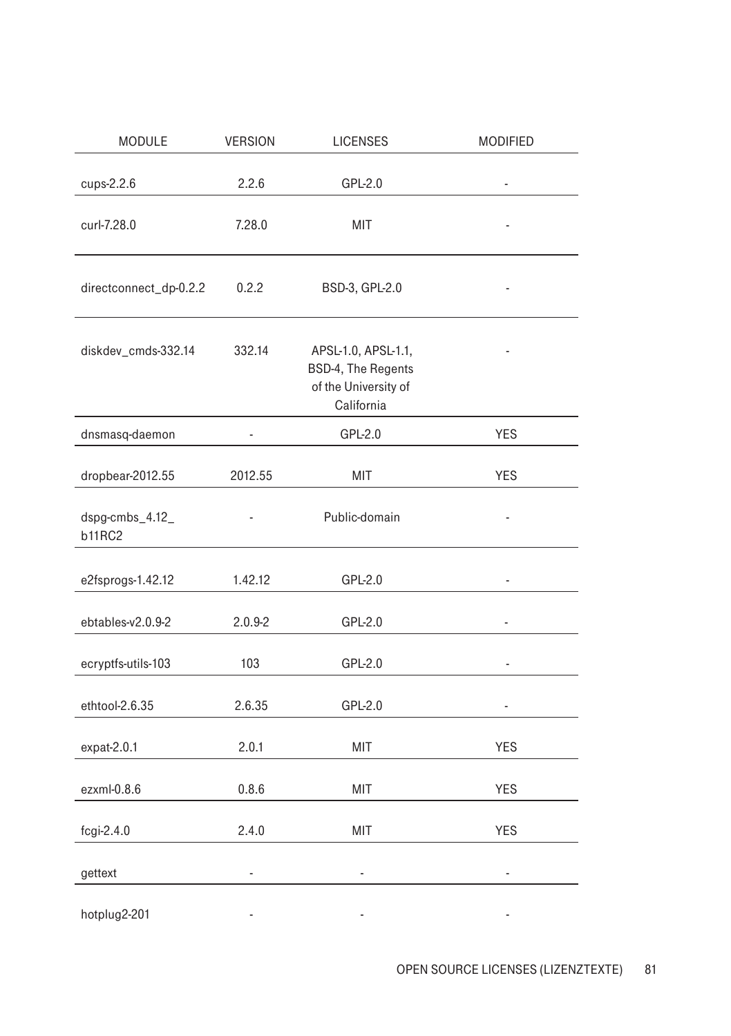| MODULE | VERSION | LICENSES | MODIFIED |
|---|---|---|---|
| cups-2.2.6 | 2.2.6 | GPL-2.0 | - |
| curl-7.28.0 | 7.28.0 | MIT | - |
| directconnect_dp-0.2.2 | 0.2.2 | BSD-3, GPL-2.0 | - |
| diskdev_cmds-332.14 | 332.14 | APSL-1.0, APSL-1.1, BSD-4, The Regents of the University of California | - |
| dnsmasq-daemon | - | GPL-2.0 | YES |
| dropbear-2012.55 | 2012.55 | MIT | YES |
| dspg-cmbs_4.12_ b11RC2 | - | Public-domain | - |
| e2fsprogs-1.42.12 | 1.42.12 | GPL-2.0 | - |
| ebtables-v2.0.9-2 | 2.0.9-2 | GPL-2.0 | - |
| ecryptfs-utils-103 | 103 | GPL-2.0 | - |
| ethtool-2.6.35 | 2.6.35 | GPL-2.0 | - |
| expat-2.0.1 | 2.0.1 | MIT | YES |
| ezxml-0.8.6 | 0.8.6 | MIT | YES |
| fcgi-2.4.0 | 2.4.0 | MIT | YES |
| gettext | - | - | - |
| hotplug2-201 | - | - | - |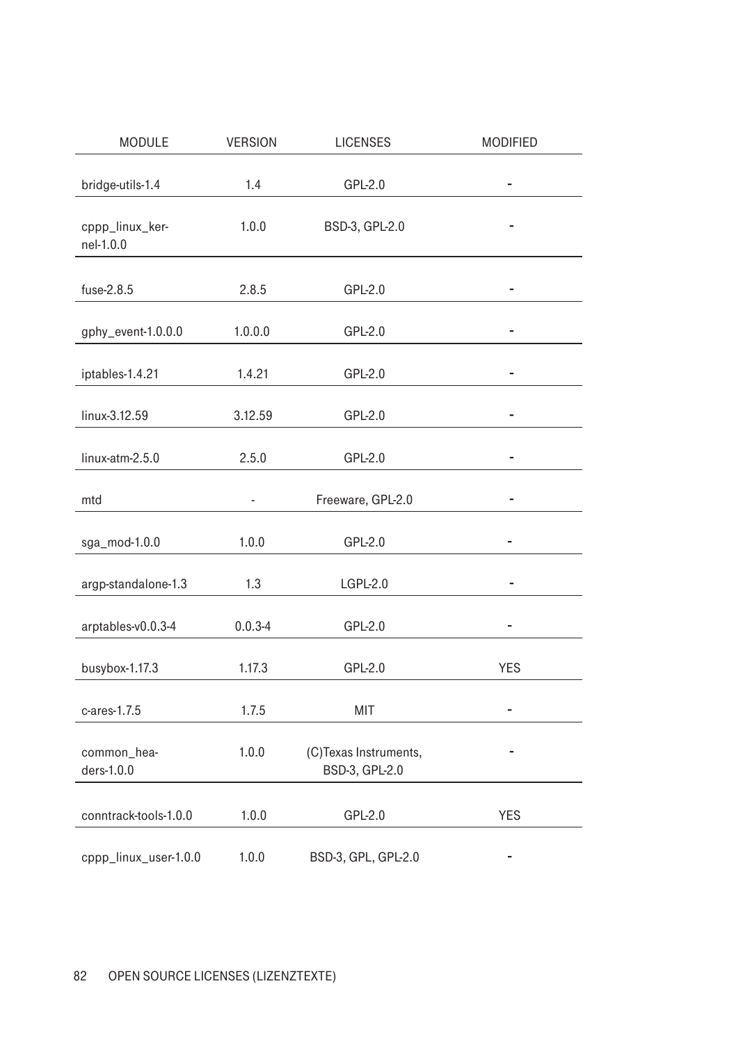| MODULE | VERSION | LICENSES | MODIFIED |
| --- | --- | --- | --- |
| bridge-utils-1.4 | 1.4 | GPL-2.0 | - |
| cppp_linux_kernel-1.0.0 | 1.0.0 | BSD-3, GPL-2.0 | - |
| fuse-2.8.5 | 2.8.5 | GPL-2.0 | - |
| gphy_event-1.0.0.0 | 1.0.0.0 | GPL-2.0 | - |
| iptables-1.4.21 | 1.4.21 | GPL-2.0 | - |
| linux-3.12.59 | 3.12.59 | GPL-2.0 | - |
| linux-atm-2.5.0 | 2.5.0 | GPL-2.0 | - |
| mtd | - | Freeware, GPL-2.0 | - |
| sga_mod-1.0.0 | 1.0.0 | GPL-2.0 | - |
| argp-standalone-1.3 | 1.3 | LGPL-2.0 | - |
| arptables-v0.0.3-4 | 0.0.3-4 | GPL-2.0 | - |
| busybox-1.17.3 | 1.17.3 | GPL-2.0 | YES |
| c-ares-1.7.5 | 1.7.5 | MIT | - |
| common_headers-1.0.0 | 1.0.0 | (C)Texas Instruments, BSD-3, GPL-2.0 | - |
| conntrack-tools-1.0.0 | 1.0.0 | GPL-2.0 | YES |
| cppp_linux_user-1.0.0 | 1.0.0 | BSD-3, GPL, GPL-2.0 | - |

OPEN SOURCE LICENSES (LIZENZTEXTE)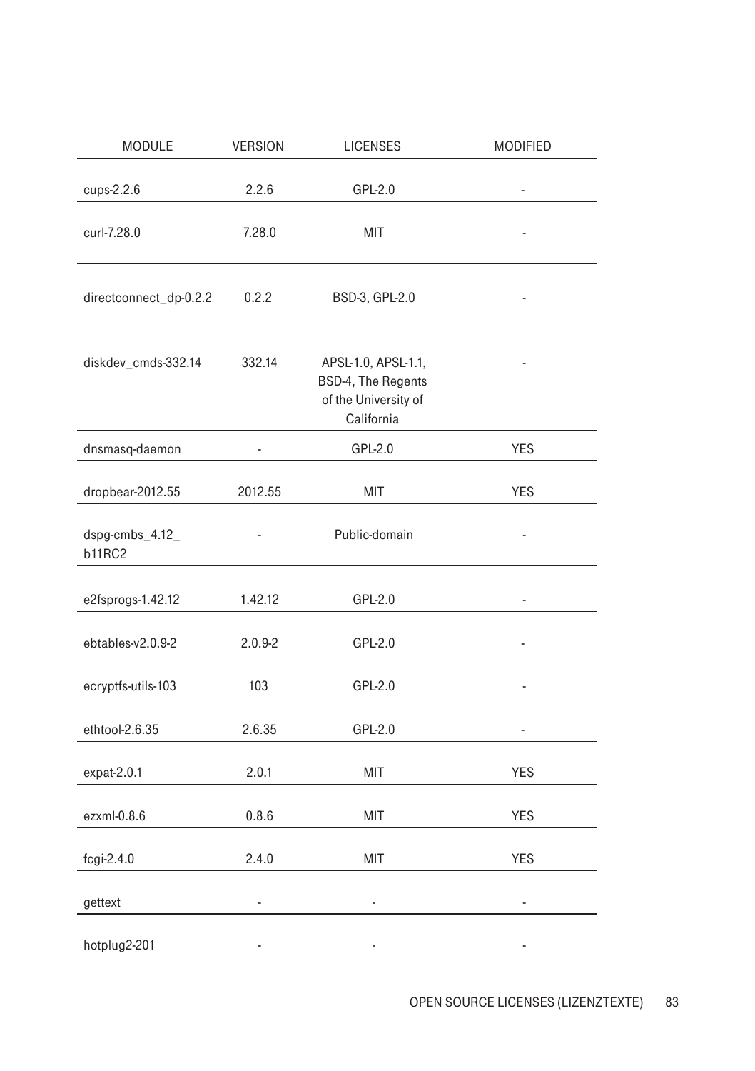| MODULE | VERSION | LICENSES | MODIFIED |
| --- | --- | --- | --- |
| cups-2.2.6 | 2.2.6 | GPL-2.0 | - |
| curl-7.28.0 | 7.28.0 | MIT | - |
| directconnect_dp-0.2.2 | 0.2.2 | BSD-3, GPL-2.0 | - |
| diskdev_cmds-332.14 | 332.14 | APSL-1.0, APSL-1.1, BSD-4, The Regents of the University of California | - |
| dnsmasq-daemon | - | GPL-2.0 | YES |
| dropbear-2012.55 | 2012.55 | MIT | YES |
| dspg-cmbs_4.12_ b11RC2 | - | Public-domain | - |
| e2fsprogs-1.42.12 | 1.42.12 | GPL-2.0 | - |
| ebtables-v2.0.9-2 | 2.0.9-2 | GPL-2.0 | - |
| ecryptfs-utils-103 | 103 | GPL-2.0 | - |
| ethtool-2.6.35 | 2.6.35 | GPL-2.0 | - |
| expat-2.0.1 | 2.0.1 | MIT | YES |
| ezxml-0.8.6 | 0.8.6 | MIT | YES |
| fcgi-2.4.0 | 2.4.0 | MIT | YES |
| gettext | - | - | - |
| hotplug2-201 | - | - | - |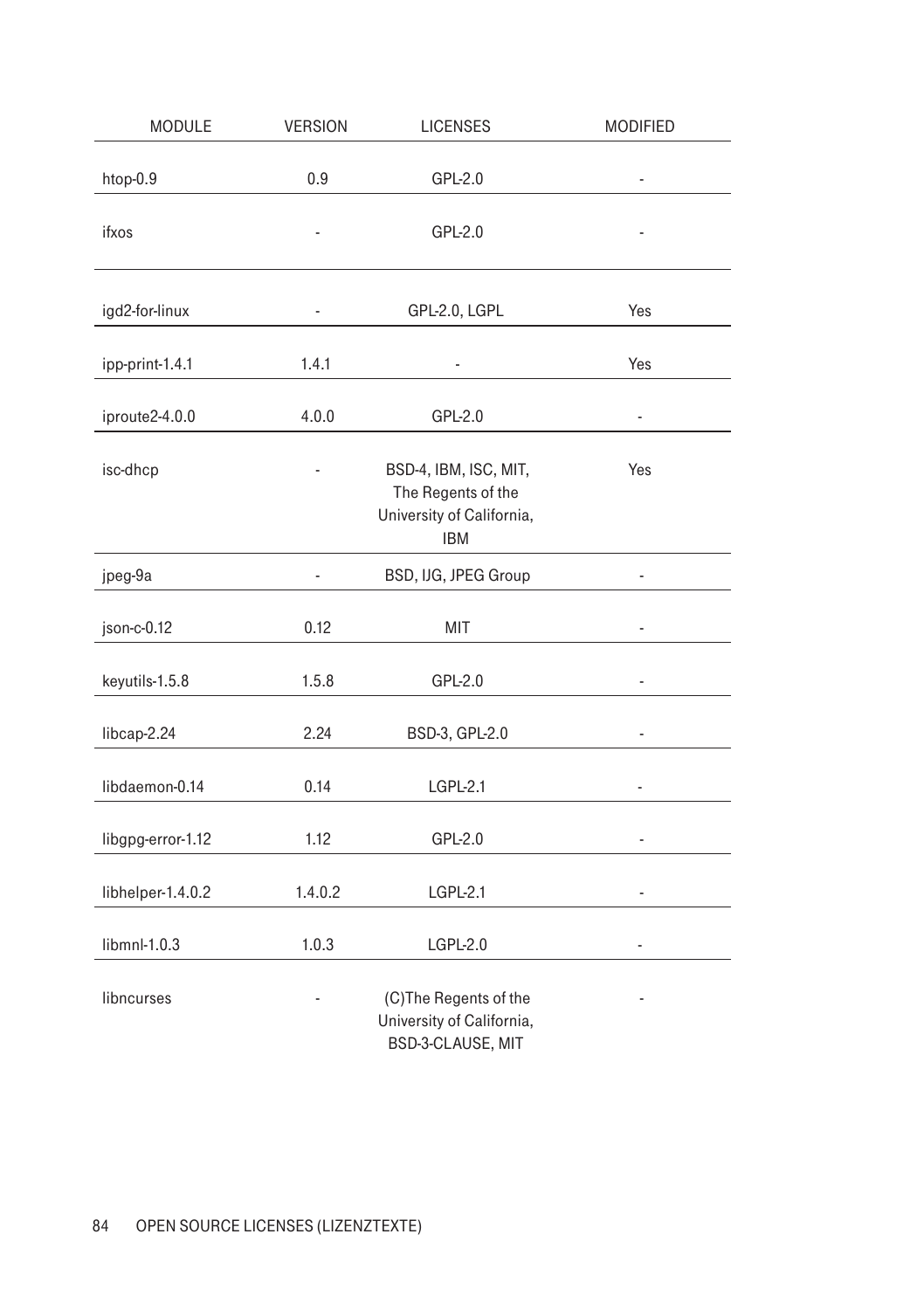| MODULE | VERSION | LICENSES | MODIFIED |
| --- | --- | --- | --- |
| htop-0.9 | 0.9 | GPL-2.0 | - |
| ifxos | - | GPL-2.0 | - |
| igd2-for-linux | - | GPL-2.0, LGPL | Yes |
| ipp-print-1.4.1 | 1.4.1 | - | Yes |
| iproute2-4.0.0 | 4.0.0 | GPL-2.0 | - |
| isc-dhcp | - | BSD-4, IBM, ISC, MIT, The Regents of the University of California, IBM | Yes |
| jpeg-9a | - | BSD, IJG, JPEG Group | - |
| json-c-0.12 | 0.12 | MIT | - |
| keyutils-1.5.8 | 1.5.8 | GPL-2.0 | - |
| libcap-2.24 | 2.24 | BSD-3, GPL-2.0 | - |
| libdaemon-0.14 | 0.14 | LGPL-2.1 | - |
| libgpg-error-1.12 | 1.12 | GPL-2.0 | - |
| libhelper-1.4.0.2 | 1.4.0.2 | LGPL-2.1 | - |
| libmnl-1.0.3 | 1.0.3 | LGPL-2.0 | - |
| libncurses | - | (C)The Regents of the University of California, BSD-3-CLAUSE, MIT | - |

OPEN SOURCE LICENSES (LIZENZTEXTE)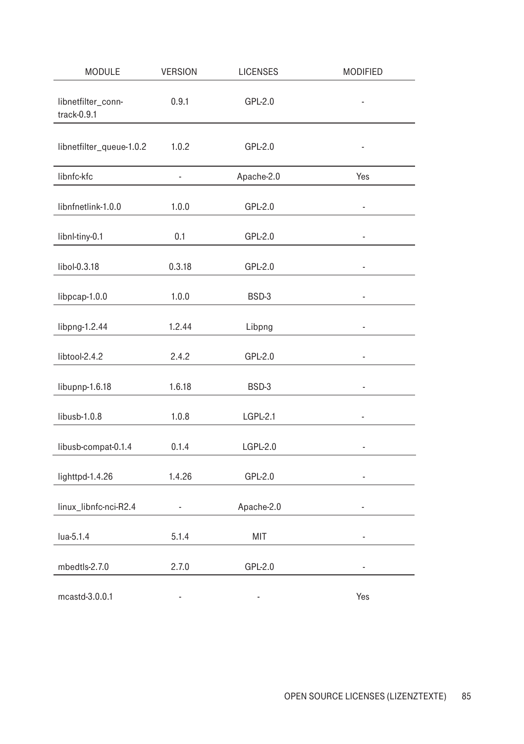| MODULE | VERSION | LICENSES | MODIFIED |
|---|---|---|---|
| libnetfilter_conn-track-0.9.1 | 0.9.1 | GPL-2.0 | - |
| libnetfilter_queue-1.0.2 | 1.0.2 | GPL-2.0 | - |
| libnfc-kfc | - | Apache-2.0 | Yes |
| libnfnetlink-1.0.0 | 1.0.0 | GPL-2.0 | - |
| libnl-tiny-0.1 | 0.1 | GPL-2.0 | - |
| libol-0.3.18 | 0.3.18 | GPL-2.0 | - |
| libpcap-1.0.0 | 1.0.0 | BSD-3 | - |
| libpng-1.2.44 | 1.2.44 | Libpng | - |
| libtool-2.4.2 | 2.4.2 | GPL-2.0 | - |
| libupnp-1.6.18 | 1.6.18 | BSD-3 | - |
| libusb-1.0.8 | 1.0.8 | LGPL-2.1 | - |
| libusb-compat-0.1.4 | 0.1.4 | LGPL-2.0 | - |
| lighttpd-1.4.26 | 1.4.26 | GPL-2.0 | - |
| linux_libnfc-nci-R2.4 | - | Apache-2.0 | - |
| lua-5.1.4 | 5.1.4 | MIT | - |
| mbedtls-2.7.0 | 2.7.0 | GPL-2.0 | - |
| mcastd-3.0.0.1 | - | - | Yes |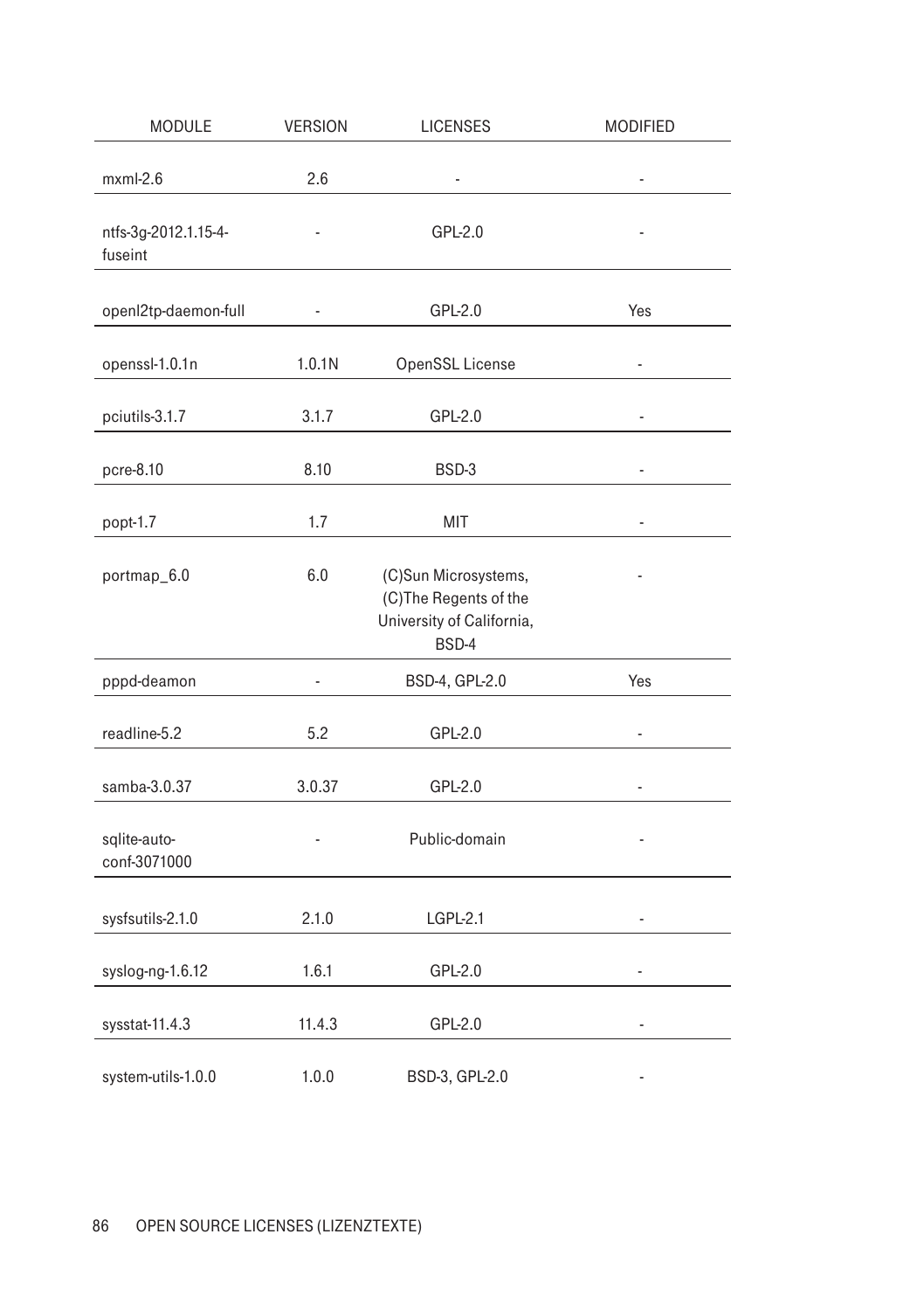| MODULE | VERSION | LICENSES | MODIFIED |
|---|---|---|---|
| mxml-2.6 | 2.6 | - | - |
| ntfs-3g-2012.1.15-4-fuseint | - | GPL-2.0 | - |
| openl2tp-daemon-full | - | GPL-2.0 | Yes |
| openssl-1.0.1n | 1.0.1N | OpenSSL License | - |
| pciutils-3.1.7 | 3.1.7 | GPL-2.0 | - |
| pcre-8.10 | 8.10 | BSD-3 | - |
| popt-1.7 | 1.7 | MIT | - |
| portmap_6.0 | 6.0 | (C)Sun Microsystems, (C)The Regents of the University of California, BSD-4 | - |
| pppd-deamon | - | BSD-4, GPL-2.0 | Yes |
| readline-5.2 | 5.2 | GPL-2.0 | - |
| samba-3.0.37 | 3.0.37 | GPL-2.0 | - |
| sqlite-auto-conf-3071000 | - | Public-domain | - |
| sysfsutils-2.1.0 | 2.1.0 | LGPL-2.1 | - |
| syslog-ng-1.6.12 | 1.6.1 | GPL-2.0 | - |
| sysstat-11.4.3 | 11.4.3 | GPL-2.0 | - |
| system-utils-1.0.0 | 1.0.0 | BSD-3, GPL-2.0 | - |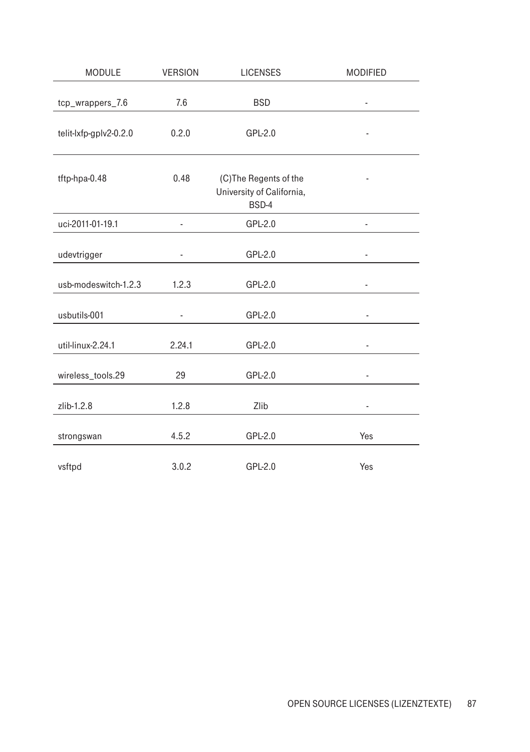| MODULE | VERSION | LICENSES | MODIFIED |
| --- | --- | --- | --- |
| tcp_wrappers_7.6 | 7.6 | BSD | - |
| telit-lxfp-gplv2-0.2.0 | 0.2.0 | GPL-2.0 | - |
| tftp-hpa-0.48 | 0.48 | (C)The Regents of the University of California, BSD-4 | - |
| uci-2011-01-19.1 | - | GPL-2.0 | - |
| udevtrigger | - | GPL-2.0 | - |
| usb-modeswitch-1.2.3 | 1.2.3 | GPL-2.0 | - |
| usbutils-001 | - | GPL-2.0 | - |
| util-linux-2.24.1 | 2.24.1 | GPL-2.0 | - |
| wireless_tools.29 | 29 | GPL-2.0 | - |
| zlib-1.2.8 | 1.2.8 | Zlib | - |
| strongswan | 4.5.2 | GPL-2.0 | Yes |
| vsftpd | 3.0.2 | GPL-2.0 | Yes |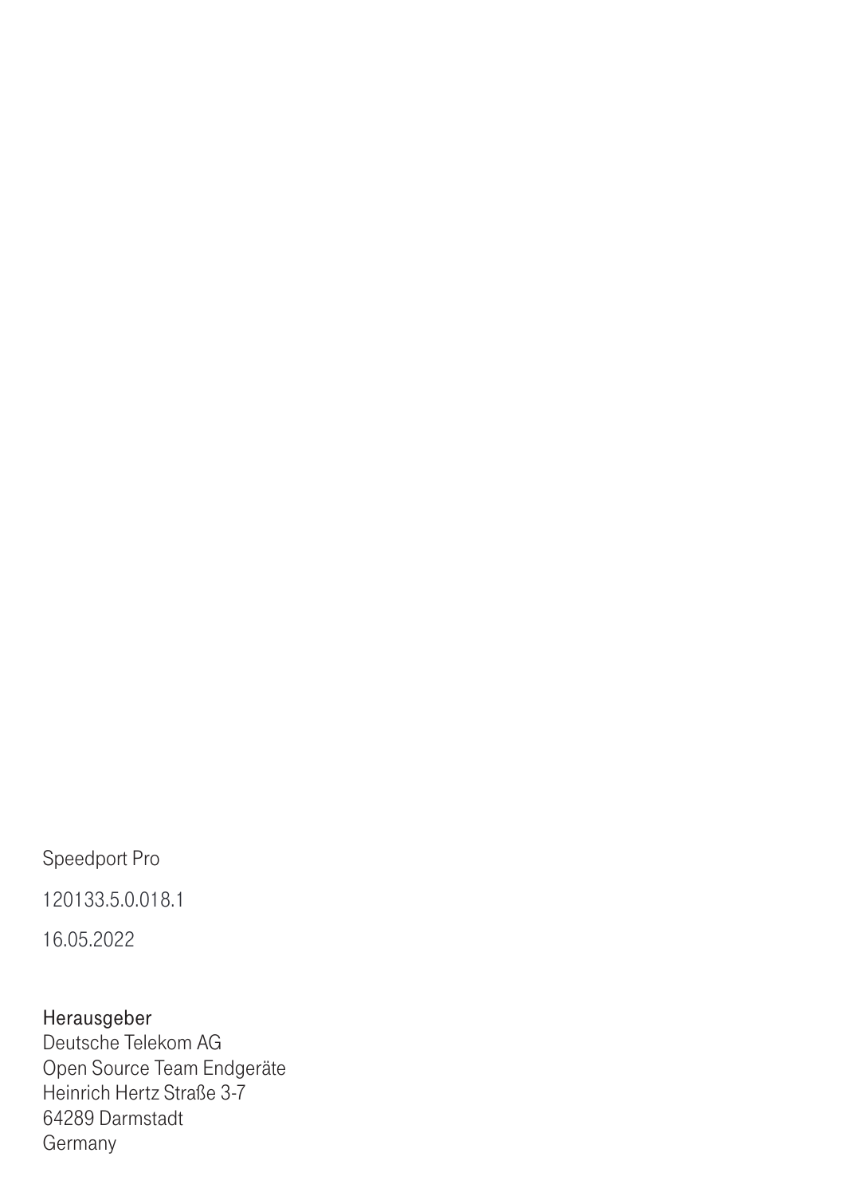Speedport Pro

120133.5.0.018.1

16.05.2022

Herausgeber
Deutsche Telekom AG
Open Source Team Endgeräte
Heinrich Hertz Straße 3-7
64289 Darmstadt
Germany